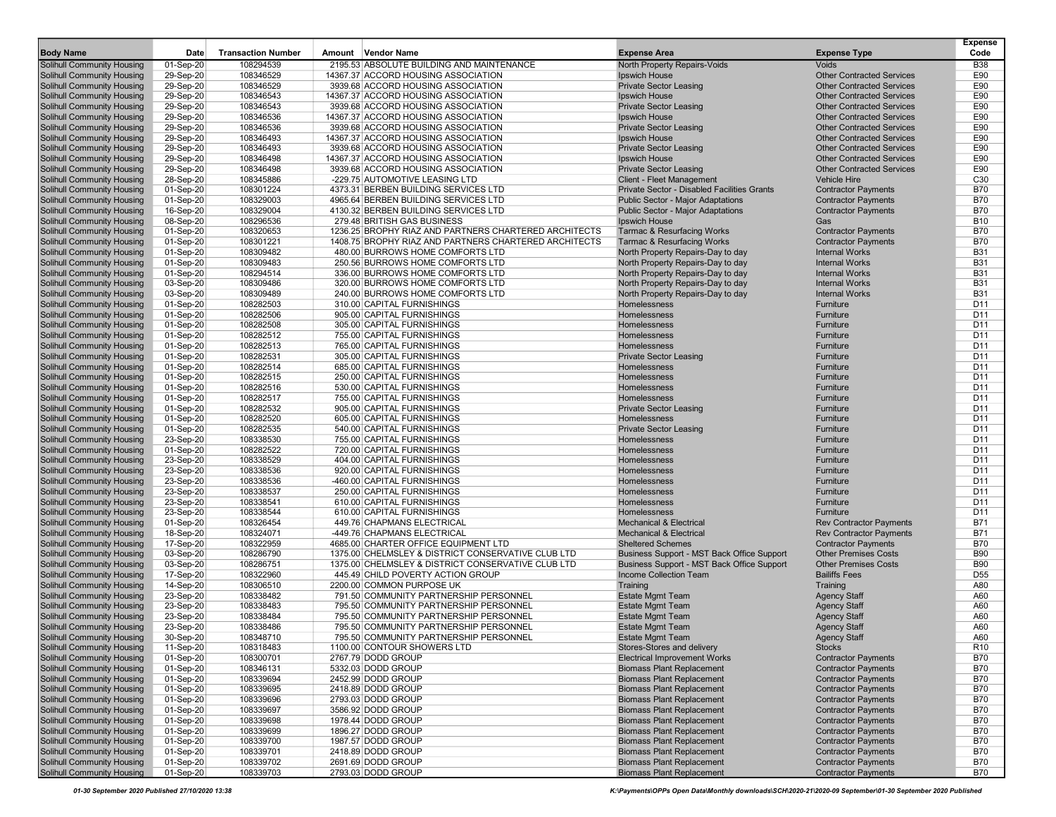| Body Name | Date | Transaction Number | Amount | Vendor Name | Expense Area | Expense Type | Expense Code |
|---|---|---|---|---|---|---|---|
| Solihull Community Housing | 01-Sep-20 | 108294539 | 2195.53 | ABSOLUTE BUILDING AND MAINTENANCE | North Property Repairs-Voids | Voids | B38 |
| Solihull Community Housing | 29-Sep-20 | 108346529 | 14367.37 | ACCORD HOUSING ASSOCIATION | Ipswich House | Other Contracted Services | E90 |
| Solihull Community Housing | 29-Sep-20 | 108346529 | 3939.68 | ACCORD HOUSING ASSOCIATION | Private Sector Leasing | Other Contracted Services | E90 |
| Solihull Community Housing | 29-Sep-20 | 108346543 | 14367.37 | ACCORD HOUSING ASSOCIATION | Ipswich House | Other Contracted Services | E90 |
| Solihull Community Housing | 29-Sep-20 | 108346543 | 3939.68 | ACCORD HOUSING ASSOCIATION | Private Sector Leasing | Other Contracted Services | E90 |
| Solihull Community Housing | 29-Sep-20 | 108346536 | 14367.37 | ACCORD HOUSING ASSOCIATION | Ipswich House | Other Contracted Services | E90 |
| Solihull Community Housing | 29-Sep-20 | 108346536 | 3939.68 | ACCORD HOUSING ASSOCIATION | Private Sector Leasing | Other Contracted Services | E90 |
| Solihull Community Housing | 29-Sep-20 | 108346493 | 14367.37 | ACCORD HOUSING ASSOCIATION | Ipswich House | Other Contracted Services | E90 |
| Solihull Community Housing | 29-Sep-20 | 108346493 | 3939.68 | ACCORD HOUSING ASSOCIATION | Private Sector Leasing | Other Contracted Services | E90 |
| Solihull Community Housing | 29-Sep-20 | 108346498 | 14367.37 | ACCORD HOUSING ASSOCIATION | Ipswich House | Other Contracted Services | E90 |
| Solihull Community Housing | 29-Sep-20 | 108346498 | 3939.68 | ACCORD HOUSING ASSOCIATION | Private Sector Leasing | Other Contracted Services | E90 |
| Solihull Community Housing | 28-Sep-20 | 108345886 | -229.75 | AUTOMOTIVE LEASING LTD | Client - Fleet Management | Vehicle Hire | C30 |
| Solihull Community Housing | 01-Sep-20 | 108301224 | 4373.31 | BERBEN BUILDING SERVICES LTD | Private Sector - Disabled Facilities Grants | Contractor Payments | B70 |
| Solihull Community Housing | 01-Sep-20 | 108329003 | 4965.64 | BERBEN BUILDING SERVICES LTD | Public Sector - Major Adaptations | Contractor Payments | B70 |
| Solihull Community Housing | 16-Sep-20 | 108329004 | 4130.32 | BERBEN BUILDING SERVICES LTD | Public Sector - Major Adaptations | Contractor Payments | B70 |
| Solihull Community Housing | 08-Sep-20 | 108296536 | 279.48 | BRITISH GAS BUSINESS | Ipswich House | Gas | B10 |
| Solihull Community Housing | 01-Sep-20 | 108320653 | 1236.25 | BROPHY RIAZ AND PARTNERS CHARTERED ARCHITECTS | Tarmac & Resurfacing Works | Contractor Payments | B70 |
| Solihull Community Housing | 01-Sep-20 | 108301221 | 1408.75 | BROPHY RIAZ AND PARTNERS CHARTERED ARCHITECTS | Tarmac & Resurfacing Works | Contractor Payments | B70 |
| Solihull Community Housing | 01-Sep-20 | 108309482 | 480.00 | BURROWS HOME COMFORTS LTD | North Property Repairs-Day to day | Internal Works | B31 |
| Solihull Community Housing | 01-Sep-20 | 108309483 | 250.56 | BURROWS HOME COMFORTS LTD | North Property Repairs-Day to day | Internal Works | B31 |
| Solihull Community Housing | 01-Sep-20 | 108294514 | 336.00 | BURROWS HOME COMFORTS LTD | North Property Repairs-Day to day | Internal Works | B31 |
| Solihull Community Housing | 03-Sep-20 | 108309486 | 320.00 | BURROWS HOME COMFORTS LTD | North Property Repairs-Day to day | Internal Works | B31 |
| Solihull Community Housing | 03-Sep-20 | 108309489 | 240.00 | BURROWS HOME COMFORTS LTD | North Property Repairs-Day to day | Internal Works | B31 |
| Solihull Community Housing | 01-Sep-20 | 108282503 | 310.00 | CAPITAL FURNISHINGS | Homelessness | Furniture | D11 |
| Solihull Community Housing | 01-Sep-20 | 108282506 | 905.00 | CAPITAL FURNISHINGS | Homelessness | Furniture | D11 |
| Solihull Community Housing | 01-Sep-20 | 108282508 | 305.00 | CAPITAL FURNISHINGS | Homelessness | Furniture | D11 |
| Solihull Community Housing | 01-Sep-20 | 108282512 | 755.00 | CAPITAL FURNISHINGS | Homelessness | Furniture | D11 |
| Solihull Community Housing | 01-Sep-20 | 108282513 | 765.00 | CAPITAL FURNISHINGS | Homelessness | Furniture | D11 |
| Solihull Community Housing | 01-Sep-20 | 108282531 | 305.00 | CAPITAL FURNISHINGS | Private Sector Leasing | Furniture | D11 |
| Solihull Community Housing | 01-Sep-20 | 108282514 | 685.00 | CAPITAL FURNISHINGS | Homelessness | Furniture | D11 |
| Solihull Community Housing | 01-Sep-20 | 108282515 | 250.00 | CAPITAL FURNISHINGS | Homelessness | Furniture | D11 |
| Solihull Community Housing | 01-Sep-20 | 108282516 | 530.00 | CAPITAL FURNISHINGS | Homelessness | Furniture | D11 |
| Solihull Community Housing | 01-Sep-20 | 108282517 | 755.00 | CAPITAL FURNISHINGS | Homelessness | Furniture | D11 |
| Solihull Community Housing | 01-Sep-20 | 108282532 | 905.00 | CAPITAL FURNISHINGS | Private Sector Leasing | Furniture | D11 |
| Solihull Community Housing | 01-Sep-20 | 108282520 | 605.00 | CAPITAL FURNISHINGS | Homelessness | Furniture | D11 |
| Solihull Community Housing | 01-Sep-20 | 108282535 | 540.00 | CAPITAL FURNISHINGS | Private Sector Leasing | Furniture | D11 |
| Solihull Community Housing | 23-Sep-20 | 108338530 | 755.00 | CAPITAL FURNISHINGS | Homelessness | Furniture | D11 |
| Solihull Community Housing | 01-Sep-20 | 108282522 | 720.00 | CAPITAL FURNISHINGS | Homelessness | Furniture | D11 |
| Solihull Community Housing | 23-Sep-20 | 108338529 | 404.00 | CAPITAL FURNISHINGS | Homelessness | Furniture | D11 |
| Solihull Community Housing | 23-Sep-20 | 108338536 | 920.00 | CAPITAL FURNISHINGS | Homelessness | Furniture | D11 |
| Solihull Community Housing | 23-Sep-20 | 108338536 | -460.00 | CAPITAL FURNISHINGS | Homelessness | Furniture | D11 |
| Solihull Community Housing | 23-Sep-20 | 108338537 | 250.00 | CAPITAL FURNISHINGS | Homelessness | Furniture | D11 |
| Solihull Community Housing | 23-Sep-20 | 108338541 | 610.00 | CAPITAL FURNISHINGS | Homelessness | Furniture | D11 |
| Solihull Community Housing | 23-Sep-20 | 108338544 | 610.00 | CAPITAL FURNISHINGS | Homelessness | Furniture | D11 |
| Solihull Community Housing | 01-Sep-20 | 108326454 | 449.76 | CHAPMANS ELECTRICAL | Mechanical & Electrical | Rev Contractor Payments | B71 |
| Solihull Community Housing | 18-Sep-20 | 108324071 | -449.76 | CHAPMANS ELECTRICAL | Mechanical & Electrical | Rev Contractor Payments | B71 |
| Solihull Community Housing | 17-Sep-20 | 108322959 | 4685.00 | CHARTER OFFICE EQUIPMENT LTD | Sheltered Schemes | Contractor Payments | B70 |
| Solihull Community Housing | 03-Sep-20 | 108286790 | 1375.00 | CHELMSLEY & DISTRICT CONSERVATIVE CLUB LTD | Business Support - MST Back Office Support | Other Premises Costs | B90 |
| Solihull Community Housing | 03-Sep-20 | 108286751 | 1375.00 | CHELMSLEY & DISTRICT CONSERVATIVE CLUB LTD | Business Support - MST Back Office Support | Other Premises Costs | B90 |
| Solihull Community Housing | 17-Sep-20 | 108322960 | 445.49 | CHILD POVERTY ACTION GROUP | Income Collection Team | Bailiffs Fees | D55 |
| Solihull Community Housing | 14-Sep-20 | 108306510 | 2200.00 | COMMON PURPOSE UK | Training | Training | A80 |
| Solihull Community Housing | 23-Sep-20 | 108338482 | 791.50 | COMMUNITY PARTNERSHIP PERSONNEL | Estate Mgmt Team | Agency Staff | A60 |
| Solihull Community Housing | 23-Sep-20 | 108338483 | 795.50 | COMMUNITY PARTNERSHIP PERSONNEL | Estate Mgmt Team | Agency Staff | A60 |
| Solihull Community Housing | 23-Sep-20 | 108338484 | 795.50 | COMMUNITY PARTNERSHIP PERSONNEL | Estate Mgmt Team | Agency Staff | A60 |
| Solihull Community Housing | 23-Sep-20 | 108338486 | 795.50 | COMMUNITY PARTNERSHIP PERSONNEL | Estate Mgmt Team | Agency Staff | A60 |
| Solihull Community Housing | 30-Sep-20 | 108348710 | 795.50 | COMMUNITY PARTNERSHIP PERSONNEL | Estate Mgmt Team | Agency Staff | A60 |
| Solihull Community Housing | 11-Sep-20 | 108318483 | 1100.00 | CONTOUR SHOWERS LTD | Stores-Stores and delivery | Stocks | R10 |
| Solihull Community Housing | 01-Sep-20 | 108300701 | 2767.79 | DODD GROUP | Electrical Improvement Works | Contractor Payments | B70 |
| Solihull Community Housing | 01-Sep-20 | 108346131 | 5332.03 | DODD GROUP | Biomass Plant Replacement | Contractor Payments | B70 |
| Solihull Community Housing | 01-Sep-20 | 108339694 | 2452.99 | DODD GROUP | Biomass Plant Replacement | Contractor Payments | B70 |
| Solihull Community Housing | 01-Sep-20 | 108339695 | 2418.89 | DODD GROUP | Biomass Plant Replacement | Contractor Payments | B70 |
| Solihull Community Housing | 01-Sep-20 | 108339696 | 2793.03 | DODD GROUP | Biomass Plant Replacement | Contractor Payments | B70 |
| Solihull Community Housing | 01-Sep-20 | 108339697 | 3586.92 | DODD GROUP | Biomass Plant Replacement | Contractor Payments | B70 |
| Solihull Community Housing | 01-Sep-20 | 108339698 | 1978.44 | DODD GROUP | Biomass Plant Replacement | Contractor Payments | B70 |
| Solihull Community Housing | 01-Sep-20 | 108339699 | 1896.27 | DODD GROUP | Biomass Plant Replacement | Contractor Payments | B70 |
| Solihull Community Housing | 01-Sep-20 | 108339700 | 1987.57 | DODD GROUP | Biomass Plant Replacement | Contractor Payments | B70 |
| Solihull Community Housing | 01-Sep-20 | 108339701 | 2418.89 | DODD GROUP | Biomass Plant Replacement | Contractor Payments | B70 |
| Solihull Community Housing | 01-Sep-20 | 108339702 | 2691.69 | DODD GROUP | Biomass Plant Replacement | Contractor Payments | B70 |
| Solihull Community Housing | 01-Sep-20 | 108339703 | 2793.03 | DODD GROUP | Biomass Plant Replacement | Contractor Payments | B70 |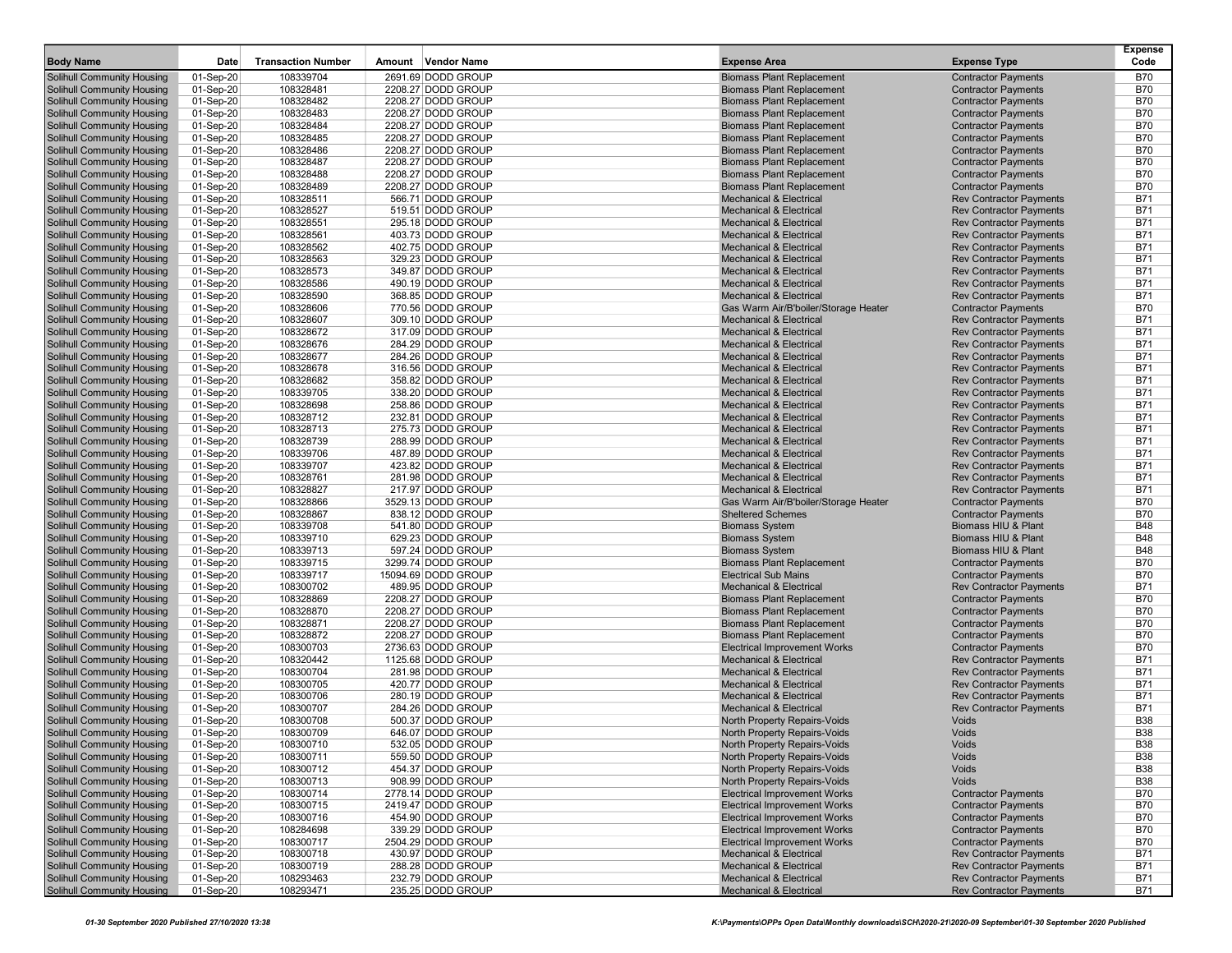| Body Name | Date | Transaction Number | Amount | Vendor Name | Expense Area | Expense Type | Expense Code |
|---|---|---|---|---|---|---|---|
| Solihull Community Housing | 01-Sep-20 | 108339704 | 2691.69 | DODD GROUP | Biomass Plant Replacement | Contractor Payments | B70 |
| Solihull Community Housing | 01-Sep-20 | 108328481 | 2208.27 | DODD GROUP | Biomass Plant Replacement | Contractor Payments | B70 |
| Solihull Community Housing | 01-Sep-20 | 108328482 | 2208.27 | DODD GROUP | Biomass Plant Replacement | Contractor Payments | B70 |
| Solihull Community Housing | 01-Sep-20 | 108328483 | 2208.27 | DODD GROUP | Biomass Plant Replacement | Contractor Payments | B70 |
| Solihull Community Housing | 01-Sep-20 | 108328484 | 2208.27 | DODD GROUP | Biomass Plant Replacement | Contractor Payments | B70 |
| Solihull Community Housing | 01-Sep-20 | 108328485 | 2208.27 | DODD GROUP | Biomass Plant Replacement | Contractor Payments | B70 |
| Solihull Community Housing | 01-Sep-20 | 108328486 | 2208.27 | DODD GROUP | Biomass Plant Replacement | Contractor Payments | B70 |
| Solihull Community Housing | 01-Sep-20 | 108328487 | 2208.27 | DODD GROUP | Biomass Plant Replacement | Contractor Payments | B70 |
| Solihull Community Housing | 01-Sep-20 | 108328488 | 2208.27 | DODD GROUP | Biomass Plant Replacement | Contractor Payments | B70 |
| Solihull Community Housing | 01-Sep-20 | 108328489 | 2208.27 | DODD GROUP | Biomass Plant Replacement | Contractor Payments | B70 |
| Solihull Community Housing | 01-Sep-20 | 108328511 | 566.71 | DODD GROUP | Mechanical & Electrical | Rev Contractor Payments | B71 |
| Solihull Community Housing | 01-Sep-20 | 108328527 | 519.51 | DODD GROUP | Mechanical & Electrical | Rev Contractor Payments | B71 |
| Solihull Community Housing | 01-Sep-20 | 108328551 | 295.18 | DODD GROUP | Mechanical & Electrical | Rev Contractor Payments | B71 |
| Solihull Community Housing | 01-Sep-20 | 108328561 | 403.73 | DODD GROUP | Mechanical & Electrical | Rev Contractor Payments | B71 |
| Solihull Community Housing | 01-Sep-20 | 108328562 | 402.75 | DODD GROUP | Mechanical & Electrical | Rev Contractor Payments | B71 |
| Solihull Community Housing | 01-Sep-20 | 108328563 | 329.23 | DODD GROUP | Mechanical & Electrical | Rev Contractor Payments | B71 |
| Solihull Community Housing | 01-Sep-20 | 108328573 | 349.87 | DODD GROUP | Mechanical & Electrical | Rev Contractor Payments | B71 |
| Solihull Community Housing | 01-Sep-20 | 108328586 | 490.19 | DODD GROUP | Mechanical & Electrical | Rev Contractor Payments | B71 |
| Solihull Community Housing | 01-Sep-20 | 108328590 | 368.85 | DODD GROUP | Mechanical & Electrical | Rev Contractor Payments | B71 |
| Solihull Community Housing | 01-Sep-20 | 108328606 | 770.56 | DODD GROUP | Gas Warm Air/B'boiler/Storage Heater | Contractor Payments | B70 |
| Solihull Community Housing | 01-Sep-20 | 108328607 | 309.10 | DODD GROUP | Mechanical & Electrical | Rev Contractor Payments | B71 |
| Solihull Community Housing | 01-Sep-20 | 108328672 | 317.09 | DODD GROUP | Mechanical & Electrical | Rev Contractor Payments | B71 |
| Solihull Community Housing | 01-Sep-20 | 108328676 | 284.29 | DODD GROUP | Mechanical & Electrical | Rev Contractor Payments | B71 |
| Solihull Community Housing | 01-Sep-20 | 108328677 | 284.26 | DODD GROUP | Mechanical & Electrical | Rev Contractor Payments | B71 |
| Solihull Community Housing | 01-Sep-20 | 108328678 | 316.56 | DODD GROUP | Mechanical & Electrical | Rev Contractor Payments | B71 |
| Solihull Community Housing | 01-Sep-20 | 108328682 | 358.82 | DODD GROUP | Mechanical & Electrical | Rev Contractor Payments | B71 |
| Solihull Community Housing | 01-Sep-20 | 108339705 | 338.20 | DODD GROUP | Mechanical & Electrical | Rev Contractor Payments | B71 |
| Solihull Community Housing | 01-Sep-20 | 108328698 | 258.86 | DODD GROUP | Mechanical & Electrical | Rev Contractor Payments | B71 |
| Solihull Community Housing | 01-Sep-20 | 108328712 | 232.81 | DODD GROUP | Mechanical & Electrical | Rev Contractor Payments | B71 |
| Solihull Community Housing | 01-Sep-20 | 108328713 | 275.73 | DODD GROUP | Mechanical & Electrical | Rev Contractor Payments | B71 |
| Solihull Community Housing | 01-Sep-20 | 108328739 | 288.99 | DODD GROUP | Mechanical & Electrical | Rev Contractor Payments | B71 |
| Solihull Community Housing | 01-Sep-20 | 108339706 | 487.89 | DODD GROUP | Mechanical & Electrical | Rev Contractor Payments | B71 |
| Solihull Community Housing | 01-Sep-20 | 108339707 | 423.82 | DODD GROUP | Mechanical & Electrical | Rev Contractor Payments | B71 |
| Solihull Community Housing | 01-Sep-20 | 108328761 | 281.98 | DODD GROUP | Mechanical & Electrical | Rev Contractor Payments | B71 |
| Solihull Community Housing | 01-Sep-20 | 108328827 | 217.97 | DODD GROUP | Mechanical & Electrical | Rev Contractor Payments | B71 |
| Solihull Community Housing | 01-Sep-20 | 108328866 | 3529.13 | DODD GROUP | Gas Warm Air/B'boiler/Storage Heater | Contractor Payments | B70 |
| Solihull Community Housing | 01-Sep-20 | 108328867 | 838.12 | DODD GROUP | Sheltered Schemes | Contractor Payments | B70 |
| Solihull Community Housing | 01-Sep-20 | 108339708 | 541.80 | DODD GROUP | Biomass System | Biomass HIU & Plant | B48 |
| Solihull Community Housing | 01-Sep-20 | 108339710 | 629.23 | DODD GROUP | Biomass System | Biomass HIU & Plant | B48 |
| Solihull Community Housing | 01-Sep-20 | 108339713 | 597.24 | DODD GROUP | Biomass System | Biomass HIU & Plant | B48 |
| Solihull Community Housing | 01-Sep-20 | 108339715 | 3299.74 | DODD GROUP | Biomass Plant Replacement | Contractor Payments | B70 |
| Solihull Community Housing | 01-Sep-20 | 108339717 | 15094.69 | DODD GROUP | Electrical Sub Mains | Contractor Payments | B70 |
| Solihull Community Housing | 01-Sep-20 | 108300702 | 489.95 | DODD GROUP | Mechanical & Electrical | Rev Contractor Payments | B71 |
| Solihull Community Housing | 01-Sep-20 | 108328869 | 2208.27 | DODD GROUP | Biomass Plant Replacement | Contractor Payments | B70 |
| Solihull Community Housing | 01-Sep-20 | 108328870 | 2208.27 | DODD GROUP | Biomass Plant Replacement | Contractor Payments | B70 |
| Solihull Community Housing | 01-Sep-20 | 108328871 | 2208.27 | DODD GROUP | Biomass Plant Replacement | Contractor Payments | B70 |
| Solihull Community Housing | 01-Sep-20 | 108328872 | 2208.27 | DODD GROUP | Biomass Plant Replacement | Contractor Payments | B70 |
| Solihull Community Housing | 01-Sep-20 | 108300703 | 2736.63 | DODD GROUP | Electrical Improvement Works | Contractor Payments | B70 |
| Solihull Community Housing | 01-Sep-20 | 108320442 | 1125.68 | DODD GROUP | Mechanical & Electrical | Rev Contractor Payments | B71 |
| Solihull Community Housing | 01-Sep-20 | 108300704 | 281.98 | DODD GROUP | Mechanical & Electrical | Rev Contractor Payments | B71 |
| Solihull Community Housing | 01-Sep-20 | 108300705 | 420.77 | DODD GROUP | Mechanical & Electrical | Rev Contractor Payments | B71 |
| Solihull Community Housing | 01-Sep-20 | 108300706 | 280.19 | DODD GROUP | Mechanical & Electrical | Rev Contractor Payments | B71 |
| Solihull Community Housing | 01-Sep-20 | 108300707 | 284.26 | DODD GROUP | Mechanical & Electrical | Rev Contractor Payments | B71 |
| Solihull Community Housing | 01-Sep-20 | 108300708 | 500.37 | DODD GROUP | North Property Repairs-Voids | Voids | B38 |
| Solihull Community Housing | 01-Sep-20 | 108300709 | 646.07 | DODD GROUP | North Property Repairs-Voids | Voids | B38 |
| Solihull Community Housing | 01-Sep-20 | 108300710 | 532.05 | DODD GROUP | North Property Repairs-Voids | Voids | B38 |
| Solihull Community Housing | 01-Sep-20 | 108300711 | 559.50 | DODD GROUP | North Property Repairs-Voids | Voids | B38 |
| Solihull Community Housing | 01-Sep-20 | 108300712 | 454.37 | DODD GROUP | North Property Repairs-Voids | Voids | B38 |
| Solihull Community Housing | 01-Sep-20 | 108300713 | 908.99 | DODD GROUP | North Property Repairs-Voids | Voids | B38 |
| Solihull Community Housing | 01-Sep-20 | 108300714 | 2778.14 | DODD GROUP | Electrical Improvement Works | Contractor Payments | B70 |
| Solihull Community Housing | 01-Sep-20 | 108300715 | 2419.47 | DODD GROUP | Electrical Improvement Works | Contractor Payments | B70 |
| Solihull Community Housing | 01-Sep-20 | 108300716 | 454.90 | DODD GROUP | Electrical Improvement Works | Contractor Payments | B70 |
| Solihull Community Housing | 01-Sep-20 | 108284698 | 339.29 | DODD GROUP | Electrical Improvement Works | Contractor Payments | B70 |
| Solihull Community Housing | 01-Sep-20 | 108300717 | 2504.29 | DODD GROUP | Electrical Improvement Works | Contractor Payments | B70 |
| Solihull Community Housing | 01-Sep-20 | 108300718 | 430.97 | DODD GROUP | Mechanical & Electrical | Rev Contractor Payments | B71 |
| Solihull Community Housing | 01-Sep-20 | 108300719 | 288.28 | DODD GROUP | Mechanical & Electrical | Rev Contractor Payments | B71 |
| Solihull Community Housing | 01-Sep-20 | 108293463 | 232.79 | DODD GROUP | Mechanical & Electrical | Rev Contractor Payments | B71 |
| Solihull Community Housing | 01-Sep-20 | 108293471 | 235.25 | DODD GROUP | Mechanical & Electrical | Rev Contractor Payments | B71 |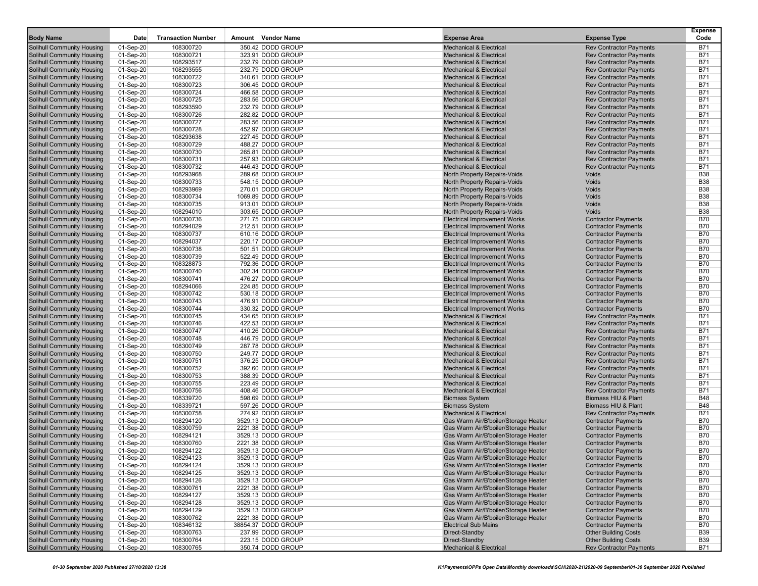| Body Name | Date | Transaction Number | Amount | Vendor Name | Expense Area | Expense Type | Expense Code |
|---|---|---|---|---|---|---|---|
| Solihull Community Housing | 01-Sep-20 | 108300720 | 350.42 | DODD GROUP | Mechanical & Electrical | Rev Contractor Payments | B71 |
| Solihull Community Housing | 01-Sep-20 | 108300721 | 323.91 | DODD GROUP | Mechanical & Electrical | Rev Contractor Payments | B71 |
| Solihull Community Housing | 01-Sep-20 | 108293517 | 232.79 | DODD GROUP | Mechanical & Electrical | Rev Contractor Payments | B71 |
| Solihull Community Housing | 01-Sep-20 | 108293555 | 232.79 | DODD GROUP | Mechanical & Electrical | Rev Contractor Payments | B71 |
| Solihull Community Housing | 01-Sep-20 | 108300722 | 340.61 | DODD GROUP | Mechanical & Electrical | Rev Contractor Payments | B71 |
| Solihull Community Housing | 01-Sep-20 | 108300723 | 306.45 | DODD GROUP | Mechanical & Electrical | Rev Contractor Payments | B71 |
| Solihull Community Housing | 01-Sep-20 | 108300724 | 466.58 | DODD GROUP | Mechanical & Electrical | Rev Contractor Payments | B71 |
| Solihull Community Housing | 01-Sep-20 | 108300725 | 283.56 | DODD GROUP | Mechanical & Electrical | Rev Contractor Payments | B71 |
| Solihull Community Housing | 01-Sep-20 | 108293590 | 232.79 | DODD GROUP | Mechanical & Electrical | Rev Contractor Payments | B71 |
| Solihull Community Housing | 01-Sep-20 | 108300726 | 282.82 | DODD GROUP | Mechanical & Electrical | Rev Contractor Payments | B71 |
| Solihull Community Housing | 01-Sep-20 | 108300727 | 283.56 | DODD GROUP | Mechanical & Electrical | Rev Contractor Payments | B71 |
| Solihull Community Housing | 01-Sep-20 | 108300728 | 452.97 | DODD GROUP | Mechanical & Electrical | Rev Contractor Payments | B71 |
| Solihull Community Housing | 01-Sep-20 | 108293638 | 227.45 | DODD GROUP | Mechanical & Electrical | Rev Contractor Payments | B71 |
| Solihull Community Housing | 01-Sep-20 | 108300729 | 488.27 | DODD GROUP | Mechanical & Electrical | Rev Contractor Payments | B71 |
| Solihull Community Housing | 01-Sep-20 | 108300730 | 265.81 | DODD GROUP | Mechanical & Electrical | Rev Contractor Payments | B71 |
| Solihull Community Housing | 01-Sep-20 | 108300731 | 257.93 | DODD GROUP | Mechanical & Electrical | Rev Contractor Payments | B71 |
| Solihull Community Housing | 01-Sep-20 | 108300732 | 446.43 | DODD GROUP | Mechanical & Electrical | Rev Contractor Payments | B71 |
| Solihull Community Housing | 01-Sep-20 | 108293968 | 289.68 | DODD GROUP | North Property Repairs-Voids | Voids | B38 |
| Solihull Community Housing | 01-Sep-20 | 108300733 | 548.15 | DODD GROUP | North Property Repairs-Voids | Voids | B38 |
| Solihull Community Housing | 01-Sep-20 | 108293969 | 270.01 | DODD GROUP | North Property Repairs-Voids | Voids | B38 |
| Solihull Community Housing | 01-Sep-20 | 108300734 | 1069.89 | DODD GROUP | North Property Repairs-Voids | Voids | B38 |
| Solihull Community Housing | 01-Sep-20 | 108300735 | 913.01 | DODD GROUP | North Property Repairs-Voids | Voids | B38 |
| Solihull Community Housing | 01-Sep-20 | 108294010 | 303.65 | DODD GROUP | North Property Repairs-Voids | Voids | B38 |
| Solihull Community Housing | 01-Sep-20 | 108300736 | 271.75 | DODD GROUP | Electrical Improvement Works | Contractor Payments | B70 |
| Solihull Community Housing | 01-Sep-20 | 108294029 | 212.51 | DODD GROUP | Electrical Improvement Works | Contractor Payments | B70 |
| Solihull Community Housing | 01-Sep-20 | 108300737 | 610.16 | DODD GROUP | Electrical Improvement Works | Contractor Payments | B70 |
| Solihull Community Housing | 01-Sep-20 | 108294037 | 220.17 | DODD GROUP | Electrical Improvement Works | Contractor Payments | B70 |
| Solihull Community Housing | 01-Sep-20 | 108300738 | 501.51 | DODD GROUP | Electrical Improvement Works | Contractor Payments | B70 |
| Solihull Community Housing | 01-Sep-20 | 108300739 | 522.49 | DODD GROUP | Electrical Improvement Works | Contractor Payments | B70 |
| Solihull Community Housing | 01-Sep-20 | 108328873 | 792.36 | DODD GROUP | Electrical Improvement Works | Contractor Payments | B70 |
| Solihull Community Housing | 01-Sep-20 | 108300740 | 302.34 | DODD GROUP | Electrical Improvement Works | Contractor Payments | B70 |
| Solihull Community Housing | 01-Sep-20 | 108300741 | 476.27 | DODD GROUP | Electrical Improvement Works | Contractor Payments | B70 |
| Solihull Community Housing | 01-Sep-20 | 108294066 | 224.85 | DODD GROUP | Electrical Improvement Works | Contractor Payments | B70 |
| Solihull Community Housing | 01-Sep-20 | 108300742 | 530.18 | DODD GROUP | Electrical Improvement Works | Contractor Payments | B70 |
| Solihull Community Housing | 01-Sep-20 | 108300743 | 476.91 | DODD GROUP | Electrical Improvement Works | Contractor Payments | B70 |
| Solihull Community Housing | 01-Sep-20 | 108300744 | 330.32 | DODD GROUP | Electrical Improvement Works | Contractor Payments | B70 |
| Solihull Community Housing | 01-Sep-20 | 108300745 | 434.65 | DODD GROUP | Mechanical & Electrical | Rev Contractor Payments | B71 |
| Solihull Community Housing | 01-Sep-20 | 108300746 | 422.53 | DODD GROUP | Mechanical & Electrical | Rev Contractor Payments | B71 |
| Solihull Community Housing | 01-Sep-20 | 108300747 | 410.26 | DODD GROUP | Mechanical & Electrical | Rev Contractor Payments | B71 |
| Solihull Community Housing | 01-Sep-20 | 108300748 | 446.79 | DODD GROUP | Mechanical & Electrical | Rev Contractor Payments | B71 |
| Solihull Community Housing | 01-Sep-20 | 108300749 | 287.78 | DODD GROUP | Mechanical & Electrical | Rev Contractor Payments | B71 |
| Solihull Community Housing | 01-Sep-20 | 108300750 | 249.77 | DODD GROUP | Mechanical & Electrical | Rev Contractor Payments | B71 |
| Solihull Community Housing | 01-Sep-20 | 108300751 | 376.25 | DODD GROUP | Mechanical & Electrical | Rev Contractor Payments | B71 |
| Solihull Community Housing | 01-Sep-20 | 108300752 | 392.60 | DODD GROUP | Mechanical & Electrical | Rev Contractor Payments | B71 |
| Solihull Community Housing | 01-Sep-20 | 108300753 | 388.39 | DODD GROUP | Mechanical & Electrical | Rev Contractor Payments | B71 |
| Solihull Community Housing | 01-Sep-20 | 108300755 | 223.49 | DODD GROUP | Mechanical & Electrical | Rev Contractor Payments | B71 |
| Solihull Community Housing | 01-Sep-20 | 108300756 | 408.46 | DODD GROUP | Mechanical & Electrical | Rev Contractor Payments | B71 |
| Solihull Community Housing | 01-Sep-20 | 108339720 | 598.69 | DODD GROUP | Biomass System | Biomass HIU & Plant | B48 |
| Solihull Community Housing | 01-Sep-20 | 108339721 | 597.26 | DODD GROUP | Biomass System | Biomass HIU & Plant | B48 |
| Solihull Community Housing | 01-Sep-20 | 108300758 | 274.92 | DODD GROUP | Mechanical & Electrical | Rev Contractor Payments | B71 |
| Solihull Community Housing | 01-Sep-20 | 108294120 | 3529.13 | DODD GROUP | Gas Warm Air/B'boiler/Storage Heater | Contractor Payments | B70 |
| Solihull Community Housing | 01-Sep-20 | 108300759 | 2221.38 | DODD GROUP | Gas Warm Air/B'boiler/Storage Heater | Contractor Payments | B70 |
| Solihull Community Housing | 01-Sep-20 | 108294121 | 3529.13 | DODD GROUP | Gas Warm Air/B'boiler/Storage Heater | Contractor Payments | B70 |
| Solihull Community Housing | 01-Sep-20 | 108300760 | 2221.38 | DODD GROUP | Gas Warm Air/B'boiler/Storage Heater | Contractor Payments | B70 |
| Solihull Community Housing | 01-Sep-20 | 108294122 | 3529.13 | DODD GROUP | Gas Warm Air/B'boiler/Storage Heater | Contractor Payments | B70 |
| Solihull Community Housing | 01-Sep-20 | 108294123 | 3529.13 | DODD GROUP | Gas Warm Air/B'boiler/Storage Heater | Contractor Payments | B70 |
| Solihull Community Housing | 01-Sep-20 | 108294124 | 3529.13 | DODD GROUP | Gas Warm Air/B'boiler/Storage Heater | Contractor Payments | B70 |
| Solihull Community Housing | 01-Sep-20 | 108294125 | 3529.13 | DODD GROUP | Gas Warm Air/B'boiler/Storage Heater | Contractor Payments | B70 |
| Solihull Community Housing | 01-Sep-20 | 108294126 | 3529.13 | DODD GROUP | Gas Warm Air/B'boiler/Storage Heater | Contractor Payments | B70 |
| Solihull Community Housing | 01-Sep-20 | 108300761 | 2221.38 | DODD GROUP | Gas Warm Air/B'boiler/Storage Heater | Contractor Payments | B70 |
| Solihull Community Housing | 01-Sep-20 | 108294127 | 3529.13 | DODD GROUP | Gas Warm Air/B'boiler/Storage Heater | Contractor Payments | B70 |
| Solihull Community Housing | 01-Sep-20 | 108294128 | 3529.13 | DODD GROUP | Gas Warm Air/B'boiler/Storage Heater | Contractor Payments | B70 |
| Solihull Community Housing | 01-Sep-20 | 108294129 | 3529.13 | DODD GROUP | Gas Warm Air/B'boiler/Storage Heater | Contractor Payments | B70 |
| Solihull Community Housing | 01-Sep-20 | 108300762 | 2221.38 | DODD GROUP | Gas Warm Air/B'boiler/Storage Heater | Contractor Payments | B70 |
| Solihull Community Housing | 01-Sep-20 | 108346132 | 38854.37 | DODD GROUP | Electrical Sub Mains | Contractor Payments | B70 |
| Solihull Community Housing | 01-Sep-20 | 108300763 | 237.99 | DODD GROUP | Direct-Standby | Other Building Costs | B39 |
| Solihull Community Housing | 01-Sep-20 | 108300764 | 223.15 | DODD GROUP | Direct-Standby | Other Building Costs | B39 |
| Solihull Community Housing | 01-Sep-20 | 108300765 | 350.74 | DODD GROUP | Mechanical & Electrical | Rev Contractor Payments | B71 |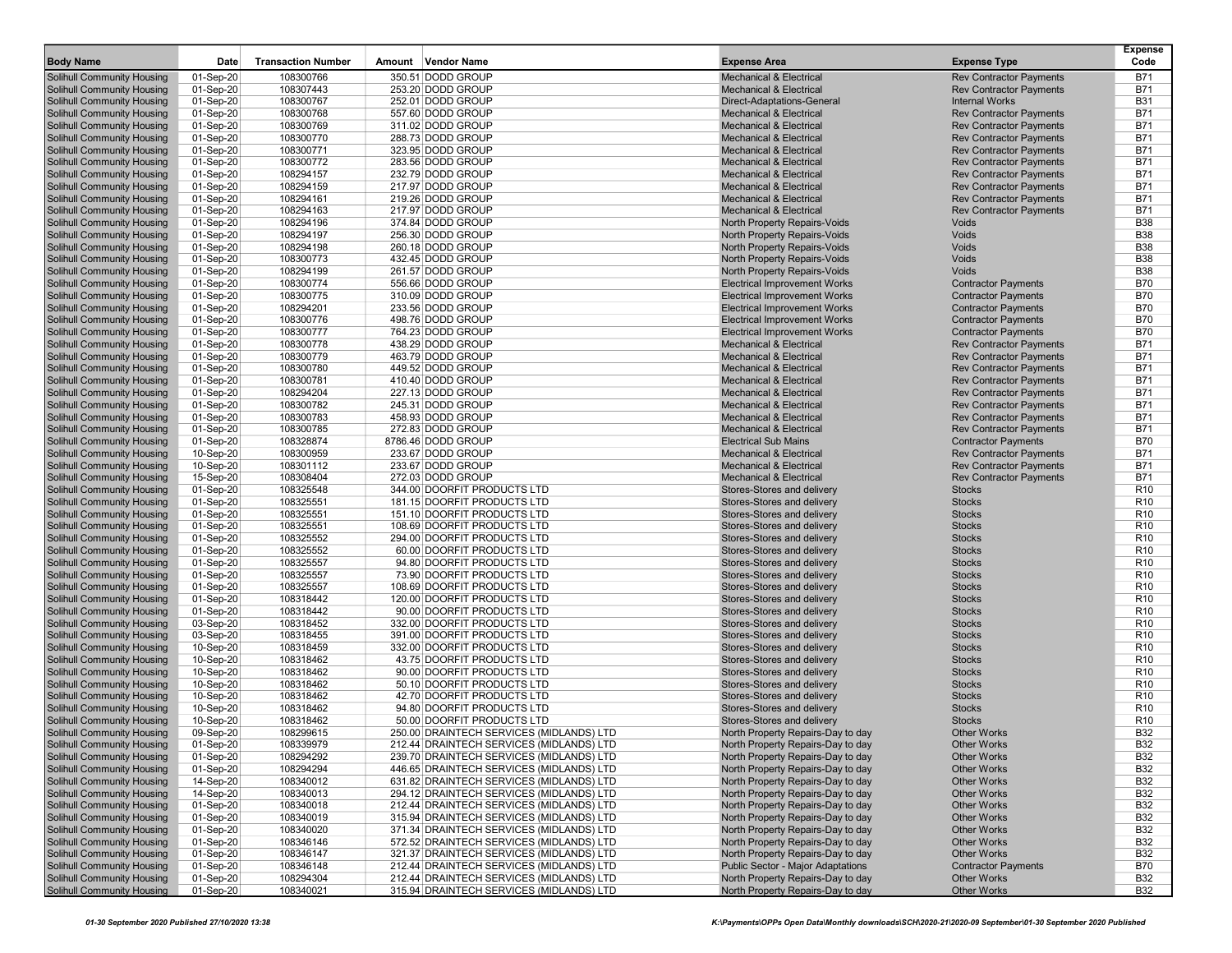| Body Name | Date | Transaction Number | Amount | Vendor Name | Expense Area | Expense Type | Expense Code |
|---|---|---|---|---|---|---|---|
| Solihull Community Housing | 01-Sep-20 | 108300766 | 350.51 | DODD GROUP | Mechanical & Electrical | Rev Contractor Payments | B71 |
| Solihull Community Housing | 01-Sep-20 | 108307443 | 253.20 | DODD GROUP | Mechanical & Electrical | Rev Contractor Payments | B71 |
| Solihull Community Housing | 01-Sep-20 | 108300767 | 252.01 | DODD GROUP | Direct-Adaptations-General | Internal Works | B31 |
| Solihull Community Housing | 01-Sep-20 | 108300768 | 557.60 | DODD GROUP | Mechanical & Electrical | Rev Contractor Payments | B71 |
| Solihull Community Housing | 01-Sep-20 | 108300769 | 311.02 | DODD GROUP | Mechanical & Electrical | Rev Contractor Payments | B71 |
| Solihull Community Housing | 01-Sep-20 | 108300770 | 288.73 | DODD GROUP | Mechanical & Electrical | Rev Contractor Payments | B71 |
| Solihull Community Housing | 01-Sep-20 | 108300771 | 323.95 | DODD GROUP | Mechanical & Electrical | Rev Contractor Payments | B71 |
| Solihull Community Housing | 01-Sep-20 | 108300772 | 283.56 | DODD GROUP | Mechanical & Electrical | Rev Contractor Payments | B71 |
| Solihull Community Housing | 01-Sep-20 | 108294157 | 232.79 | DODD GROUP | Mechanical & Electrical | Rev Contractor Payments | B71 |
| Solihull Community Housing | 01-Sep-20 | 108294159 | 217.97 | DODD GROUP | Mechanical & Electrical | Rev Contractor Payments | B71 |
| Solihull Community Housing | 01-Sep-20 | 108294161 | 219.26 | DODD GROUP | Mechanical & Electrical | Rev Contractor Payments | B71 |
| Solihull Community Housing | 01-Sep-20 | 108294163 | 217.97 | DODD GROUP | Mechanical & Electrical | Rev Contractor Payments | B71 |
| Solihull Community Housing | 01-Sep-20 | 108294196 | 374.84 | DODD GROUP | North Property Repairs-Voids | Voids | B38 |
| Solihull Community Housing | 01-Sep-20 | 108294197 | 256.30 | DODD GROUP | North Property Repairs-Voids | Voids | B38 |
| Solihull Community Housing | 01-Sep-20 | 108294198 | 260.18 | DODD GROUP | North Property Repairs-Voids | Voids | B38 |
| Solihull Community Housing | 01-Sep-20 | 108300773 | 432.45 | DODD GROUP | North Property Repairs-Voids | Voids | B38 |
| Solihull Community Housing | 01-Sep-20 | 108294199 | 261.57 | DODD GROUP | North Property Repairs-Voids | Voids | B38 |
| Solihull Community Housing | 01-Sep-20 | 108300774 | 556.66 | DODD GROUP | Electrical Improvement Works | Contractor Payments | B70 |
| Solihull Community Housing | 01-Sep-20 | 108300775 | 310.09 | DODD GROUP | Electrical Improvement Works | Contractor Payments | B70 |
| Solihull Community Housing | 01-Sep-20 | 108294201 | 233.56 | DODD GROUP | Electrical Improvement Works | Contractor Payments | B70 |
| Solihull Community Housing | 01-Sep-20 | 108300776 | 498.76 | DODD GROUP | Electrical Improvement Works | Contractor Payments | B70 |
| Solihull Community Housing | 01-Sep-20 | 108300777 | 764.23 | DODD GROUP | Electrical Improvement Works | Contractor Payments | B70 |
| Solihull Community Housing | 01-Sep-20 | 108300778 | 438.29 | DODD GROUP | Mechanical & Electrical | Rev Contractor Payments | B71 |
| Solihull Community Housing | 01-Sep-20 | 108300779 | 463.79 | DODD GROUP | Mechanical & Electrical | Rev Contractor Payments | B71 |
| Solihull Community Housing | 01-Sep-20 | 108300780 | 449.52 | DODD GROUP | Mechanical & Electrical | Rev Contractor Payments | B71 |
| Solihull Community Housing | 01-Sep-20 | 108300781 | 410.40 | DODD GROUP | Mechanical & Electrical | Rev Contractor Payments | B71 |
| Solihull Community Housing | 01-Sep-20 | 108294204 | 227.13 | DODD GROUP | Mechanical & Electrical | Rev Contractor Payments | B71 |
| Solihull Community Housing | 01-Sep-20 | 108300782 | 245.31 | DODD GROUP | Mechanical & Electrical | Rev Contractor Payments | B71 |
| Solihull Community Housing | 01-Sep-20 | 108300783 | 458.93 | DODD GROUP | Mechanical & Electrical | Rev Contractor Payments | B71 |
| Solihull Community Housing | 01-Sep-20 | 108300785 | 272.83 | DODD GROUP | Mechanical & Electrical | Rev Contractor Payments | B71 |
| Solihull Community Housing | 01-Sep-20 | 108328874 | 8786.46 | DODD GROUP | Electrical Sub Mains | Contractor Payments | B70 |
| Solihull Community Housing | 10-Sep-20 | 108300959 | 233.67 | DODD GROUP | Mechanical & Electrical | Rev Contractor Payments | B71 |
| Solihull Community Housing | 10-Sep-20 | 108301112 | 233.67 | DODD GROUP | Mechanical & Electrical | Rev Contractor Payments | B71 |
| Solihull Community Housing | 15-Sep-20 | 108308404 | 272.03 | DODD GROUP | Mechanical & Electrical | Rev Contractor Payments | B71 |
| Solihull Community Housing | 01-Sep-20 | 108325548 | 344.00 | DOORFIT PRODUCTS LTD | Stores-Stores and delivery | Stocks | R10 |
| Solihull Community Housing | 01-Sep-20 | 108325551 | 181.15 | DOORFIT PRODUCTS LTD | Stores-Stores and delivery | Stocks | R10 |
| Solihull Community Housing | 01-Sep-20 | 108325551 | 151.10 | DOORFIT PRODUCTS LTD | Stores-Stores and delivery | Stocks | R10 |
| Solihull Community Housing | 01-Sep-20 | 108325551 | 108.69 | DOORFIT PRODUCTS LTD | Stores-Stores and delivery | Stocks | R10 |
| Solihull Community Housing | 01-Sep-20 | 108325552 | 294.00 | DOORFIT PRODUCTS LTD | Stores-Stores and delivery | Stocks | R10 |
| Solihull Community Housing | 01-Sep-20 | 108325552 | 60.00 | DOORFIT PRODUCTS LTD | Stores-Stores and delivery | Stocks | R10 |
| Solihull Community Housing | 01-Sep-20 | 108325557 | 94.80 | DOORFIT PRODUCTS LTD | Stores-Stores and delivery | Stocks | R10 |
| Solihull Community Housing | 01-Sep-20 | 108325557 | 73.90 | DOORFIT PRODUCTS LTD | Stores-Stores and delivery | Stocks | R10 |
| Solihull Community Housing | 01-Sep-20 | 108325557 | 108.69 | DOORFIT PRODUCTS LTD | Stores-Stores and delivery | Stocks | R10 |
| Solihull Community Housing | 01-Sep-20 | 108318442 | 120.00 | DOORFIT PRODUCTS LTD | Stores-Stores and delivery | Stocks | R10 |
| Solihull Community Housing | 01-Sep-20 | 108318442 | 90.00 | DOORFIT PRODUCTS LTD | Stores-Stores and delivery | Stocks | R10 |
| Solihull Community Housing | 03-Sep-20 | 108318452 | 332.00 | DOORFIT PRODUCTS LTD | Stores-Stores and delivery | Stocks | R10 |
| Solihull Community Housing | 03-Sep-20 | 108318455 | 391.00 | DOORFIT PRODUCTS LTD | Stores-Stores and delivery | Stocks | R10 |
| Solihull Community Housing | 10-Sep-20 | 108318459 | 332.00 | DOORFIT PRODUCTS LTD | Stores-Stores and delivery | Stocks | R10 |
| Solihull Community Housing | 10-Sep-20 | 108318462 | 43.75 | DOORFIT PRODUCTS LTD | Stores-Stores and delivery | Stocks | R10 |
| Solihull Community Housing | 10-Sep-20 | 108318462 | 90.00 | DOORFIT PRODUCTS LTD | Stores-Stores and delivery | Stocks | R10 |
| Solihull Community Housing | 10-Sep-20 | 108318462 | 50.10 | DOORFIT PRODUCTS LTD | Stores-Stores and delivery | Stocks | R10 |
| Solihull Community Housing | 10-Sep-20 | 108318462 | 42.70 | DOORFIT PRODUCTS LTD | Stores-Stores and delivery | Stocks | R10 |
| Solihull Community Housing | 10-Sep-20 | 108318462 | 94.80 | DOORFIT PRODUCTS LTD | Stores-Stores and delivery | Stocks | R10 |
| Solihull Community Housing | 10-Sep-20 | 108318462 | 50.00 | DOORFIT PRODUCTS LTD | Stores-Stores and delivery | Stocks | R10 |
| Solihull Community Housing | 09-Sep-20 | 108299615 | 250.00 | DRAINTECH SERVICES (MIDLANDS) LTD | North Property Repairs-Day to day | Other Works | B32 |
| Solihull Community Housing | 01-Sep-20 | 108339979 | 212.44 | DRAINTECH SERVICES (MIDLANDS) LTD | North Property Repairs-Day to day | Other Works | B32 |
| Solihull Community Housing | 01-Sep-20 | 108294292 | 239.70 | DRAINTECH SERVICES (MIDLANDS) LTD | North Property Repairs-Day to day | Other Works | B32 |
| Solihull Community Housing | 01-Sep-20 | 108294294 | 446.65 | DRAINTECH SERVICES (MIDLANDS) LTD | North Property Repairs-Day to day | Other Works | B32 |
| Solihull Community Housing | 14-Sep-20 | 108340012 | 631.82 | DRAINTECH SERVICES (MIDLANDS) LTD | North Property Repairs-Day to day | Other Works | B32 |
| Solihull Community Housing | 14-Sep-20 | 108340013 | 294.12 | DRAINTECH SERVICES (MIDLANDS) LTD | North Property Repairs-Day to day | Other Works | B32 |
| Solihull Community Housing | 01-Sep-20 | 108340018 | 212.44 | DRAINTECH SERVICES (MIDLANDS) LTD | North Property Repairs-Day to day | Other Works | B32 |
| Solihull Community Housing | 01-Sep-20 | 108340019 | 315.94 | DRAINTECH SERVICES (MIDLANDS) LTD | North Property Repairs-Day to day | Other Works | B32 |
| Solihull Community Housing | 01-Sep-20 | 108340020 | 371.34 | DRAINTECH SERVICES (MIDLANDS) LTD | North Property Repairs-Day to day | Other Works | B32 |
| Solihull Community Housing | 01-Sep-20 | 108346146 | 572.52 | DRAINTECH SERVICES (MIDLANDS) LTD | North Property Repairs-Day to day | Other Works | B32 |
| Solihull Community Housing | 01-Sep-20 | 108346147 | 321.37 | DRAINTECH SERVICES (MIDLANDS) LTD | North Property Repairs-Day to day | Other Works | B32 |
| Solihull Community Housing | 01-Sep-20 | 108346148 | 212.44 | DRAINTECH SERVICES (MIDLANDS) LTD | Public Sector - Major Adaptations | Contractor Payments | B70 |
| Solihull Community Housing | 01-Sep-20 | 108294304 | 212.44 | DRAINTECH SERVICES (MIDLANDS) LTD | North Property Repairs-Day to day | Other Works | B32 |
| Solihull Community Housing | 01-Sep-20 | 108340021 | 315.94 | DRAINTECH SERVICES (MIDLANDS) LTD | North Property Repairs-Day to day | Other Works | B32 |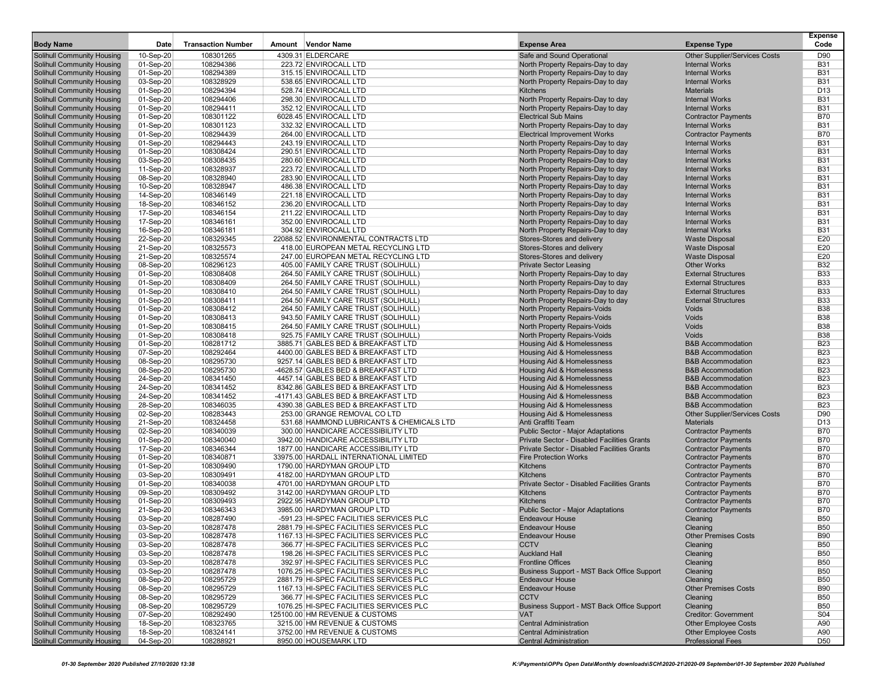| Body Name | Date | Transaction Number | Amount | Vendor Name | Expense Area | Expense Type | Expense Code |
|---|---|---|---|---|---|---|---|
| Solihull Community Housing | 10-Sep-20 | 108301265 | 4309.31 | ELDERCARE | Safe and Sound Operational | Other Supplier/Services Costs | D90 |
| Solihull Community Housing | 01-Sep-20 | 108294386 | 223.72 | ENVIROCALL LTD | North Property Repairs-Day to day | Internal Works | B31 |
| Solihull Community Housing | 01-Sep-20 | 108294389 | 315.15 | ENVIROCALL LTD | North Property Repairs-Day to day | Internal Works | B31 |
| Solihull Community Housing | 03-Sep-20 | 108328929 | 538.65 | ENVIROCALL LTD | North Property Repairs-Day to day | Internal Works | B31 |
| Solihull Community Housing | 01-Sep-20 | 108294394 | 528.74 | ENVIROCALL LTD | Kitchens | Materials | D13 |
| Solihull Community Housing | 01-Sep-20 | 108294406 | 298.30 | ENVIROCALL LTD | North Property Repairs-Day to day | Internal Works | B31 |
| Solihull Community Housing | 01-Sep-20 | 108294411 | 352.12 | ENVIROCALL LTD | North Property Repairs-Day to day | Internal Works | B31 |
| Solihull Community Housing | 01-Sep-20 | 108301122 | 6028.45 | ENVIROCALL LTD | Electrical Sub Mains | Contractor Payments | B70 |
| Solihull Community Housing | 01-Sep-20 | 108301123 | 332.32 | ENVIROCALL LTD | North Property Repairs-Day to day | Internal Works | B31 |
| Solihull Community Housing | 01-Sep-20 | 108294439 | 264.00 | ENVIROCALL LTD | Electrical Improvement Works | Contractor Payments | B70 |
| Solihull Community Housing | 01-Sep-20 | 108294443 | 243.19 | ENVIROCALL LTD | North Property Repairs-Day to day | Internal Works | B31 |
| Solihull Community Housing | 01-Sep-20 | 108308424 | 290.51 | ENVIROCALL LTD | North Property Repairs-Day to day | Internal Works | B31 |
| Solihull Community Housing | 03-Sep-20 | 108308435 | 280.60 | ENVIROCALL LTD | North Property Repairs-Day to day | Internal Works | B31 |
| Solihull Community Housing | 11-Sep-20 | 108328937 | 223.72 | ENVIROCALL LTD | North Property Repairs-Day to day | Internal Works | B31 |
| Solihull Community Housing | 08-Sep-20 | 108328940 | 283.90 | ENVIROCALL LTD | North Property Repairs-Day to day | Internal Works | B31 |
| Solihull Community Housing | 10-Sep-20 | 108328947 | 486.38 | ENVIROCALL LTD | North Property Repairs-Day to day | Internal Works | B31 |
| Solihull Community Housing | 14-Sep-20 | 108346149 | 221.18 | ENVIROCALL LTD | North Property Repairs-Day to day | Internal Works | B31 |
| Solihull Community Housing | 18-Sep-20 | 108346152 | 236.20 | ENVIROCALL LTD | North Property Repairs-Day to day | Internal Works | B31 |
| Solihull Community Housing | 17-Sep-20 | 108346154 | 211.22 | ENVIROCALL LTD | North Property Repairs-Day to day | Internal Works | B31 |
| Solihull Community Housing | 17-Sep-20 | 108346161 | 352.00 | ENVIROCALL LTD | North Property Repairs-Day to day | Internal Works | B31 |
| Solihull Community Housing | 16-Sep-20 | 108346181 | 304.92 | ENVIROCALL LTD | North Property Repairs-Day to day | Internal Works | B31 |
| Solihull Community Housing | 22-Sep-20 | 108329345 | 22088.52 | ENVIRONMENTAL CONTRACTS LTD | Stores-Stores and delivery | Waste Disposal | E20 |
| Solihull Community Housing | 21-Sep-20 | 108325573 | 418.00 | EUROPEAN METAL RECYCLING LTD | Stores-Stores and delivery | Waste Disposal | E20 |
| Solihull Community Housing | 21-Sep-20 | 108325574 | 247.00 | EUROPEAN METAL RECYCLING LTD | Stores-Stores and delivery | Waste Disposal | E20 |
| Solihull Community Housing | 08-Sep-20 | 108296123 | 405.00 | FAMILY CARE TRUST (SOLIHULL) | Private Sector Leasing | Other Works | B32 |
| Solihull Community Housing | 01-Sep-20 | 108308408 | 264.50 | FAMILY CARE TRUST (SOLIHULL) | North Property Repairs-Day to day | External Structures | B33 |
| Solihull Community Housing | 01-Sep-20 | 108308409 | 264.50 | FAMILY CARE TRUST (SOLIHULL) | North Property Repairs-Day to day | External Structures | B33 |
| Solihull Community Housing | 01-Sep-20 | 108308410 | 264.50 | FAMILY CARE TRUST (SOLIHULL) | North Property Repairs-Day to day | External Structures | B33 |
| Solihull Community Housing | 01-Sep-20 | 108308411 | 264.50 | FAMILY CARE TRUST (SOLIHULL) | North Property Repairs-Day to day | External Structures | B33 |
| Solihull Community Housing | 01-Sep-20 | 108308412 | 264.50 | FAMILY CARE TRUST (SOLIHULL) | North Property Repairs-Voids | Voids | B38 |
| Solihull Community Housing | 01-Sep-20 | 108308413 | 943.50 | FAMILY CARE TRUST (SOLIHULL) | North Property Repairs-Voids | Voids | B38 |
| Solihull Community Housing | 01-Sep-20 | 108308415 | 264.50 | FAMILY CARE TRUST (SOLIHULL) | North Property Repairs-Voids | Voids | B38 |
| Solihull Community Housing | 01-Sep-20 | 108308418 | 925.75 | FAMILY CARE TRUST (SOLIHULL) | North Property Repairs-Voids | Voids | B38 |
| Solihull Community Housing | 01-Sep-20 | 108281712 | 3885.71 | GABLES BED & BREAKFAST LTD | Housing Aid & Homelessness | B&B Accommodation | B23 |
| Solihull Community Housing | 07-Sep-20 | 108292464 | 4400.00 | GABLES BED & BREAKFAST LTD | Housing Aid & Homelessness | B&B Accommodation | B23 |
| Solihull Community Housing | 08-Sep-20 | 108295730 | 9257.14 | GABLES BED & BREAKFAST LTD | Housing Aid & Homelessness | B&B Accommodation | B23 |
| Solihull Community Housing | 08-Sep-20 | 108295730 | -4628.57 | GABLES BED & BREAKFAST LTD | Housing Aid & Homelessness | B&B Accommodation | B23 |
| Solihull Community Housing | 24-Sep-20 | 108341450 | 4457.14 | GABLES BED & BREAKFAST LTD | Housing Aid & Homelessness | B&B Accommodation | B23 |
| Solihull Community Housing | 24-Sep-20 | 108341452 | 8342.86 | GABLES BED & BREAKFAST LTD | Housing Aid & Homelessness | B&B Accommodation | B23 |
| Solihull Community Housing | 24-Sep-20 | 108341452 | -4171.43 | GABLES BED & BREAKFAST LTD | Housing Aid & Homelessness | B&B Accommodation | B23 |
| Solihull Community Housing | 28-Sep-20 | 108346035 | 4390.38 | GABLES BED & BREAKFAST LTD | Housing Aid & Homelessness | B&B Accommodation | B23 |
| Solihull Community Housing | 02-Sep-20 | 108283443 | 253.00 | GRANGE REMOVAL CO LTD | Housing Aid & Homelessness | Other Supplier/Services Costs | D90 |
| Solihull Community Housing | 21-Sep-20 | 108324458 | 531.68 | HAMMOND LUBRICANTS & CHEMICALS LTD | Anti Graffiti Team | Materials | D13 |
| Solihull Community Housing | 02-Sep-20 | 108340039 | 300.00 | HANDICARE ACCESSIBILITY LTD | Public Sector - Major Adaptations | Contractor Payments | B70 |
| Solihull Community Housing | 01-Sep-20 | 108340040 | 3942.00 | HANDICARE ACCESSIBILITY LTD | Private Sector - Disabled Facilities Grants | Contractor Payments | B70 |
| Solihull Community Housing | 17-Sep-20 | 108346344 | 1877.00 | HANDICARE ACCESSIBILITY LTD | Private Sector - Disabled Facilities Grants | Contractor Payments | B70 |
| Solihull Community Housing | 01-Sep-20 | 108340871 | 33975.00 | HARDALL INTERNATIONAL LIMITED | Fire Protection Works | Contractor Payments | B70 |
| Solihull Community Housing | 01-Sep-20 | 108309490 | 1790.00 | HARDYMAN GROUP LTD | Kitchens | Contractor Payments | B70 |
| Solihull Community Housing | 03-Sep-20 | 108309491 | 4182.00 | HARDYMAN GROUP LTD | Kitchens | Contractor Payments | B70 |
| Solihull Community Housing | 01-Sep-20 | 108340038 | 4701.00 | HARDYMAN GROUP LTD | Private Sector - Disabled Facilities Grants | Contractor Payments | B70 |
| Solihull Community Housing | 09-Sep-20 | 108309492 | 3142.00 | HARDYMAN GROUP LTD | Kitchens | Contractor Payments | B70 |
| Solihull Community Housing | 01-Sep-20 | 108309493 | 2922.95 | HARDYMAN GROUP LTD | Kitchens | Contractor Payments | B70 |
| Solihull Community Housing | 21-Sep-20 | 108346343 | 3985.00 | HARDYMAN GROUP LTD | Public Sector - Major Adaptations | Contractor Payments | B70 |
| Solihull Community Housing | 03-Sep-20 | 108287490 | -591.23 | HI-SPEC FACILITIES SERVICES PLC | Endeavour House | Cleaning | B50 |
| Solihull Community Housing | 03-Sep-20 | 108287478 | 2881.79 | HI-SPEC FACILITIES SERVICES PLC | Endeavour House | Cleaning | B50 |
| Solihull Community Housing | 03-Sep-20 | 108287478 | 1167.13 | HI-SPEC FACILITIES SERVICES PLC | Endeavour House | Other Premises Costs | B90 |
| Solihull Community Housing | 03-Sep-20 | 108287478 | 366.77 | HI-SPEC FACILITIES SERVICES PLC | CCTV | Cleaning | B50 |
| Solihull Community Housing | 03-Sep-20 | 108287478 | 198.26 | HI-SPEC FACILITIES SERVICES PLC | Auckland Hall | Cleaning | B50 |
| Solihull Community Housing | 03-Sep-20 | 108287478 | 392.97 | HI-SPEC FACILITIES SERVICES PLC | Frontline Offices | Cleaning | B50 |
| Solihull Community Housing | 03-Sep-20 | 108287478 | 1076.25 | HI-SPEC FACILITIES SERVICES PLC | Business Support - MST Back Office Support | Cleaning | B50 |
| Solihull Community Housing | 08-Sep-20 | 108295729 | 2881.79 | HI-SPEC FACILITIES SERVICES PLC | Endeavour House | Cleaning | B50 |
| Solihull Community Housing | 08-Sep-20 | 108295729 | 1167.13 | HI-SPEC FACILITIES SERVICES PLC | Endeavour House | Other Premises Costs | B90 |
| Solihull Community Housing | 08-Sep-20 | 108295729 | 366.77 | HI-SPEC FACILITIES SERVICES PLC | CCTV | Cleaning | B50 |
| Solihull Community Housing | 08-Sep-20 | 108295729 | 1076.25 | HI-SPEC FACILITIES SERVICES PLC | Business Support - MST Back Office Support | Cleaning | B50 |
| Solihull Community Housing | 07-Sep-20 | 108292490 | 125100.00 | HM REVENUE & CUSTOMS | VAT | Creditor: Government | S04 |
| Solihull Community Housing | 18-Sep-20 | 108323765 | 3215.00 | HM REVENUE & CUSTOMS | Central Administration | Other Employee Costs | A90 |
| Solihull Community Housing | 18-Sep-20 | 108324141 | 3752.00 | HM REVENUE & CUSTOMS | Central Administration | Other Employee Costs | A90 |
| Solihull Community Housing | 04-Sep-20 | 108288921 | 8950.00 | HOUSEMARK LTD | Central Administration | Professional Fees | D50 |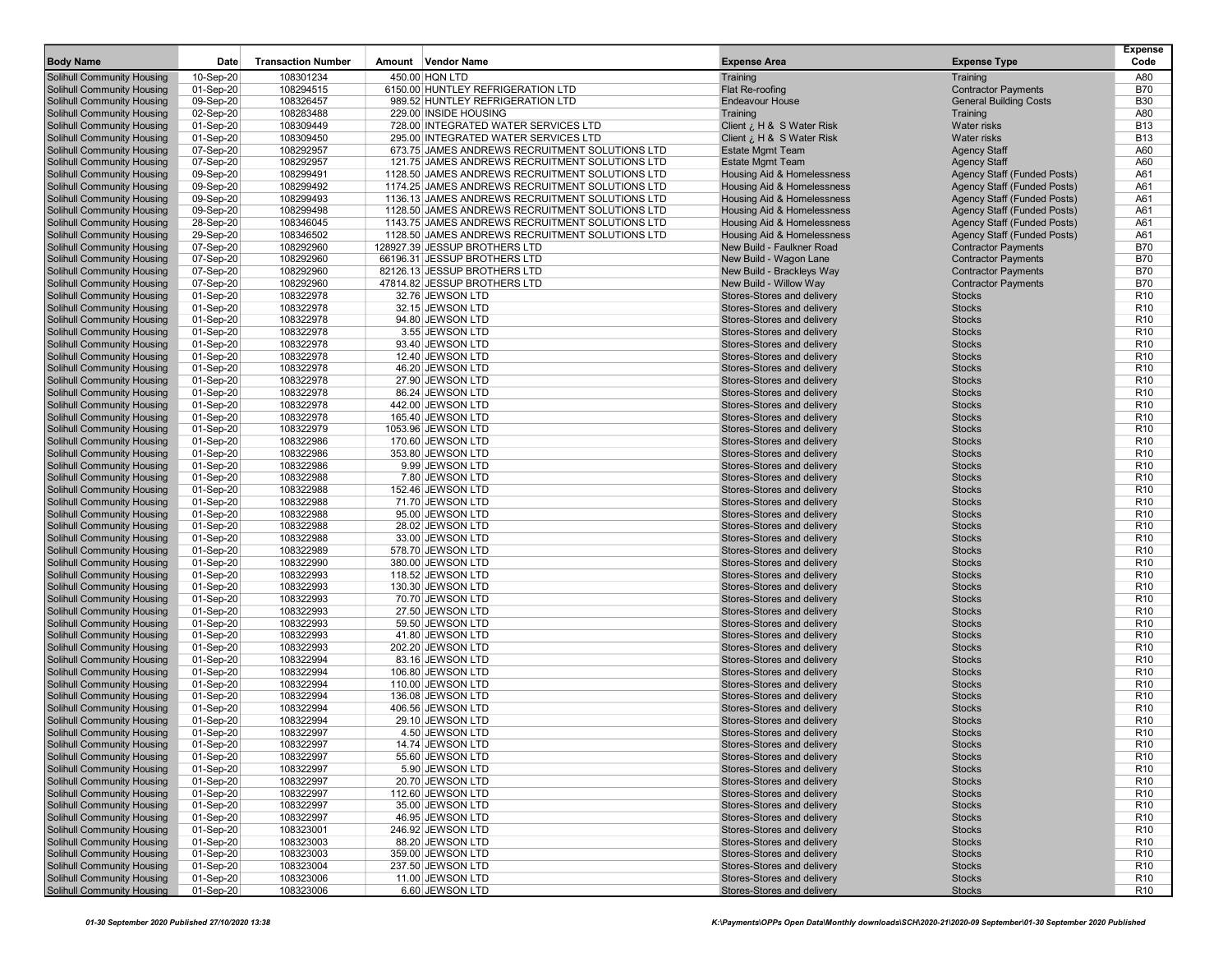| Body Name | Date | Transaction Number | Amount | Vendor Name | Expense Area | Expense Type | Expense Code |
|---|---|---|---|---|---|---|---|
| Solihull Community Housing | 10-Sep-20 | 108301234 | 450.00 | HQN LTD | Training | Training | A80 |
| Solihull Community Housing | 01-Sep-20 | 108294515 | 6150.00 | HUNTLEY REFRIGERATION LTD | Flat Re-roofing | Contractor Payments | B70 |
| Solihull Community Housing | 09-Sep-20 | 108326457 | 989.52 | HUNTLEY REFRIGERATION LTD | Endeavour House | General Building Costs | B30 |
| Solihull Community Housing | 02-Sep-20 | 108283488 | 229.00 | INSIDE HOUSING | Training | Training | A80 |
| Solihull Community Housing | 01-Sep-20 | 108309449 | 728.00 | INTEGRATED WATER SERVICES LTD | Client ¿ H & S Water Risk | Water risks | B13 |
| Solihull Community Housing | 01-Sep-20 | 108309450 | 295.00 | INTEGRATED WATER SERVICES LTD | Client ¿ H & S Water Risk | Water risks | B13 |
| Solihull Community Housing | 07-Sep-20 | 108292957 | 673.75 | JAMES ANDREWS RECRUITMENT SOLUTIONS LTD | Estate Mgmt Team | Agency Staff | A60 |
| Solihull Community Housing | 07-Sep-20 | 108292957 | 121.75 | JAMES ANDREWS RECRUITMENT SOLUTIONS LTD | Estate Mgmt Team | Agency Staff | A60 |
| Solihull Community Housing | 09-Sep-20 | 108299491 | 1128.50 | JAMES ANDREWS RECRUITMENT SOLUTIONS LTD | Housing Aid & Homelessness | Agency Staff (Funded Posts) | A61 |
| Solihull Community Housing | 09-Sep-20 | 108299492 | 1174.25 | JAMES ANDREWS RECRUITMENT SOLUTIONS LTD | Housing Aid & Homelessness | Agency Staff (Funded Posts) | A61 |
| Solihull Community Housing | 09-Sep-20 | 108299493 | 1136.13 | JAMES ANDREWS RECRUITMENT SOLUTIONS LTD | Housing Aid & Homelessness | Agency Staff (Funded Posts) | A61 |
| Solihull Community Housing | 09-Sep-20 | 108299498 | 1128.50 | JAMES ANDREWS RECRUITMENT SOLUTIONS LTD | Housing Aid & Homelessness | Agency Staff (Funded Posts) | A61 |
| Solihull Community Housing | 28-Sep-20 | 108346045 | 1143.75 | JAMES ANDREWS RECRUITMENT SOLUTIONS LTD | Housing Aid & Homelessness | Agency Staff (Funded Posts) | A61 |
| Solihull Community Housing | 29-Sep-20 | 108346502 | 1128.50 | JAMES ANDREWS RECRUITMENT SOLUTIONS LTD | Housing Aid & Homelessness | Agency Staff (Funded Posts) | A61 |
| Solihull Community Housing | 07-Sep-20 | 108292960 | 128927.39 | JESSUP BROTHERS LTD | New Build - Faulkner Road | Contractor Payments | B70 |
| Solihull Community Housing | 07-Sep-20 | 108292960 | 66196.31 | JESSUP BROTHERS LTD | New Build - Wagon Lane | Contractor Payments | B70 |
| Solihull Community Housing | 07-Sep-20 | 108292960 | 82126.13 | JESSUP BROTHERS LTD | New Build - Brackleys Way | Contractor Payments | B70 |
| Solihull Community Housing | 07-Sep-20 | 108292960 | 47814.82 | JESSUP BROTHERS LTD | New Build - Willow Way | Contractor Payments | B70 |
| Solihull Community Housing | 01-Sep-20 | 108322978 | 32.76 | JEWSON LTD | Stores-Stores and delivery | Stocks | R10 |
| Solihull Community Housing | 01-Sep-20 | 108322978 | 32.15 | JEWSON LTD | Stores-Stores and delivery | Stocks | R10 |
| Solihull Community Housing | 01-Sep-20 | 108322978 | 94.80 | JEWSON LTD | Stores-Stores and delivery | Stocks | R10 |
| Solihull Community Housing | 01-Sep-20 | 108322978 | 3.55 | JEWSON LTD | Stores-Stores and delivery | Stocks | R10 |
| Solihull Community Housing | 01-Sep-20 | 108322978 | 93.40 | JEWSON LTD | Stores-Stores and delivery | Stocks | R10 |
| Solihull Community Housing | 01-Sep-20 | 108322978 | 12.40 | JEWSON LTD | Stores-Stores and delivery | Stocks | R10 |
| Solihull Community Housing | 01-Sep-20 | 108322978 | 46.20 | JEWSON LTD | Stores-Stores and delivery | Stocks | R10 |
| Solihull Community Housing | 01-Sep-20 | 108322978 | 27.90 | JEWSON LTD | Stores-Stores and delivery | Stocks | R10 |
| Solihull Community Housing | 01-Sep-20 | 108322978 | 86.24 | JEWSON LTD | Stores-Stores and delivery | Stocks | R10 |
| Solihull Community Housing | 01-Sep-20 | 108322978 | 442.00 | JEWSON LTD | Stores-Stores and delivery | Stocks | R10 |
| Solihull Community Housing | 01-Sep-20 | 108322978 | 165.40 | JEWSON LTD | Stores-Stores and delivery | Stocks | R10 |
| Solihull Community Housing | 01-Sep-20 | 108322979 | 1053.96 | JEWSON LTD | Stores-Stores and delivery | Stocks | R10 |
| Solihull Community Housing | 01-Sep-20 | 108322986 | 170.60 | JEWSON LTD | Stores-Stores and delivery | Stocks | R10 |
| Solihull Community Housing | 01-Sep-20 | 108322986 | 353.80 | JEWSON LTD | Stores-Stores and delivery | Stocks | R10 |
| Solihull Community Housing | 01-Sep-20 | 108322986 | 9.99 | JEWSON LTD | Stores-Stores and delivery | Stocks | R10 |
| Solihull Community Housing | 01-Sep-20 | 108322988 | 7.80 | JEWSON LTD | Stores-Stores and delivery | Stocks | R10 |
| Solihull Community Housing | 01-Sep-20 | 108322988 | 152.46 | JEWSON LTD | Stores-Stores and delivery | Stocks | R10 |
| Solihull Community Housing | 01-Sep-20 | 108322988 | 71.70 | JEWSON LTD | Stores-Stores and delivery | Stocks | R10 |
| Solihull Community Housing | 01-Sep-20 | 108322988 | 95.00 | JEWSON LTD | Stores-Stores and delivery | Stocks | R10 |
| Solihull Community Housing | 01-Sep-20 | 108322988 | 28.02 | JEWSON LTD | Stores-Stores and delivery | Stocks | R10 |
| Solihull Community Housing | 01-Sep-20 | 108322988 | 33.00 | JEWSON LTD | Stores-Stores and delivery | Stocks | R10 |
| Solihull Community Housing | 01-Sep-20 | 108322989 | 578.70 | JEWSON LTD | Stores-Stores and delivery | Stocks | R10 |
| Solihull Community Housing | 01-Sep-20 | 108322990 | 380.00 | JEWSON LTD | Stores-Stores and delivery | Stocks | R10 |
| Solihull Community Housing | 01-Sep-20 | 108322993 | 118.52 | JEWSON LTD | Stores-Stores and delivery | Stocks | R10 |
| Solihull Community Housing | 01-Sep-20 | 108322993 | 130.30 | JEWSON LTD | Stores-Stores and delivery | Stocks | R10 |
| Solihull Community Housing | 01-Sep-20 | 108322993 | 70.70 | JEWSON LTD | Stores-Stores and delivery | Stocks | R10 |
| Solihull Community Housing | 01-Sep-20 | 108322993 | 27.50 | JEWSON LTD | Stores-Stores and delivery | Stocks | R10 |
| Solihull Community Housing | 01-Sep-20 | 108322993 | 59.50 | JEWSON LTD | Stores-Stores and delivery | Stocks | R10 |
| Solihull Community Housing | 01-Sep-20 | 108322993 | 41.80 | JEWSON LTD | Stores-Stores and delivery | Stocks | R10 |
| Solihull Community Housing | 01-Sep-20 | 108322993 | 202.20 | JEWSON LTD | Stores-Stores and delivery | Stocks | R10 |
| Solihull Community Housing | 01-Sep-20 | 108322994 | 83.16 | JEWSON LTD | Stores-Stores and delivery | Stocks | R10 |
| Solihull Community Housing | 01-Sep-20 | 108322994 | 106.80 | JEWSON LTD | Stores-Stores and delivery | Stocks | R10 |
| Solihull Community Housing | 01-Sep-20 | 108322994 | 110.00 | JEWSON LTD | Stores-Stores and delivery | Stocks | R10 |
| Solihull Community Housing | 01-Sep-20 | 108322994 | 136.08 | JEWSON LTD | Stores-Stores and delivery | Stocks | R10 |
| Solihull Community Housing | 01-Sep-20 | 108322994 | 406.56 | JEWSON LTD | Stores-Stores and delivery | Stocks | R10 |
| Solihull Community Housing | 01-Sep-20 | 108322994 | 29.10 | JEWSON LTD | Stores-Stores and delivery | Stocks | R10 |
| Solihull Community Housing | 01-Sep-20 | 108322997 | 4.50 | JEWSON LTD | Stores-Stores and delivery | Stocks | R10 |
| Solihull Community Housing | 01-Sep-20 | 108322997 | 14.74 | JEWSON LTD | Stores-Stores and delivery | Stocks | R10 |
| Solihull Community Housing | 01-Sep-20 | 108322997 | 55.60 | JEWSON LTD | Stores-Stores and delivery | Stocks | R10 |
| Solihull Community Housing | 01-Sep-20 | 108322997 | 5.90 | JEWSON LTD | Stores-Stores and delivery | Stocks | R10 |
| Solihull Community Housing | 01-Sep-20 | 108322997 | 20.70 | JEWSON LTD | Stores-Stores and delivery | Stocks | R10 |
| Solihull Community Housing | 01-Sep-20 | 108322997 | 112.60 | JEWSON LTD | Stores-Stores and delivery | Stocks | R10 |
| Solihull Community Housing | 01-Sep-20 | 108322997 | 35.00 | JEWSON LTD | Stores-Stores and delivery | Stocks | R10 |
| Solihull Community Housing | 01-Sep-20 | 108322997 | 46.95 | JEWSON LTD | Stores-Stores and delivery | Stocks | R10 |
| Solihull Community Housing | 01-Sep-20 | 108323001 | 246.92 | JEWSON LTD | Stores-Stores and delivery | Stocks | R10 |
| Solihull Community Housing | 01-Sep-20 | 108323003 | 88.20 | JEWSON LTD | Stores-Stores and delivery | Stocks | R10 |
| Solihull Community Housing | 01-Sep-20 | 108323003 | 359.00 | JEWSON LTD | Stores-Stores and delivery | Stocks | R10 |
| Solihull Community Housing | 01-Sep-20 | 108323004 | 237.50 | JEWSON LTD | Stores-Stores and delivery | Stocks | R10 |
| Solihull Community Housing | 01-Sep-20 | 108323006 | 11.00 | JEWSON LTD | Stores-Stores and delivery | Stocks | R10 |
| Solihull Community Housing | 01-Sep-20 | 108323006 | 6.60 | JEWSON LTD | Stores-Stores and delivery | Stocks | R10 |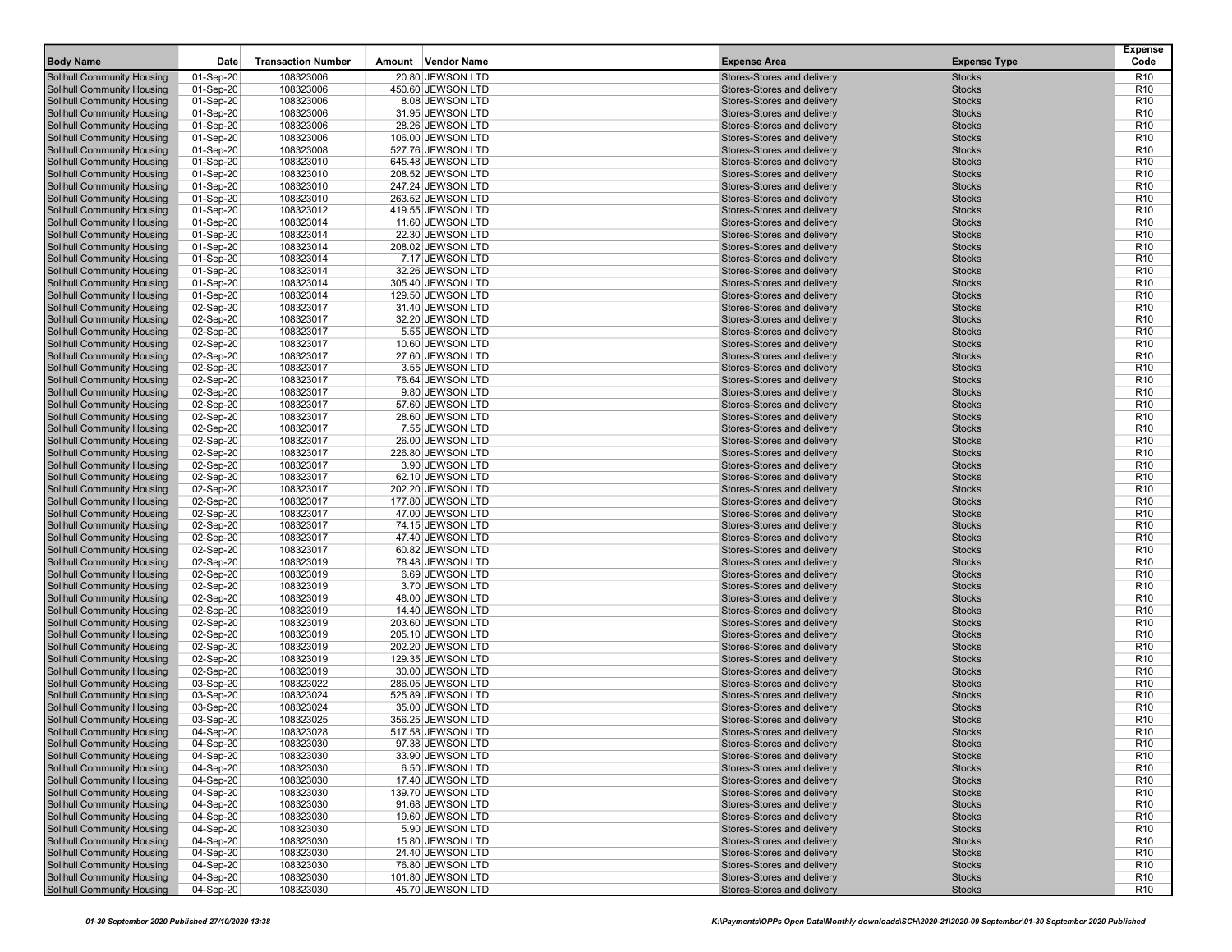| Body Name | Date | Transaction Number | Amount | Vendor Name | Expense Area | Expense Type | Expense Code |
|---|---|---|---|---|---|---|---|
| Solihull Community Housing | 01-Sep-20 | 108323006 | 20.80 | JEWSON LTD | Stores-Stores and delivery | Stocks | R10 |
| Solihull Community Housing | 01-Sep-20 | 108323006 | 450.60 | JEWSON LTD | Stores-Stores and delivery | Stocks | R10 |
| Solihull Community Housing | 01-Sep-20 | 108323006 | 8.08 | JEWSON LTD | Stores-Stores and delivery | Stocks | R10 |
| Solihull Community Housing | 01-Sep-20 | 108323006 | 31.95 | JEWSON LTD | Stores-Stores and delivery | Stocks | R10 |
| Solihull Community Housing | 01-Sep-20 | 108323006 | 28.26 | JEWSON LTD | Stores-Stores and delivery | Stocks | R10 |
| Solihull Community Housing | 01-Sep-20 | 108323006 | 106.00 | JEWSON LTD | Stores-Stores and delivery | Stocks | R10 |
| Solihull Community Housing | 01-Sep-20 | 108323008 | 527.76 | JEWSON LTD | Stores-Stores and delivery | Stocks | R10 |
| Solihull Community Housing | 01-Sep-20 | 108323010 | 645.48 | JEWSON LTD | Stores-Stores and delivery | Stocks | R10 |
| Solihull Community Housing | 01-Sep-20 | 108323010 | 208.52 | JEWSON LTD | Stores-Stores and delivery | Stocks | R10 |
| Solihull Community Housing | 01-Sep-20 | 108323010 | 247.24 | JEWSON LTD | Stores-Stores and delivery | Stocks | R10 |
| Solihull Community Housing | 01-Sep-20 | 108323010 | 263.52 | JEWSON LTD | Stores-Stores and delivery | Stocks | R10 |
| Solihull Community Housing | 01-Sep-20 | 108323012 | 419.55 | JEWSON LTD | Stores-Stores and delivery | Stocks | R10 |
| Solihull Community Housing | 01-Sep-20 | 108323014 | 11.60 | JEWSON LTD | Stores-Stores and delivery | Stocks | R10 |
| Solihull Community Housing | 01-Sep-20 | 108323014 | 22.30 | JEWSON LTD | Stores-Stores and delivery | Stocks | R10 |
| Solihull Community Housing | 01-Sep-20 | 108323014 | 208.02 | JEWSON LTD | Stores-Stores and delivery | Stocks | R10 |
| Solihull Community Housing | 01-Sep-20 | 108323014 | 7.17 | JEWSON LTD | Stores-Stores and delivery | Stocks | R10 |
| Solihull Community Housing | 01-Sep-20 | 108323014 | 32.26 | JEWSON LTD | Stores-Stores and delivery | Stocks | R10 |
| Solihull Community Housing | 01-Sep-20 | 108323014 | 305.40 | JEWSON LTD | Stores-Stores and delivery | Stocks | R10 |
| Solihull Community Housing | 01-Sep-20 | 108323014 | 129.50 | JEWSON LTD | Stores-Stores and delivery | Stocks | R10 |
| Solihull Community Housing | 02-Sep-20 | 108323017 | 31.40 | JEWSON LTD | Stores-Stores and delivery | Stocks | R10 |
| Solihull Community Housing | 02-Sep-20 | 108323017 | 32.20 | JEWSON LTD | Stores-Stores and delivery | Stocks | R10 |
| Solihull Community Housing | 02-Sep-20 | 108323017 | 5.55 | JEWSON LTD | Stores-Stores and delivery | Stocks | R10 |
| Solihull Community Housing | 02-Sep-20 | 108323017 | 10.60 | JEWSON LTD | Stores-Stores and delivery | Stocks | R10 |
| Solihull Community Housing | 02-Sep-20 | 108323017 | 27.60 | JEWSON LTD | Stores-Stores and delivery | Stocks | R10 |
| Solihull Community Housing | 02-Sep-20 | 108323017 | 3.55 | JEWSON LTD | Stores-Stores and delivery | Stocks | R10 |
| Solihull Community Housing | 02-Sep-20 | 108323017 | 76.64 | JEWSON LTD | Stores-Stores and delivery | Stocks | R10 |
| Solihull Community Housing | 02-Sep-20 | 108323017 | 9.80 | JEWSON LTD | Stores-Stores and delivery | Stocks | R10 |
| Solihull Community Housing | 02-Sep-20 | 108323017 | 57.60 | JEWSON LTD | Stores-Stores and delivery | Stocks | R10 |
| Solihull Community Housing | 02-Sep-20 | 108323017 | 28.60 | JEWSON LTD | Stores-Stores and delivery | Stocks | R10 |
| Solihull Community Housing | 02-Sep-20 | 108323017 | 7.55 | JEWSON LTD | Stores-Stores and delivery | Stocks | R10 |
| Solihull Community Housing | 02-Sep-20 | 108323017 | 26.00 | JEWSON LTD | Stores-Stores and delivery | Stocks | R10 |
| Solihull Community Housing | 02-Sep-20 | 108323017 | 226.80 | JEWSON LTD | Stores-Stores and delivery | Stocks | R10 |
| Solihull Community Housing | 02-Sep-20 | 108323017 | 3.90 | JEWSON LTD | Stores-Stores and delivery | Stocks | R10 |
| Solihull Community Housing | 02-Sep-20 | 108323017 | 62.10 | JEWSON LTD | Stores-Stores and delivery | Stocks | R10 |
| Solihull Community Housing | 02-Sep-20 | 108323017 | 202.20 | JEWSON LTD | Stores-Stores and delivery | Stocks | R10 |
| Solihull Community Housing | 02-Sep-20 | 108323017 | 177.80 | JEWSON LTD | Stores-Stores and delivery | Stocks | R10 |
| Solihull Community Housing | 02-Sep-20 | 108323017 | 47.00 | JEWSON LTD | Stores-Stores and delivery | Stocks | R10 |
| Solihull Community Housing | 02-Sep-20 | 108323017 | 74.15 | JEWSON LTD | Stores-Stores and delivery | Stocks | R10 |
| Solihull Community Housing | 02-Sep-20 | 108323017 | 47.40 | JEWSON LTD | Stores-Stores and delivery | Stocks | R10 |
| Solihull Community Housing | 02-Sep-20 | 108323017 | 60.82 | JEWSON LTD | Stores-Stores and delivery | Stocks | R10 |
| Solihull Community Housing | 02-Sep-20 | 108323019 | 78.48 | JEWSON LTD | Stores-Stores and delivery | Stocks | R10 |
| Solihull Community Housing | 02-Sep-20 | 108323019 | 6.69 | JEWSON LTD | Stores-Stores and delivery | Stocks | R10 |
| Solihull Community Housing | 02-Sep-20 | 108323019 | 3.70 | JEWSON LTD | Stores-Stores and delivery | Stocks | R10 |
| Solihull Community Housing | 02-Sep-20 | 108323019 | 48.00 | JEWSON LTD | Stores-Stores and delivery | Stocks | R10 |
| Solihull Community Housing | 02-Sep-20 | 108323019 | 14.40 | JEWSON LTD | Stores-Stores and delivery | Stocks | R10 |
| Solihull Community Housing | 02-Sep-20 | 108323019 | 203.60 | JEWSON LTD | Stores-Stores and delivery | Stocks | R10 |
| Solihull Community Housing | 02-Sep-20 | 108323019 | 205.10 | JEWSON LTD | Stores-Stores and delivery | Stocks | R10 |
| Solihull Community Housing | 02-Sep-20 | 108323019 | 202.20 | JEWSON LTD | Stores-Stores and delivery | Stocks | R10 |
| Solihull Community Housing | 02-Sep-20 | 108323019 | 129.35 | JEWSON LTD | Stores-Stores and delivery | Stocks | R10 |
| Solihull Community Housing | 02-Sep-20 | 108323019 | 30.00 | JEWSON LTD | Stores-Stores and delivery | Stocks | R10 |
| Solihull Community Housing | 03-Sep-20 | 108323022 | 286.05 | JEWSON LTD | Stores-Stores and delivery | Stocks | R10 |
| Solihull Community Housing | 03-Sep-20 | 108323024 | 525.89 | JEWSON LTD | Stores-Stores and delivery | Stocks | R10 |
| Solihull Community Housing | 03-Sep-20 | 108323024 | 35.00 | JEWSON LTD | Stores-Stores and delivery | Stocks | R10 |
| Solihull Community Housing | 03-Sep-20 | 108323025 | 356.25 | JEWSON LTD | Stores-Stores and delivery | Stocks | R10 |
| Solihull Community Housing | 04-Sep-20 | 108323028 | 517.58 | JEWSON LTD | Stores-Stores and delivery | Stocks | R10 |
| Solihull Community Housing | 04-Sep-20 | 108323030 | 97.38 | JEWSON LTD | Stores-Stores and delivery | Stocks | R10 |
| Solihull Community Housing | 04-Sep-20 | 108323030 | 33.90 | JEWSON LTD | Stores-Stores and delivery | Stocks | R10 |
| Solihull Community Housing | 04-Sep-20 | 108323030 | 6.50 | JEWSON LTD | Stores-Stores and delivery | Stocks | R10 |
| Solihull Community Housing | 04-Sep-20 | 108323030 | 17.40 | JEWSON LTD | Stores-Stores and delivery | Stocks | R10 |
| Solihull Community Housing | 04-Sep-20 | 108323030 | 139.70 | JEWSON LTD | Stores-Stores and delivery | Stocks | R10 |
| Solihull Community Housing | 04-Sep-20 | 108323030 | 91.68 | JEWSON LTD | Stores-Stores and delivery | Stocks | R10 |
| Solihull Community Housing | 04-Sep-20 | 108323030 | 19.60 | JEWSON LTD | Stores-Stores and delivery | Stocks | R10 |
| Solihull Community Housing | 04-Sep-20 | 108323030 | 5.90 | JEWSON LTD | Stores-Stores and delivery | Stocks | R10 |
| Solihull Community Housing | 04-Sep-20 | 108323030 | 15.80 | JEWSON LTD | Stores-Stores and delivery | Stocks | R10 |
| Solihull Community Housing | 04-Sep-20 | 108323030 | 24.40 | JEWSON LTD | Stores-Stores and delivery | Stocks | R10 |
| Solihull Community Housing | 04-Sep-20 | 108323030 | 76.80 | JEWSON LTD | Stores-Stores and delivery | Stocks | R10 |
| Solihull Community Housing | 04-Sep-20 | 108323030 | 101.80 | JEWSON LTD | Stores-Stores and delivery | Stocks | R10 |
| Solihull Community Housing | 04-Sep-20 | 108323030 | 45.70 | JEWSON LTD | Stores-Stores and delivery | Stocks | R10 |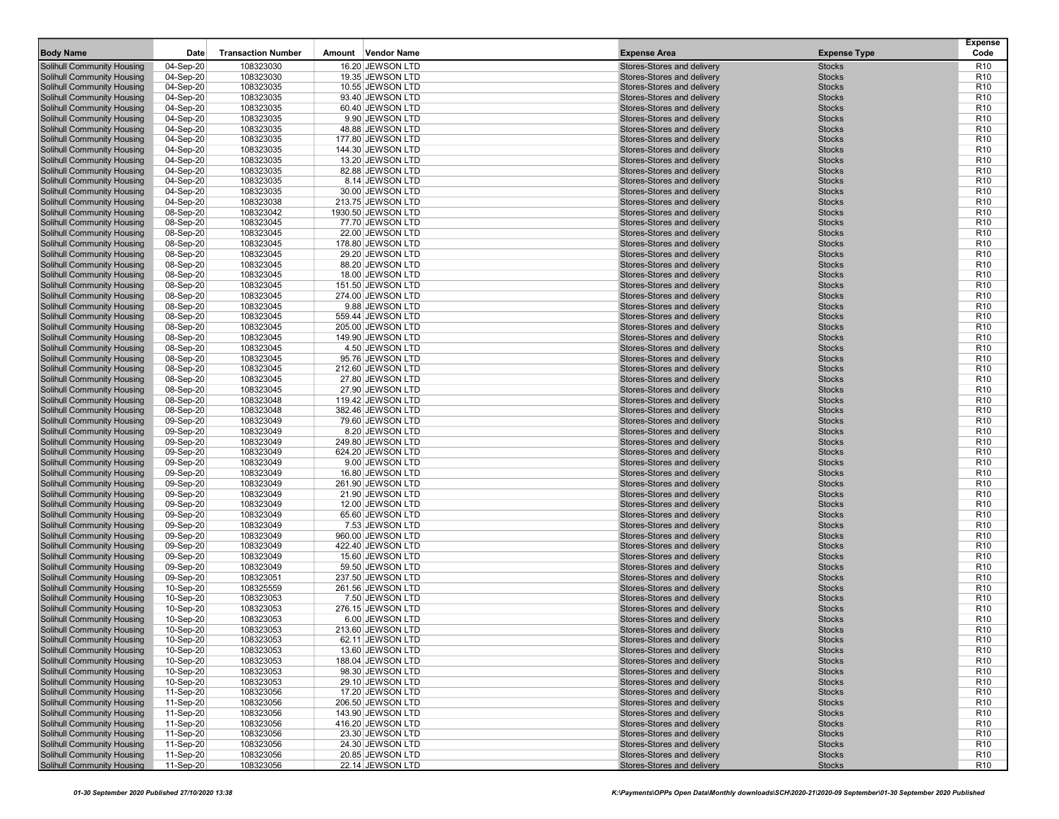| Body Name | Date | Transaction Number | Amount | Vendor Name | Expense Area | Expense Type | Expense Code |
|---|---|---|---|---|---|---|---|
| Solihull Community Housing | 04-Sep-20 | 108323030 | 16.20 | JEWSON LTD | Stores-Stores and delivery | Stocks | R10 |
| Solihull Community Housing | 04-Sep-20 | 108323030 | 19.35 | JEWSON LTD | Stores-Stores and delivery | Stocks | R10 |
| Solihull Community Housing | 04-Sep-20 | 108323035 | 10.55 | JEWSON LTD | Stores-Stores and delivery | Stocks | R10 |
| Solihull Community Housing | 04-Sep-20 | 108323035 | 93.40 | JEWSON LTD | Stores-Stores and delivery | Stocks | R10 |
| Solihull Community Housing | 04-Sep-20 | 108323035 | 60.40 | JEWSON LTD | Stores-Stores and delivery | Stocks | R10 |
| Solihull Community Housing | 04-Sep-20 | 108323035 | 9.90 | JEWSON LTD | Stores-Stores and delivery | Stocks | R10 |
| Solihull Community Housing | 04-Sep-20 | 108323035 | 48.88 | JEWSON LTD | Stores-Stores and delivery | Stocks | R10 |
| Solihull Community Housing | 04-Sep-20 | 108323035 | 177.80 | JEWSON LTD | Stores-Stores and delivery | Stocks | R10 |
| Solihull Community Housing | 04-Sep-20 | 108323035 | 144.30 | JEWSON LTD | Stores-Stores and delivery | Stocks | R10 |
| Solihull Community Housing | 04-Sep-20 | 108323035 | 13.20 | JEWSON LTD | Stores-Stores and delivery | Stocks | R10 |
| Solihull Community Housing | 04-Sep-20 | 108323035 | 82.88 | JEWSON LTD | Stores-Stores and delivery | Stocks | R10 |
| Solihull Community Housing | 04-Sep-20 | 108323035 | 8.14 | JEWSON LTD | Stores-Stores and delivery | Stocks | R10 |
| Solihull Community Housing | 04-Sep-20 | 108323035 | 30.00 | JEWSON LTD | Stores-Stores and delivery | Stocks | R10 |
| Solihull Community Housing | 04-Sep-20 | 108323038 | 213.75 | JEWSON LTD | Stores-Stores and delivery | Stocks | R10 |
| Solihull Community Housing | 08-Sep-20 | 108323042 | 1930.50 | JEWSON LTD | Stores-Stores and delivery | Stocks | R10 |
| Solihull Community Housing | 08-Sep-20 | 108323045 | 77.70 | JEWSON LTD | Stores-Stores and delivery | Stocks | R10 |
| Solihull Community Housing | 08-Sep-20 | 108323045 | 22.00 | JEWSON LTD | Stores-Stores and delivery | Stocks | R10 |
| Solihull Community Housing | 08-Sep-20 | 108323045 | 178.80 | JEWSON LTD | Stores-Stores and delivery | Stocks | R10 |
| Solihull Community Housing | 08-Sep-20 | 108323045 | 29.20 | JEWSON LTD | Stores-Stores and delivery | Stocks | R10 |
| Solihull Community Housing | 08-Sep-20 | 108323045 | 88.20 | JEWSON LTD | Stores-Stores and delivery | Stocks | R10 |
| Solihull Community Housing | 08-Sep-20 | 108323045 | 18.00 | JEWSON LTD | Stores-Stores and delivery | Stocks | R10 |
| Solihull Community Housing | 08-Sep-20 | 108323045 | 151.50 | JEWSON LTD | Stores-Stores and delivery | Stocks | R10 |
| Solihull Community Housing | 08-Sep-20 | 108323045 | 274.00 | JEWSON LTD | Stores-Stores and delivery | Stocks | R10 |
| Solihull Community Housing | 08-Sep-20 | 108323045 | 9.88 | JEWSON LTD | Stores-Stores and delivery | Stocks | R10 |
| Solihull Community Housing | 08-Sep-20 | 108323045 | 559.44 | JEWSON LTD | Stores-Stores and delivery | Stocks | R10 |
| Solihull Community Housing | 08-Sep-20 | 108323045 | 205.00 | JEWSON LTD | Stores-Stores and delivery | Stocks | R10 |
| Solihull Community Housing | 08-Sep-20 | 108323045 | 149.90 | JEWSON LTD | Stores-Stores and delivery | Stocks | R10 |
| Solihull Community Housing | 08-Sep-20 | 108323045 | 4.50 | JEWSON LTD | Stores-Stores and delivery | Stocks | R10 |
| Solihull Community Housing | 08-Sep-20 | 108323045 | 95.76 | JEWSON LTD | Stores-Stores and delivery | Stocks | R10 |
| Solihull Community Housing | 08-Sep-20 | 108323045 | 212.60 | JEWSON LTD | Stores-Stores and delivery | Stocks | R10 |
| Solihull Community Housing | 08-Sep-20 | 108323045 | 27.80 | JEWSON LTD | Stores-Stores and delivery | Stocks | R10 |
| Solihull Community Housing | 08-Sep-20 | 108323045 | 27.90 | JEWSON LTD | Stores-Stores and delivery | Stocks | R10 |
| Solihull Community Housing | 08-Sep-20 | 108323048 | 119.42 | JEWSON LTD | Stores-Stores and delivery | Stocks | R10 |
| Solihull Community Housing | 08-Sep-20 | 108323048 | 382.46 | JEWSON LTD | Stores-Stores and delivery | Stocks | R10 |
| Solihull Community Housing | 09-Sep-20 | 108323049 | 79.60 | JEWSON LTD | Stores-Stores and delivery | Stocks | R10 |
| Solihull Community Housing | 09-Sep-20 | 108323049 | 8.20 | JEWSON LTD | Stores-Stores and delivery | Stocks | R10 |
| Solihull Community Housing | 09-Sep-20 | 108323049 | 249.80 | JEWSON LTD | Stores-Stores and delivery | Stocks | R10 |
| Solihull Community Housing | 09-Sep-20 | 108323049 | 624.20 | JEWSON LTD | Stores-Stores and delivery | Stocks | R10 |
| Solihull Community Housing | 09-Sep-20 | 108323049 | 9.00 | JEWSON LTD | Stores-Stores and delivery | Stocks | R10 |
| Solihull Community Housing | 09-Sep-20 | 108323049 | 16.80 | JEWSON LTD | Stores-Stores and delivery | Stocks | R10 |
| Solihull Community Housing | 09-Sep-20 | 108323049 | 261.90 | JEWSON LTD | Stores-Stores and delivery | Stocks | R10 |
| Solihull Community Housing | 09-Sep-20 | 108323049 | 21.90 | JEWSON LTD | Stores-Stores and delivery | Stocks | R10 |
| Solihull Community Housing | 09-Sep-20 | 108323049 | 12.00 | JEWSON LTD | Stores-Stores and delivery | Stocks | R10 |
| Solihull Community Housing | 09-Sep-20 | 108323049 | 65.60 | JEWSON LTD | Stores-Stores and delivery | Stocks | R10 |
| Solihull Community Housing | 09-Sep-20 | 108323049 | 7.53 | JEWSON LTD | Stores-Stores and delivery | Stocks | R10 |
| Solihull Community Housing | 09-Sep-20 | 108323049 | 960.00 | JEWSON LTD | Stores-Stores and delivery | Stocks | R10 |
| Solihull Community Housing | 09-Sep-20 | 108323049 | 422.40 | JEWSON LTD | Stores-Stores and delivery | Stocks | R10 |
| Solihull Community Housing | 09-Sep-20 | 108323049 | 15.60 | JEWSON LTD | Stores-Stores and delivery | Stocks | R10 |
| Solihull Community Housing | 09-Sep-20 | 108323049 | 59.50 | JEWSON LTD | Stores-Stores and delivery | Stocks | R10 |
| Solihull Community Housing | 09-Sep-20 | 108323051 | 237.50 | JEWSON LTD | Stores-Stores and delivery | Stocks | R10 |
| Solihull Community Housing | 10-Sep-20 | 108325559 | 261.56 | JEWSON LTD | Stores-Stores and delivery | Stocks | R10 |
| Solihull Community Housing | 10-Sep-20 | 108323053 | 7.50 | JEWSON LTD | Stores-Stores and delivery | Stocks | R10 |
| Solihull Community Housing | 10-Sep-20 | 108323053 | 276.15 | JEWSON LTD | Stores-Stores and delivery | Stocks | R10 |
| Solihull Community Housing | 10-Sep-20 | 108323053 | 6.00 | JEWSON LTD | Stores-Stores and delivery | Stocks | R10 |
| Solihull Community Housing | 10-Sep-20 | 108323053 | 213.60 | JEWSON LTD | Stores-Stores and delivery | Stocks | R10 |
| Solihull Community Housing | 10-Sep-20 | 108323053 | 62.11 | JEWSON LTD | Stores-Stores and delivery | Stocks | R10 |
| Solihull Community Housing | 10-Sep-20 | 108323053 | 13.60 | JEWSON LTD | Stores-Stores and delivery | Stocks | R10 |
| Solihull Community Housing | 10-Sep-20 | 108323053 | 188.04 | JEWSON LTD | Stores-Stores and delivery | Stocks | R10 |
| Solihull Community Housing | 10-Sep-20 | 108323053 | 98.30 | JEWSON LTD | Stores-Stores and delivery | Stocks | R10 |
| Solihull Community Housing | 10-Sep-20 | 108323053 | 29.10 | JEWSON LTD | Stores-Stores and delivery | Stocks | R10 |
| Solihull Community Housing | 11-Sep-20 | 108323056 | 17.20 | JEWSON LTD | Stores-Stores and delivery | Stocks | R10 |
| Solihull Community Housing | 11-Sep-20 | 108323056 | 206.50 | JEWSON LTD | Stores-Stores and delivery | Stocks | R10 |
| Solihull Community Housing | 11-Sep-20 | 108323056 | 143.90 | JEWSON LTD | Stores-Stores and delivery | Stocks | R10 |
| Solihull Community Housing | 11-Sep-20 | 108323056 | 416.20 | JEWSON LTD | Stores-Stores and delivery | Stocks | R10 |
| Solihull Community Housing | 11-Sep-20 | 108323056 | 23.30 | JEWSON LTD | Stores-Stores and delivery | Stocks | R10 |
| Solihull Community Housing | 11-Sep-20 | 108323056 | 24.30 | JEWSON LTD | Stores-Stores and delivery | Stocks | R10 |
| Solihull Community Housing | 11-Sep-20 | 108323056 | 20.85 | JEWSON LTD | Stores-Stores and delivery | Stocks | R10 |
| Solihull Community Housing | 11-Sep-20 | 108323056 | 22.14 | JEWSON LTD | Stores-Stores and delivery | Stocks | R10 |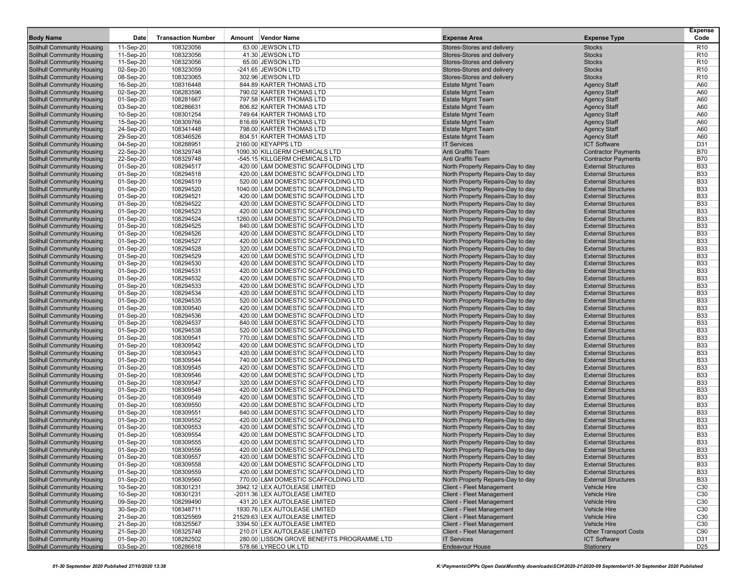| Body Name | Date | Transaction Number | Amount | Vendor Name | Expense Area | Expense Type | Expense Code |
|---|---|---|---|---|---|---|---|
| Solihull Community Housing | 11-Sep-20 | 108323056 | 63.00 | JEWSON LTD | Stores-Stores and delivery | Stocks | R10 |
| Solihull Community Housing | 11-Sep-20 | 108323056 | 41.30 | JEWSON LTD | Stores-Stores and delivery | Stocks | R10 |
| Solihull Community Housing | 11-Sep-20 | 108323056 | 65.00 | JEWSON LTD | Stores-Stores and delivery | Stocks | R10 |
| Solihull Community Housing | 02-Sep-20 | 108323059 | -241.65 | JEWSON LTD | Stores-Stores and delivery | Stocks | R10 |
| Solihull Community Housing | 08-Sep-20 | 108323065 | 302.96 | JEWSON LTD | Stores-Stores and delivery | Stocks | R10 |
| Solihull Community Housing | 16-Sep-20 | 108316448 | 844.89 | KARTER THOMAS LTD | Estate Mgmt Team | Agency Staff | A60 |
| Solihull Community Housing | 02-Sep-20 | 108283596 | 790.02 | KARTER THOMAS LTD | Estate Mgmt Team | Agency Staff | A60 |
| Solihull Community Housing | 01-Sep-20 | 108281667 | 797.58 | KARTER THOMAS LTD | Estate Mgmt Team | Agency Staff | A60 |
| Solihull Community Housing | 03-Sep-20 | 108286631 | 806.82 | KARTER THOMAS LTD | Estate Mgmt Team | Agency Staff | A60 |
| Solihull Community Housing | 10-Sep-20 | 108301254 | 749.64 | KARTER THOMAS LTD | Estate Mgmt Team | Agency Staff | A60 |
| Solihull Community Housing | 15-Sep-20 | 108309766 | 816.69 | KARTER THOMAS LTD | Estate Mgmt Team | Agency Staff | A60 |
| Solihull Community Housing | 24-Sep-20 | 108341448 | 798.00 | KARTER THOMAS LTD | Estate Mgmt Team | Agency Staff | A60 |
| Solihull Community Housing | 29-Sep-20 | 108346526 | 804.51 | KARTER THOMAS LTD | Estate Mgmt Team | Agency Staff | A60 |
| Solihull Community Housing | 04-Sep-20 | 108288951 | 2160.00 | KEYAPPS LTD | IT Services | ICT Software | D31 |
| Solihull Community Housing | 22-Sep-20 | 108329748 | 1090.30 | KILLGERM CHEMICALS LTD | Anti Graffiti Team | Contractor Payments | B70 |
| Solihull Community Housing | 22-Sep-20 | 108329748 | -545.15 | KILLGERM CHEMICALS LTD | Anti Graffiti Team | Contractor Payments | B70 |
| Solihull Community Housing | 01-Sep-20 | 108294517 | 420.00 | L&M DOMESTIC SCAFFOLDING LTD | North Property Repairs-Day to day | External Structures | B33 |
| Solihull Community Housing | 01-Sep-20 | 108294518 | 420.00 | L&M DOMESTIC SCAFFOLDING LTD | North Property Repairs-Day to day | External Structures | B33 |
| Solihull Community Housing | 01-Sep-20 | 108294519 | 520.00 | L&M DOMESTIC SCAFFOLDING LTD | North Property Repairs-Day to day | External Structures | B33 |
| Solihull Community Housing | 01-Sep-20 | 108294520 | 1040.00 | L&M DOMESTIC SCAFFOLDING LTD | North Property Repairs-Day to day | External Structures | B33 |
| Solihull Community Housing | 01-Sep-20 | 108294521 | 420.00 | L&M DOMESTIC SCAFFOLDING LTD | North Property Repairs-Day to day | External Structures | B33 |
| Solihull Community Housing | 01-Sep-20 | 108294522 | 420.00 | L&M DOMESTIC SCAFFOLDING LTD | North Property Repairs-Day to day | External Structures | B33 |
| Solihull Community Housing | 01-Sep-20 | 108294523 | 420.00 | L&M DOMESTIC SCAFFOLDING LTD | North Property Repairs-Day to day | External Structures | B33 |
| Solihull Community Housing | 01-Sep-20 | 108294524 | 1260.00 | L&M DOMESTIC SCAFFOLDING LTD | North Property Repairs-Day to day | External Structures | B33 |
| Solihull Community Housing | 01-Sep-20 | 108294525 | 840.00 | L&M DOMESTIC SCAFFOLDING LTD | North Property Repairs-Day to day | External Structures | B33 |
| Solihull Community Housing | 01-Sep-20 | 108294526 | 420.00 | L&M DOMESTIC SCAFFOLDING LTD | North Property Repairs-Day to day | External Structures | B33 |
| Solihull Community Housing | 01-Sep-20 | 108294527 | 420.00 | L&M DOMESTIC SCAFFOLDING LTD | North Property Repairs-Day to day | External Structures | B33 |
| Solihull Community Housing | 01-Sep-20 | 108294528 | 320.00 | L&M DOMESTIC SCAFFOLDING LTD | North Property Repairs-Day to day | External Structures | B33 |
| Solihull Community Housing | 01-Sep-20 | 108294529 | 420.00 | L&M DOMESTIC SCAFFOLDING LTD | North Property Repairs-Day to day | External Structures | B33 |
| Solihull Community Housing | 01-Sep-20 | 108294530 | 420.00 | L&M DOMESTIC SCAFFOLDING LTD | North Property Repairs-Day to day | External Structures | B33 |
| Solihull Community Housing | 01-Sep-20 | 108294531 | 420.00 | L&M DOMESTIC SCAFFOLDING LTD | North Property Repairs-Day to day | External Structures | B33 |
| Solihull Community Housing | 01-Sep-20 | 108294532 | 420.00 | L&M DOMESTIC SCAFFOLDING LTD | North Property Repairs-Day to day | External Structures | B33 |
| Solihull Community Housing | 01-Sep-20 | 108294533 | 420.00 | L&M DOMESTIC SCAFFOLDING LTD | North Property Repairs-Day to day | External Structures | B33 |
| Solihull Community Housing | 01-Sep-20 | 108294534 | 420.00 | L&M DOMESTIC SCAFFOLDING LTD | North Property Repairs-Day to day | External Structures | B33 |
| Solihull Community Housing | 01-Sep-20 | 108294535 | 520.00 | L&M DOMESTIC SCAFFOLDING LTD | North Property Repairs-Day to day | External Structures | B33 |
| Solihull Community Housing | 01-Sep-20 | 108309540 | 420.00 | L&M DOMESTIC SCAFFOLDING LTD | North Property Repairs-Day to day | External Structures | B33 |
| Solihull Community Housing | 01-Sep-20 | 108294536 | 420.00 | L&M DOMESTIC SCAFFOLDING LTD | North Property Repairs-Day to day | External Structures | B33 |
| Solihull Community Housing | 01-Sep-20 | 108294537 | 840.00 | L&M DOMESTIC SCAFFOLDING LTD | North Property Repairs-Day to day | External Structures | B33 |
| Solihull Community Housing | 01-Sep-20 | 108294538 | 520.00 | L&M DOMESTIC SCAFFOLDING LTD | North Property Repairs-Day to day | External Structures | B33 |
| Solihull Community Housing | 01-Sep-20 | 108309541 | 770.00 | L&M DOMESTIC SCAFFOLDING LTD | North Property Repairs-Day to day | External Structures | B33 |
| Solihull Community Housing | 01-Sep-20 | 108309542 | 420.00 | L&M DOMESTIC SCAFFOLDING LTD | North Property Repairs-Day to day | External Structures | B33 |
| Solihull Community Housing | 01-Sep-20 | 108309543 | 420.00 | L&M DOMESTIC SCAFFOLDING LTD | North Property Repairs-Day to day | External Structures | B33 |
| Solihull Community Housing | 01-Sep-20 | 108309544 | 740.00 | L&M DOMESTIC SCAFFOLDING LTD | North Property Repairs-Day to day | External Structures | B33 |
| Solihull Community Housing | 01-Sep-20 | 108309545 | 420.00 | L&M DOMESTIC SCAFFOLDING LTD | North Property Repairs-Day to day | External Structures | B33 |
| Solihull Community Housing | 01-Sep-20 | 108309546 | 420.00 | L&M DOMESTIC SCAFFOLDING LTD | North Property Repairs-Day to day | External Structures | B33 |
| Solihull Community Housing | 01-Sep-20 | 108309547 | 320.00 | L&M DOMESTIC SCAFFOLDING LTD | North Property Repairs-Day to day | External Structures | B33 |
| Solihull Community Housing | 01-Sep-20 | 108309548 | 420.00 | L&M DOMESTIC SCAFFOLDING LTD | North Property Repairs-Day to day | External Structures | B33 |
| Solihull Community Housing | 01-Sep-20 | 108309549 | 420.00 | L&M DOMESTIC SCAFFOLDING LTD | North Property Repairs-Day to day | External Structures | B33 |
| Solihull Community Housing | 01-Sep-20 | 108309550 | 420.00 | L&M DOMESTIC SCAFFOLDING LTD | North Property Repairs-Day to day | External Structures | B33 |
| Solihull Community Housing | 01-Sep-20 | 108309551 | 840.00 | L&M DOMESTIC SCAFFOLDING LTD | North Property Repairs-Day to day | External Structures | B33 |
| Solihull Community Housing | 01-Sep-20 | 108309552 | 420.00 | L&M DOMESTIC SCAFFOLDING LTD | North Property Repairs-Day to day | External Structures | B33 |
| Solihull Community Housing | 01-Sep-20 | 108309553 | 420.00 | L&M DOMESTIC SCAFFOLDING LTD | North Property Repairs-Day to day | External Structures | B33 |
| Solihull Community Housing | 01-Sep-20 | 108309554 | 420.00 | L&M DOMESTIC SCAFFOLDING LTD | North Property Repairs-Day to day | External Structures | B33 |
| Solihull Community Housing | 01-Sep-20 | 108309555 | 420.00 | L&M DOMESTIC SCAFFOLDING LTD | North Property Repairs-Day to day | External Structures | B33 |
| Solihull Community Housing | 01-Sep-20 | 108309556 | 420.00 | L&M DOMESTIC SCAFFOLDING LTD | North Property Repairs-Day to day | External Structures | B33 |
| Solihull Community Housing | 01-Sep-20 | 108309557 | 420.00 | L&M DOMESTIC SCAFFOLDING LTD | North Property Repairs-Day to day | External Structures | B33 |
| Solihull Community Housing | 01-Sep-20 | 108309558 | 420.00 | L&M DOMESTIC SCAFFOLDING LTD | North Property Repairs-Day to day | External Structures | B33 |
| Solihull Community Housing | 01-Sep-20 | 108309559 | 420.00 | L&M DOMESTIC SCAFFOLDING LTD | North Property Repairs-Day to day | External Structures | B33 |
| Solihull Community Housing | 01-Sep-20 | 108309560 | 770.00 | L&M DOMESTIC SCAFFOLDING LTD | North Property Repairs-Day to day | External Structures | B33 |
| Solihull Community Housing | 10-Sep-20 | 108301231 | 3942.12 | LEX AUTOLEASE LIMITED | Client - Fleet Management | Vehicle Hire | C30 |
| Solihull Community Housing | 10-Sep-20 | 108301231 | -2011.36 | LEX AUTOLEASE LIMITED | Client - Fleet Management | Vehicle Hire | C30 |
| Solihull Community Housing | 09-Sep-20 | 108299490 | 431.20 | LEX AUTOLEASE LIMITED | Client - Fleet Management | Vehicle Hire | C30 |
| Solihull Community Housing | 30-Sep-20 | 108348711 | 1930.76 | LEX AUTOLEASE LIMITED | Client - Fleet Management | Vehicle Hire | C30 |
| Solihull Community Housing | 21-Sep-20 | 108325569 | 21529.63 | LEX AUTOLEASE LIMITED | Client - Fleet Management | Vehicle Hire | C30 |
| Solihull Community Housing | 21-Sep-20 | 108325567 | 3394.50 | LEX AUTOLEASE LIMITED | Client - Fleet Management | Vehicle Hire | C30 |
| Solihull Community Housing | 21-Sep-20 | 108325748 | 210.01 | LEX AUTOLEASE LIMITED | Client - Fleet Management | Other Transport Costs | C90 |
| Solihull Community Housing | 01-Sep-20 | 108282502 | 280.00 | LISSON GROVE BENEFITS PROGRAMME LTD | IT Services | ICT Software | D31 |
| Solihull Community Housing | 03-Sep-20 | 108286618 | 578.66 | LYRECO UK LTD | Endeavour House | Stationery | D25 |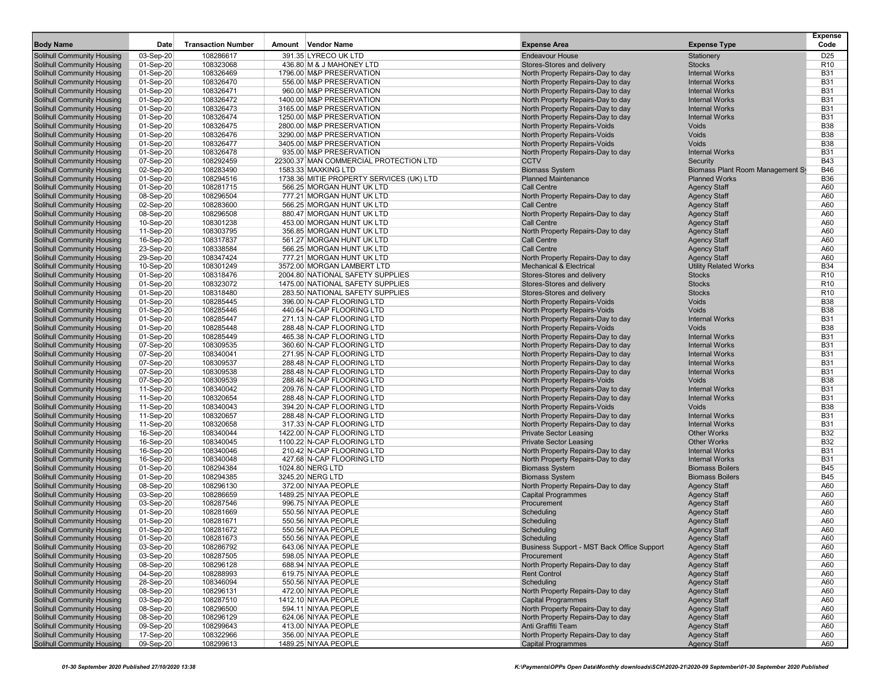| Body Name | Date | Transaction Number | Amount | Vendor Name | Expense Area | Expense Type | Expense Code |
|---|---|---|---|---|---|---|---|
| Solihull Community Housing | 03-Sep-20 | 108286617 | 391.35 | LYRECO UK LTD | Endeavour House | Stationery | D25 |
| Solihull Community Housing | 01-Sep-20 | 108323068 | 436.80 | M & J MAHONEY LTD | Stores-Stores and delivery | Stocks | R10 |
| Solihull Community Housing | 01-Sep-20 | 108326469 | 1796.00 | M&P PRESERVATION | North Property Repairs-Day to day | Internal Works | B31 |
| Solihull Community Housing | 01-Sep-20 | 108326470 | 556.00 | M&P PRESERVATION | North Property Repairs-Day to day | Internal Works | B31 |
| Solihull Community Housing | 01-Sep-20 | 108326471 | 960.00 | M&P PRESERVATION | North Property Repairs-Day to day | Internal Works | B31 |
| Solihull Community Housing | 01-Sep-20 | 108326472 | 1400.00 | M&P PRESERVATION | North Property Repairs-Day to day | Internal Works | B31 |
| Solihull Community Housing | 01-Sep-20 | 108326473 | 3165.00 | M&P PRESERVATION | North Property Repairs-Day to day | Internal Works | B31 |
| Solihull Community Housing | 01-Sep-20 | 108326474 | 1250.00 | M&P PRESERVATION | North Property Repairs-Day to day | Internal Works | B31 |
| Solihull Community Housing | 01-Sep-20 | 108326475 | 2800.00 | M&P PRESERVATION | North Property Repairs-Voids | Voids | B38 |
| Solihull Community Housing | 01-Sep-20 | 108326476 | 3290.00 | M&P PRESERVATION | North Property Repairs-Voids | Voids | B38 |
| Solihull Community Housing | 01-Sep-20 | 108326477 | 3405.00 | M&P PRESERVATION | North Property Repairs-Voids | Voids | B38 |
| Solihull Community Housing | 01-Sep-20 | 108326478 | 935.00 | M&P PRESERVATION | North Property Repairs-Day to day | Internal Works | B31 |
| Solihull Community Housing | 07-Sep-20 | 108292459 | 22300.37 | MAN COMMERCIAL PROTECTION LTD | CCTV | Security | B43 |
| Solihull Community Housing | 02-Sep-20 | 108283490 | 1583.33 | MAXKING LTD | Biomass System | Biomass Plant Room Management Sy | B46 |
| Solihull Community Housing | 01-Sep-20 | 108294516 | 1738.36 | MITIE PROPERTY SERVICES (UK) LTD | Planned Maintenance | Planned Works | B36 |
| Solihull Community Housing | 01-Sep-20 | 108281715 | 566.25 | MORGAN HUNT UK LTD | Call Centre | Agency Staff | A60 |
| Solihull Community Housing | 08-Sep-20 | 108296504 | 777.21 | MORGAN HUNT UK LTD | North Property Repairs-Day to day | Agency Staff | A60 |
| Solihull Community Housing | 02-Sep-20 | 108283600 | 566.25 | MORGAN HUNT UK LTD | Call Centre | Agency Staff | A60 |
| Solihull Community Housing | 08-Sep-20 | 108296508 | 880.47 | MORGAN HUNT UK LTD | North Property Repairs-Day to day | Agency Staff | A60 |
| Solihull Community Housing | 10-Sep-20 | 108301238 | 453.00 | MORGAN HUNT UK LTD | Call Centre | Agency Staff | A60 |
| Solihull Community Housing | 11-Sep-20 | 108303795 | 356.85 | MORGAN HUNT UK LTD | North Property Repairs-Day to day | Agency Staff | A60 |
| Solihull Community Housing | 16-Sep-20 | 108317837 | 561.27 | MORGAN HUNT UK LTD | Call Centre | Agency Staff | A60 |
| Solihull Community Housing | 23-Sep-20 | 108338584 | 566.25 | MORGAN HUNT UK LTD | Call Centre | Agency Staff | A60 |
| Solihull Community Housing | 29-Sep-20 | 108347424 | 777.21 | MORGAN HUNT UK LTD | North Property Repairs-Day to day | Agency Staff | A60 |
| Solihull Community Housing | 10-Sep-20 | 108301249 | 3572.00 | MORGAN LAMBERT LTD | Mechanical & Electrical | Utility Related Works | B34 |
| Solihull Community Housing | 01-Sep-20 | 108318476 | 2004.80 | NATIONAL SAFETY SUPPLIES | Stores-Stores and delivery | Stocks | R10 |
| Solihull Community Housing | 01-Sep-20 | 108323072 | 1475.00 | NATIONAL SAFETY SUPPLIES | Stores-Stores and delivery | Stocks | R10 |
| Solihull Community Housing | 01-Sep-20 | 108318480 | 283.50 | NATIONAL SAFETY SUPPLIES | Stores-Stores and delivery | Stocks | R10 |
| Solihull Community Housing | 01-Sep-20 | 108285445 | 396.00 | N-CAP FLOORING LTD | North Property Repairs-Voids | Voids | B38 |
| Solihull Community Housing | 01-Sep-20 | 108285446 | 440.64 | N-CAP FLOORING LTD | North Property Repairs-Voids | Voids | B38 |
| Solihull Community Housing | 01-Sep-20 | 108285447 | 271.13 | N-CAP FLOORING LTD | North Property Repairs-Day to day | Internal Works | B31 |
| Solihull Community Housing | 01-Sep-20 | 108285448 | 288.48 | N-CAP FLOORING LTD | North Property Repairs-Voids | Voids | B38 |
| Solihull Community Housing | 01-Sep-20 | 108285449 | 465.38 | N-CAP FLOORING LTD | North Property Repairs-Day to day | Internal Works | B31 |
| Solihull Community Housing | 07-Sep-20 | 108309535 | 360.60 | N-CAP FLOORING LTD | North Property Repairs-Day to day | Internal Works | B31 |
| Solihull Community Housing | 07-Sep-20 | 108340041 | 271.95 | N-CAP FLOORING LTD | North Property Repairs-Day to day | Internal Works | B31 |
| Solihull Community Housing | 07-Sep-20 | 108309537 | 288.48 | N-CAP FLOORING LTD | North Property Repairs-Day to day | Internal Works | B31 |
| Solihull Community Housing | 07-Sep-20 | 108309538 | 288.48 | N-CAP FLOORING LTD | North Property Repairs-Day to day | Internal Works | B31 |
| Solihull Community Housing | 07-Sep-20 | 108309539 | 288.48 | N-CAP FLOORING LTD | North Property Repairs-Voids | Voids | B38 |
| Solihull Community Housing | 11-Sep-20 | 108340042 | 209.76 | N-CAP FLOORING LTD | North Property Repairs-Day to day | Internal Works | B31 |
| Solihull Community Housing | 11-Sep-20 | 108320654 | 288.48 | N-CAP FLOORING LTD | North Property Repairs-Day to day | Internal Works | B31 |
| Solihull Community Housing | 11-Sep-20 | 108340043 | 394.20 | N-CAP FLOORING LTD | North Property Repairs-Voids | Voids | B38 |
| Solihull Community Housing | 11-Sep-20 | 108320657 | 288.48 | N-CAP FLOORING LTD | North Property Repairs-Day to day | Internal Works | B31 |
| Solihull Community Housing | 11-Sep-20 | 108320658 | 317.33 | N-CAP FLOORING LTD | North Property Repairs-Day to day | Internal Works | B31 |
| Solihull Community Housing | 16-Sep-20 | 108340044 | 1422.00 | N-CAP FLOORING LTD | Private Sector Leasing | Other Works | B32 |
| Solihull Community Housing | 16-Sep-20 | 108340045 | 1100.22 | N-CAP FLOORING LTD | Private Sector Leasing | Other Works | B32 |
| Solihull Community Housing | 16-Sep-20 | 108340046 | 210.42 | N-CAP FLOORING LTD | North Property Repairs-Day to day | Internal Works | B31 |
| Solihull Community Housing | 16-Sep-20 | 108340048 | 427.68 | N-CAP FLOORING LTD | North Property Repairs-Day to day | Internal Works | B31 |
| Solihull Community Housing | 01-Sep-20 | 108294384 | 1024.80 | NERG LTD | Biomass System | Biomass Boilers | B45 |
| Solihull Community Housing | 01-Sep-20 | 108294385 | 3245.20 | NERG LTD | Biomass System | Biomass Boilers | B45 |
| Solihull Community Housing | 08-Sep-20 | 108296130 | 372.00 | NIYAA PEOPLE | North Property Repairs-Day to day | Agency Staff | A60 |
| Solihull Community Housing | 03-Sep-20 | 108286659 | 1489.25 | NIYAA PEOPLE | Capital Programmes | Agency Staff | A60 |
| Solihull Community Housing | 03-Sep-20 | 108287546 | 996.75 | NIYAA PEOPLE | Procurement | Agency Staff | A60 |
| Solihull Community Housing | 01-Sep-20 | 108281669 | 550.56 | NIYAA PEOPLE | Scheduling | Agency Staff | A60 |
| Solihull Community Housing | 01-Sep-20 | 108281671 | 550.56 | NIYAA PEOPLE | Scheduling | Agency Staff | A60 |
| Solihull Community Housing | 01-Sep-20 | 108281672 | 550.56 | NIYAA PEOPLE | Scheduling | Agency Staff | A60 |
| Solihull Community Housing | 01-Sep-20 | 108281673 | 550.56 | NIYAA PEOPLE | Scheduling | Agency Staff | A60 |
| Solihull Community Housing | 03-Sep-20 | 108286792 | 643.06 | NIYAA PEOPLE | Business Support - MST Back Office Support | Agency Staff | A60 |
| Solihull Community Housing | 03-Sep-20 | 108287505 | 598.05 | NIYAA PEOPLE | Procurement | Agency Staff | A60 |
| Solihull Community Housing | 08-Sep-20 | 108296128 | 688.94 | NIYAA PEOPLE | North Property Repairs-Day to day | Agency Staff | A60 |
| Solihull Community Housing | 04-Sep-20 | 108288993 | 619.75 | NIYAA PEOPLE | Rent Control | Agency Staff | A60 |
| Solihull Community Housing | 28-Sep-20 | 108346094 | 550.56 | NIYAA PEOPLE | Scheduling | Agency Staff | A60 |
| Solihull Community Housing | 08-Sep-20 | 108296131 | 472.00 | NIYAA PEOPLE | North Property Repairs-Day to day | Agency Staff | A60 |
| Solihull Community Housing | 03-Sep-20 | 108287510 | 1412.10 | NIYAA PEOPLE | Capital Programmes | Agency Staff | A60 |
| Solihull Community Housing | 08-Sep-20 | 108296500 | 594.11 | NIYAA PEOPLE | North Property Repairs-Day to day | Agency Staff | A60 |
| Solihull Community Housing | 08-Sep-20 | 108296129 | 624.06 | NIYAA PEOPLE | North Property Repairs-Day to day | Agency Staff | A60 |
| Solihull Community Housing | 09-Sep-20 | 108299643 | 413.00 | NIYAA PEOPLE | Anti Graffiti Team | Agency Staff | A60 |
| Solihull Community Housing | 17-Sep-20 | 108322966 | 356.00 | NIYAA PEOPLE | North Property Repairs-Day to day | Agency Staff | A60 |
| Solihull Community Housing | 09-Sep-20 | 108299613 | 1489.25 | NIYAA PEOPLE | Capital Programmes | Agency Staff | A60 |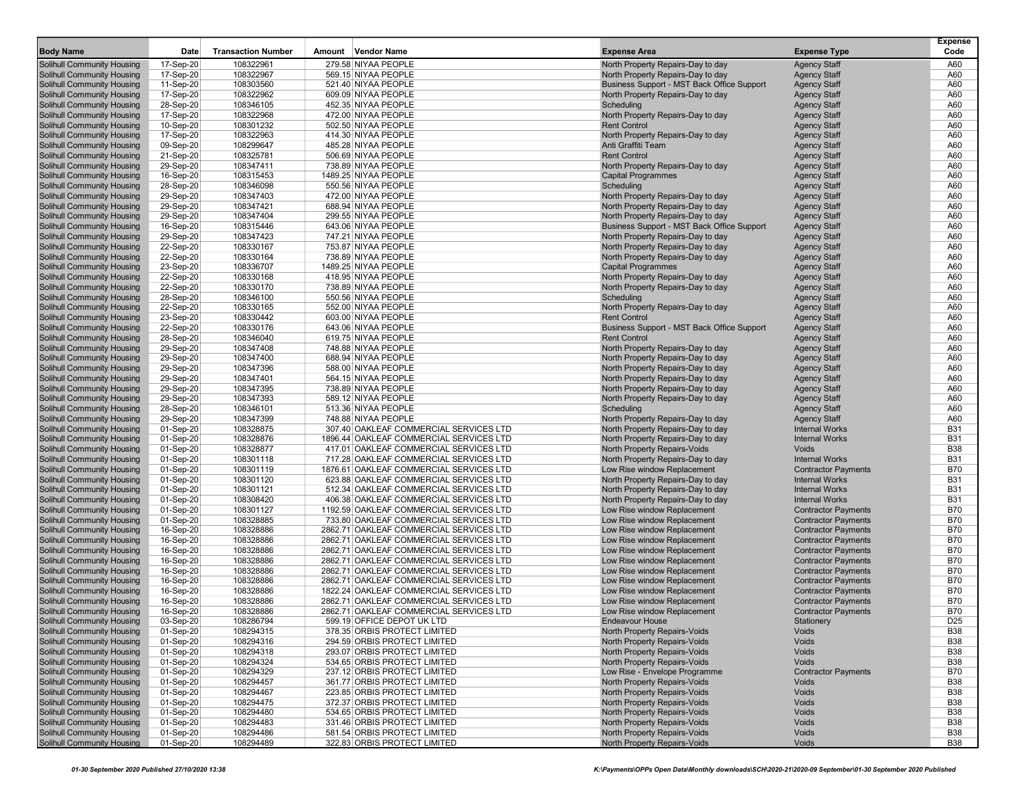| Body Name | Date | Transaction Number | Amount | Vendor Name | Expense Area | Expense Type | Expense Code |
|---|---|---|---|---|---|---|---|
| Solihull Community Housing | 17-Sep-20 | 108322961 | 279.58 | NIYAA PEOPLE | North Property Repairs-Day to day | Agency Staff | A60 |
| Solihull Community Housing | 17-Sep-20 | 108322967 | 569.15 | NIYAA PEOPLE | North Property Repairs-Day to day | Agency Staff | A60 |
| Solihull Community Housing | 11-Sep-20 | 108303560 | 521.40 | NIYAA PEOPLE | Business Support - MST Back Office Support | Agency Staff | A60 |
| Solihull Community Housing | 17-Sep-20 | 108322962 | 609.09 | NIYAA PEOPLE | North Property Repairs-Day to day | Agency Staff | A60 |
| Solihull Community Housing | 28-Sep-20 | 108346105 | 452.35 | NIYAA PEOPLE | Scheduling | Agency Staff | A60 |
| Solihull Community Housing | 17-Sep-20 | 108322968 | 472.00 | NIYAA PEOPLE | North Property Repairs-Day to day | Agency Staff | A60 |
| Solihull Community Housing | 10-Sep-20 | 108301232 | 502.50 | NIYAA PEOPLE | Rent Control | Agency Staff | A60 |
| Solihull Community Housing | 17-Sep-20 | 108322963 | 414.30 | NIYAA PEOPLE | North Property Repairs-Day to day | Agency Staff | A60 |
| Solihull Community Housing | 09-Sep-20 | 108299647 | 485.28 | NIYAA PEOPLE | Anti Graffiti Team | Agency Staff | A60 |
| Solihull Community Housing | 21-Sep-20 | 108325781 | 506.69 | NIYAA PEOPLE | Rent Control | Agency Staff | A60 |
| Solihull Community Housing | 29-Sep-20 | 108347411 | 738.89 | NIYAA PEOPLE | North Property Repairs-Day to day | Agency Staff | A60 |
| Solihull Community Housing | 16-Sep-20 | 108315453 | 1489.25 | NIYAA PEOPLE | Capital Programmes | Agency Staff | A60 |
| Solihull Community Housing | 28-Sep-20 | 108346098 | 550.56 | NIYAA PEOPLE | Scheduling | Agency Staff | A60 |
| Solihull Community Housing | 29-Sep-20 | 108347403 | 472.00 | NIYAA PEOPLE | North Property Repairs-Day to day | Agency Staff | A60 |
| Solihull Community Housing | 29-Sep-20 | 108347421 | 688.94 | NIYAA PEOPLE | North Property Repairs-Day to day | Agency Staff | A60 |
| Solihull Community Housing | 29-Sep-20 | 108347404 | 299.55 | NIYAA PEOPLE | North Property Repairs-Day to day | Agency Staff | A60 |
| Solihull Community Housing | 16-Sep-20 | 108315446 | 643.06 | NIYAA PEOPLE | Business Support - MST Back Office Support | Agency Staff | A60 |
| Solihull Community Housing | 29-Sep-20 | 108347423 | 747.21 | NIYAA PEOPLE | North Property Repairs-Day to day | Agency Staff | A60 |
| Solihull Community Housing | 22-Sep-20 | 108330167 | 753.87 | NIYAA PEOPLE | North Property Repairs-Day to day | Agency Staff | A60 |
| Solihull Community Housing | 22-Sep-20 | 108330164 | 738.89 | NIYAA PEOPLE | North Property Repairs-Day to day | Agency Staff | A60 |
| Solihull Community Housing | 23-Sep-20 | 108336707 | 1489.25 | NIYAA PEOPLE | Capital Programmes | Agency Staff | A60 |
| Solihull Community Housing | 22-Sep-20 | 108330168 | 418.95 | NIYAA PEOPLE | North Property Repairs-Day to day | Agency Staff | A60 |
| Solihull Community Housing | 22-Sep-20 | 108330170 | 738.89 | NIYAA PEOPLE | North Property Repairs-Day to day | Agency Staff | A60 |
| Solihull Community Housing | 28-Sep-20 | 108346100 | 550.56 | NIYAA PEOPLE | Scheduling | Agency Staff | A60 |
| Solihull Community Housing | 22-Sep-20 | 108330165 | 552.00 | NIYAA PEOPLE | North Property Repairs-Day to day | Agency Staff | A60 |
| Solihull Community Housing | 23-Sep-20 | 108330442 | 603.00 | NIYAA PEOPLE | Rent Control | Agency Staff | A60 |
| Solihull Community Housing | 22-Sep-20 | 108330176 | 643.06 | NIYAA PEOPLE | Business Support - MST Back Office Support | Agency Staff | A60 |
| Solihull Community Housing | 28-Sep-20 | 108346040 | 619.75 | NIYAA PEOPLE | Rent Control | Agency Staff | A60 |
| Solihull Community Housing | 29-Sep-20 | 108347408 | 748.88 | NIYAA PEOPLE | North Property Repairs-Day to day | Agency Staff | A60 |
| Solihull Community Housing | 29-Sep-20 | 108347400 | 688.94 | NIYAA PEOPLE | North Property Repairs-Day to day | Agency Staff | A60 |
| Solihull Community Housing | 29-Sep-20 | 108347396 | 588.00 | NIYAA PEOPLE | North Property Repairs-Day to day | Agency Staff | A60 |
| Solihull Community Housing | 29-Sep-20 | 108347401 | 564.15 | NIYAA PEOPLE | North Property Repairs-Day to day | Agency Staff | A60 |
| Solihull Community Housing | 29-Sep-20 | 108347395 | 738.89 | NIYAA PEOPLE | North Property Repairs-Day to day | Agency Staff | A60 |
| Solihull Community Housing | 29-Sep-20 | 108347393 | 589.12 | NIYAA PEOPLE | North Property Repairs-Day to day | Agency Staff | A60 |
| Solihull Community Housing | 28-Sep-20 | 108346101 | 513.36 | NIYAA PEOPLE | Scheduling | Agency Staff | A60 |
| Solihull Community Housing | 29-Sep-20 | 108347399 | 748.88 | NIYAA PEOPLE | North Property Repairs-Day to day | Agency Staff | A60 |
| Solihull Community Housing | 01-Sep-20 | 108328875 | 307.40 | OAKLEAF COMMERCIAL SERVICES LTD | North Property Repairs-Day to day | Internal Works | B31 |
| Solihull Community Housing | 01-Sep-20 | 108328876 | 1896.44 | OAKLEAF COMMERCIAL SERVICES LTD | North Property Repairs-Day to day | Internal Works | B31 |
| Solihull Community Housing | 01-Sep-20 | 108328877 | 417.01 | OAKLEAF COMMERCIAL SERVICES LTD | North Property Repairs-Voids | Voids | B38 |
| Solihull Community Housing | 01-Sep-20 | 108301118 | 717.28 | OAKLEAF COMMERCIAL SERVICES LTD | North Property Repairs-Day to day | Internal Works | B31 |
| Solihull Community Housing | 01-Sep-20 | 108301119 | 1876.61 | OAKLEAF COMMERCIAL SERVICES LTD | Low Rise window Replacement | Contractor Payments | B70 |
| Solihull Community Housing | 01-Sep-20 | 108301120 | 623.88 | OAKLEAF COMMERCIAL SERVICES LTD | North Property Repairs-Day to day | Internal Works | B31 |
| Solihull Community Housing | 01-Sep-20 | 108301121 | 512.34 | OAKLEAF COMMERCIAL SERVICES LTD | North Property Repairs-Day to day | Internal Works | B31 |
| Solihull Community Housing | 01-Sep-20 | 108308420 | 406.38 | OAKLEAF COMMERCIAL SERVICES LTD | North Property Repairs-Day to day | Internal Works | B31 |
| Solihull Community Housing | 01-Sep-20 | 108301127 | 1192.59 | OAKLEAF COMMERCIAL SERVICES LTD | Low Rise window Replacement | Contractor Payments | B70 |
| Solihull Community Housing | 01-Sep-20 | 108328885 | 733.80 | OAKLEAF COMMERCIAL SERVICES LTD | Low Rise window Replacement | Contractor Payments | B70 |
| Solihull Community Housing | 16-Sep-20 | 108328886 | 2862.71 | OAKLEAF COMMERCIAL SERVICES LTD | Low Rise window Replacement | Contractor Payments | B70 |
| Solihull Community Housing | 16-Sep-20 | 108328886 | 2862.71 | OAKLEAF COMMERCIAL SERVICES LTD | Low Rise window Replacement | Contractor Payments | B70 |
| Solihull Community Housing | 16-Sep-20 | 108328886 | 2862.71 | OAKLEAF COMMERCIAL SERVICES LTD | Low Rise window Replacement | Contractor Payments | B70 |
| Solihull Community Housing | 16-Sep-20 | 108328886 | 2862.71 | OAKLEAF COMMERCIAL SERVICES LTD | Low Rise window Replacement | Contractor Payments | B70 |
| Solihull Community Housing | 16-Sep-20 | 108328886 | 2862.71 | OAKLEAF COMMERCIAL SERVICES LTD | Low Rise window Replacement | Contractor Payments | B70 |
| Solihull Community Housing | 16-Sep-20 | 108328886 | 2862.71 | OAKLEAF COMMERCIAL SERVICES LTD | Low Rise window Replacement | Contractor Payments | B70 |
| Solihull Community Housing | 16-Sep-20 | 108328886 | 1822.24 | OAKLEAF COMMERCIAL SERVICES LTD | Low Rise window Replacement | Contractor Payments | B70 |
| Solihull Community Housing | 16-Sep-20 | 108328886 | 2862.71 | OAKLEAF COMMERCIAL SERVICES LTD | Low Rise window Replacement | Contractor Payments | B70 |
| Solihull Community Housing | 16-Sep-20 | 108328886 | 2862.71 | OAKLEAF COMMERCIAL SERVICES LTD | Low Rise window Replacement | Contractor Payments | B70 |
| Solihull Community Housing | 03-Sep-20 | 108286794 | 599.19 | OFFICE DEPOT UK LTD | Endeavour House | Stationery | D25 |
| Solihull Community Housing | 01-Sep-20 | 108294315 | 378.35 | ORBIS PROTECT LIMITED | North Property Repairs-Voids | Voids | B38 |
| Solihull Community Housing | 01-Sep-20 | 108294316 | 294.59 | ORBIS PROTECT LIMITED | North Property Repairs-Voids | Voids | B38 |
| Solihull Community Housing | 01-Sep-20 | 108294318 | 293.07 | ORBIS PROTECT LIMITED | North Property Repairs-Voids | Voids | B38 |
| Solihull Community Housing | 01-Sep-20 | 108294324 | 534.65 | ORBIS PROTECT LIMITED | North Property Repairs-Voids | Voids | B38 |
| Solihull Community Housing | 01-Sep-20 | 108294329 | 237.12 | ORBIS PROTECT LIMITED | Low Rise - Envelope Programme | Contractor Payments | B70 |
| Solihull Community Housing | 01-Sep-20 | 108294457 | 361.77 | ORBIS PROTECT LIMITED | North Property Repairs-Voids | Voids | B38 |
| Solihull Community Housing | 01-Sep-20 | 108294467 | 223.85 | ORBIS PROTECT LIMITED | North Property Repairs-Voids | Voids | B38 |
| Solihull Community Housing | 01-Sep-20 | 108294475 | 372.37 | ORBIS PROTECT LIMITED | North Property Repairs-Voids | Voids | B38 |
| Solihull Community Housing | 01-Sep-20 | 108294480 | 534.65 | ORBIS PROTECT LIMITED | North Property Repairs-Voids | Voids | B38 |
| Solihull Community Housing | 01-Sep-20 | 108294483 | 331.46 | ORBIS PROTECT LIMITED | North Property Repairs-Voids | Voids | B38 |
| Solihull Community Housing | 01-Sep-20 | 108294486 | 581.54 | ORBIS PROTECT LIMITED | North Property Repairs-Voids | Voids | B38 |
| Solihull Community Housing | 01-Sep-20 | 108294489 | 322.83 | ORBIS PROTECT LIMITED | North Property Repairs-Voids | Voids | B38 |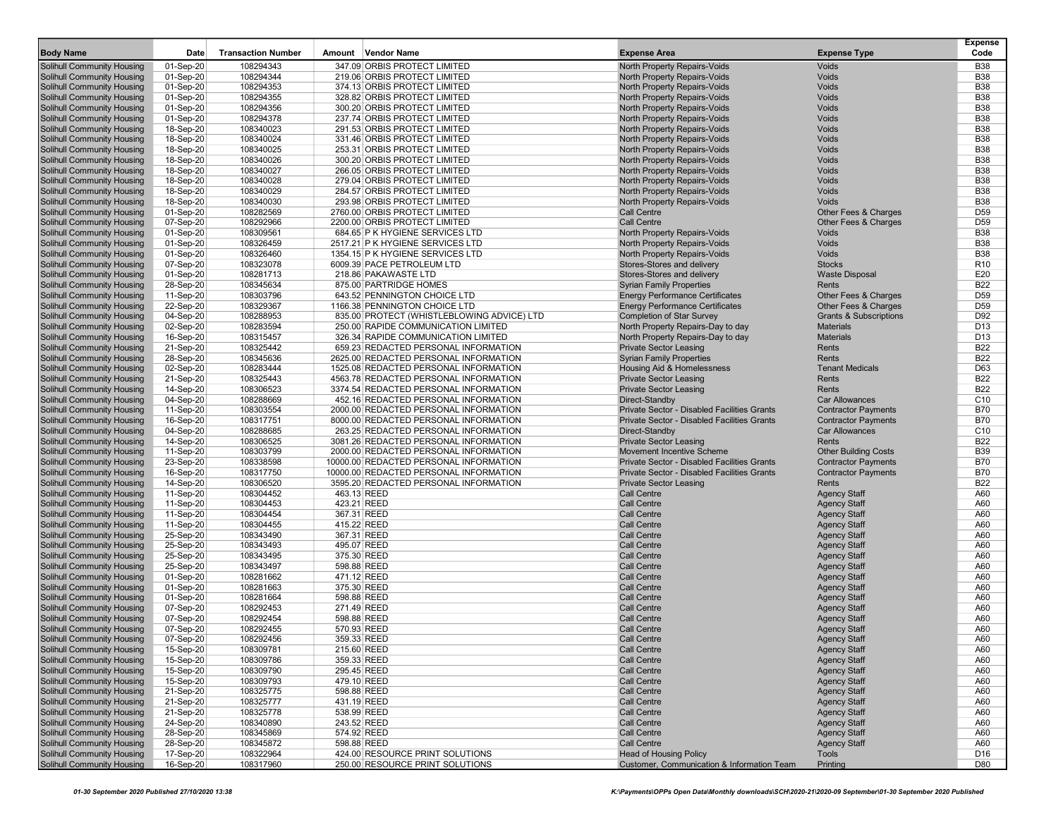| Body Name | Date | Transaction Number | Amount | Vendor Name | Expense Area | Expense Type | Expense Code |
|---|---|---|---|---|---|---|---|
| Solihull Community Housing | 01-Sep-20 | 108294343 | 347.09 | ORBIS PROTECT LIMITED | North Property Repairs-Voids | Voids | B38 |
| Solihull Community Housing | 01-Sep-20 | 108294344 | 219.06 | ORBIS PROTECT LIMITED | North Property Repairs-Voids | Voids | B38 |
| Solihull Community Housing | 01-Sep-20 | 108294353 | 374.13 | ORBIS PROTECT LIMITED | North Property Repairs-Voids | Voids | B38 |
| Solihull Community Housing | 01-Sep-20 | 108294355 | 328.82 | ORBIS PROTECT LIMITED | North Property Repairs-Voids | Voids | B38 |
| Solihull Community Housing | 01-Sep-20 | 108294356 | 300.20 | ORBIS PROTECT LIMITED | North Property Repairs-Voids | Voids | B38 |
| Solihull Community Housing | 01-Sep-20 | 108294378 | 237.74 | ORBIS PROTECT LIMITED | North Property Repairs-Voids | Voids | B38 |
| Solihull Community Housing | 18-Sep-20 | 108340023 | 291.53 | ORBIS PROTECT LIMITED | North Property Repairs-Voids | Voids | B38 |
| Solihull Community Housing | 18-Sep-20 | 108340024 | 331.46 | ORBIS PROTECT LIMITED | North Property Repairs-Voids | Voids | B38 |
| Solihull Community Housing | 18-Sep-20 | 108340025 | 253.31 | ORBIS PROTECT LIMITED | North Property Repairs-Voids | Voids | B38 |
| Solihull Community Housing | 18-Sep-20 | 108340026 | 300.20 | ORBIS PROTECT LIMITED | North Property Repairs-Voids | Voids | B38 |
| Solihull Community Housing | 18-Sep-20 | 108340027 | 266.05 | ORBIS PROTECT LIMITED | North Property Repairs-Voids | Voids | B38 |
| Solihull Community Housing | 18-Sep-20 | 108340028 | 279.04 | ORBIS PROTECT LIMITED | North Property Repairs-Voids | Voids | B38 |
| Solihull Community Housing | 18-Sep-20 | 108340029 | 284.57 | ORBIS PROTECT LIMITED | North Property Repairs-Voids | Voids | B38 |
| Solihull Community Housing | 18-Sep-20 | 108340030 | 293.98 | ORBIS PROTECT LIMITED | North Property Repairs-Voids | Voids | B38 |
| Solihull Community Housing | 01-Sep-20 | 108282569 | 2760.00 | ORBIS PROTECT LIMITED | Call Centre | Other Fees & Charges | D59 |
| Solihull Community Housing | 07-Sep-20 | 108292966 | 2200.00 | ORBIS PROTECT LIMITED | Call Centre | Other Fees & Charges | D59 |
| Solihull Community Housing | 01-Sep-20 | 108309561 | 684.65 | P K HYGIENE SERVICES LTD | North Property Repairs-Voids | Voids | B38 |
| Solihull Community Housing | 01-Sep-20 | 108326459 | 2517.21 | P K HYGIENE SERVICES LTD | North Property Repairs-Voids | Voids | B38 |
| Solihull Community Housing | 01-Sep-20 | 108326460 | 1354.15 | P K HYGIENE SERVICES LTD | North Property Repairs-Voids | Voids | B38 |
| Solihull Community Housing | 07-Sep-20 | 108323078 | 6009.39 | PACE PETROLEUM LTD | Stores-Stores and delivery | Stocks | R10 |
| Solihull Community Housing | 01-Sep-20 | 108281713 | 218.86 | PAKAWASTE LTD | Stores-Stores and delivery | Waste Disposal | E20 |
| Solihull Community Housing | 28-Sep-20 | 108345634 | 875.00 | PARTRIDGE HOMES | Syrian Family Properties | Rents | B22 |
| Solihull Community Housing | 11-Sep-20 | 108303796 | 643.52 | PENNINGTON CHOICE LTD | Energy Performance Certificates | Other Fees & Charges | D59 |
| Solihull Community Housing | 22-Sep-20 | 108329367 | 1166.38 | PENNINGTON CHOICE LTD | Energy Performance Certificates | Other Fees & Charges | D59 |
| Solihull Community Housing | 04-Sep-20 | 108288953 | 835.00 | PROTECT (WHISTLEBLOWING ADVICE) LTD | Completion of Star Survey | Grants & Subscriptions | D92 |
| Solihull Community Housing | 02-Sep-20 | 108283594 | 250.00 | RAPIDE COMMUNICATION LIMITED | North Property Repairs-Day to day | Materials | D13 |
| Solihull Community Housing | 16-Sep-20 | 108315457 | 326.34 | RAPIDE COMMUNICATION LIMITED | North Property Repairs-Day to day | Materials | D13 |
| Solihull Community Housing | 21-Sep-20 | 108325442 | 659.23 | REDACTED PERSONAL INFORMATION | Private Sector Leasing | Rents | B22 |
| Solihull Community Housing | 28-Sep-20 | 108345636 | 2625.00 | REDACTED PERSONAL INFORMATION | Syrian Family Properties | Rents | B22 |
| Solihull Community Housing | 02-Sep-20 | 108283444 | 1525.08 | REDACTED PERSONAL INFORMATION | Housing Aid & Homelessness | Tenant Medicals | D63 |
| Solihull Community Housing | 21-Sep-20 | 108325443 | 4563.78 | REDACTED PERSONAL INFORMATION | Private Sector Leasing | Rents | B22 |
| Solihull Community Housing | 14-Sep-20 | 108306523 | 3374.54 | REDACTED PERSONAL INFORMATION | Private Sector Leasing | Rents | B22 |
| Solihull Community Housing | 04-Sep-20 | 108288669 | 452.16 | REDACTED PERSONAL INFORMATION | Direct-Standby | Car Allowances | C10 |
| Solihull Community Housing | 11-Sep-20 | 108303554 | 2000.00 | REDACTED PERSONAL INFORMATION | Private Sector - Disabled Facilities Grants | Contractor Payments | B70 |
| Solihull Community Housing | 16-Sep-20 | 108317751 | 8000.00 | REDACTED PERSONAL INFORMATION | Private Sector - Disabled Facilities Grants | Contractor Payments | B70 |
| Solihull Community Housing | 04-Sep-20 | 108288685 | 263.25 | REDACTED PERSONAL INFORMATION | Direct-Standby | Car Allowances | C10 |
| Solihull Community Housing | 14-Sep-20 | 108306525 | 3081.26 | REDACTED PERSONAL INFORMATION | Private Sector Leasing | Rents | B22 |
| Solihull Community Housing | 11-Sep-20 | 108303799 | 2000.00 | REDACTED PERSONAL INFORMATION | Movement Incentive Scheme | Other Building Costs | B39 |
| Solihull Community Housing | 23-Sep-20 | 108338598 | 10000.00 | REDACTED PERSONAL INFORMATION | Private Sector - Disabled Facilities Grants | Contractor Payments | B70 |
| Solihull Community Housing | 16-Sep-20 | 108317750 | 10000.00 | REDACTED PERSONAL INFORMATION | Private Sector - Disabled Facilities Grants | Contractor Payments | B70 |
| Solihull Community Housing | 14-Sep-20 | 108306520 | 3595.20 | REDACTED PERSONAL INFORMATION | Private Sector Leasing | Rents | B22 |
| Solihull Community Housing | 11-Sep-20 | 108304452 | 463.13 | REED | Call Centre | Agency Staff | A60 |
| Solihull Community Housing | 11-Sep-20 | 108304453 | 423.21 | REED | Call Centre | Agency Staff | A60 |
| Solihull Community Housing | 11-Sep-20 | 108304454 | 367.31 | REED | Call Centre | Agency Staff | A60 |
| Solihull Community Housing | 11-Sep-20 | 108304455 | 415.22 | REED | Call Centre | Agency Staff | A60 |
| Solihull Community Housing | 25-Sep-20 | 108343490 | 367.31 | REED | Call Centre | Agency Staff | A60 |
| Solihull Community Housing | 25-Sep-20 | 108343493 | 495.07 | REED | Call Centre | Agency Staff | A60 |
| Solihull Community Housing | 25-Sep-20 | 108343495 | 375.30 | REED | Call Centre | Agency Staff | A60 |
| Solihull Community Housing | 25-Sep-20 | 108343497 | 598.88 | REED | Call Centre | Agency Staff | A60 |
| Solihull Community Housing | 01-Sep-20 | 108281662 | 471.12 | REED | Call Centre | Agency Staff | A60 |
| Solihull Community Housing | 01-Sep-20 | 108281663 | 375.30 | REED | Call Centre | Agency Staff | A60 |
| Solihull Community Housing | 01-Sep-20 | 108281664 | 598.88 | REED | Call Centre | Agency Staff | A60 |
| Solihull Community Housing | 07-Sep-20 | 108292453 | 271.49 | REED | Call Centre | Agency Staff | A60 |
| Solihull Community Housing | 07-Sep-20 | 108292454 | 598.88 | REED | Call Centre | Agency Staff | A60 |
| Solihull Community Housing | 07-Sep-20 | 108292455 | 570.93 | REED | Call Centre | Agency Staff | A60 |
| Solihull Community Housing | 07-Sep-20 | 108292456 | 359.33 | REED | Call Centre | Agency Staff | A60 |
| Solihull Community Housing | 15-Sep-20 | 108309781 | 215.60 | REED | Call Centre | Agency Staff | A60 |
| Solihull Community Housing | 15-Sep-20 | 108309786 | 359.33 | REED | Call Centre | Agency Staff | A60 |
| Solihull Community Housing | 15-Sep-20 | 108309790 | 295.45 | REED | Call Centre | Agency Staff | A60 |
| Solihull Community Housing | 15-Sep-20 | 108309793 | 479.10 | REED | Call Centre | Agency Staff | A60 |
| Solihull Community Housing | 21-Sep-20 | 108325775 | 598.88 | REED | Call Centre | Agency Staff | A60 |
| Solihull Community Housing | 21-Sep-20 | 108325777 | 431.19 | REED | Call Centre | Agency Staff | A60 |
| Solihull Community Housing | 21-Sep-20 | 108325778 | 538.99 | REED | Call Centre | Agency Staff | A60 |
| Solihull Community Housing | 24-Sep-20 | 108340890 | 243.52 | REED | Call Centre | Agency Staff | A60 |
| Solihull Community Housing | 28-Sep-20 | 108345869 | 574.92 | REED | Call Centre | Agency Staff | A60 |
| Solihull Community Housing | 28-Sep-20 | 108345872 | 598.88 | REED | Call Centre | Agency Staff | A60 |
| Solihull Community Housing | 17-Sep-20 | 108322964 | 424.00 | RESOURCE PRINT SOLUTIONS | Head of Housing Policy | Tools | D16 |
| Solihull Community Housing | 16-Sep-20 | 108317960 | 250.00 | RESOURCE PRINT SOLUTIONS | Customer, Communication & Information Team | Printing | D80 |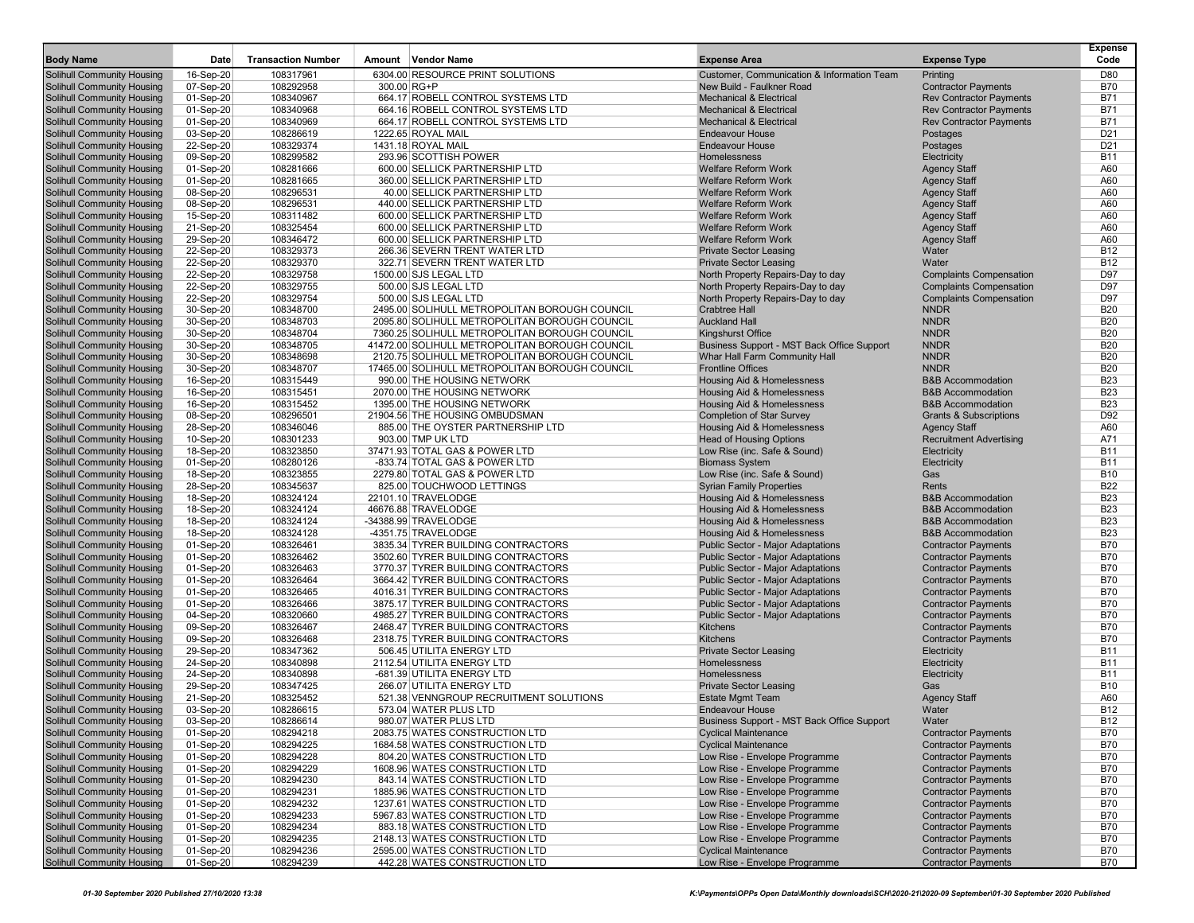| Body Name | Date | Transaction Number | Amount | Vendor Name | Expense Area | Expense Type | Expense Code |
|---|---|---|---|---|---|---|---|
| Solihull Community Housing | 16-Sep-20 | 108317961 | 6304.00 | RESOURCE PRINT SOLUTIONS | Customer, Communication & Information Team | Printing | D80 |
| Solihull Community Housing | 07-Sep-20 | 108292958 | 300.00 | RG+P | New Build - Faulkner Road | Contractor Payments | B70 |
| Solihull Community Housing | 01-Sep-20 | 108340967 | 664.17 | ROBELL CONTROL SYSTEMS LTD | Mechanical & Electrical | Rev Contractor Payments | B71 |
| Solihull Community Housing | 01-Sep-20 | 108340968 | 664.16 | ROBELL CONTROL SYSTEMS LTD | Mechanical & Electrical | Rev Contractor Payments | B71 |
| Solihull Community Housing | 01-Sep-20 | 108340969 | 664.17 | ROBELL CONTROL SYSTEMS LTD | Mechanical & Electrical | Rev Contractor Payments | B71 |
| Solihull Community Housing | 03-Sep-20 | 108286619 | 1222.65 | ROYAL MAIL | Endeavour House | Postages | D21 |
| Solihull Community Housing | 22-Sep-20 | 108329374 | 1431.18 | ROYAL MAIL | Endeavour House | Postages | D21 |
| Solihull Community Housing | 09-Sep-20 | 108299582 | 293.96 | SCOTTISH POWER | Homelessness | Electricity | B11 |
| Solihull Community Housing | 01-Sep-20 | 108281666 | 600.00 | SELLICK PARTNERSHIP LTD | Welfare Reform Work | Agency Staff | A60 |
| Solihull Community Housing | 01-Sep-20 | 108281665 | 360.00 | SELLICK PARTNERSHIP LTD | Welfare Reform Work | Agency Staff | A60 |
| Solihull Community Housing | 08-Sep-20 | 108296531 | 40.00 | SELLICK PARTNERSHIP LTD | Welfare Reform Work | Agency Staff | A60 |
| Solihull Community Housing | 08-Sep-20 | 108296531 | 440.00 | SELLICK PARTNERSHIP LTD | Welfare Reform Work | Agency Staff | A60 |
| Solihull Community Housing | 15-Sep-20 | 108311482 | 600.00 | SELLICK PARTNERSHIP LTD | Welfare Reform Work | Agency Staff | A60 |
| Solihull Community Housing | 21-Sep-20 | 108325454 | 600.00 | SELLICK PARTNERSHIP LTD | Welfare Reform Work | Agency Staff | A60 |
| Solihull Community Housing | 29-Sep-20 | 108346472 | 600.00 | SELLICK PARTNERSHIP LTD | Welfare Reform Work | Agency Staff | A60 |
| Solihull Community Housing | 22-Sep-20 | 108329373 | 266.36 | SEVERN TRENT WATER LTD | Private Sector Leasing | Water | B12 |
| Solihull Community Housing | 22-Sep-20 | 108329370 | 322.71 | SEVERN TRENT WATER LTD | Private Sector Leasing | Water | B12 |
| Solihull Community Housing | 22-Sep-20 | 108329758 | 1500.00 | SJS LEGAL LTD | North Property Repairs-Day to day | Complaints Compensation | D97 |
| Solihull Community Housing | 22-Sep-20 | 108329755 | 500.00 | SJS LEGAL LTD | North Property Repairs-Day to day | Complaints Compensation | D97 |
| Solihull Community Housing | 22-Sep-20 | 108329754 | 500.00 | SJS LEGAL LTD | North Property Repairs-Day to day | Complaints Compensation | D97 |
| Solihull Community Housing | 30-Sep-20 | 108348700 | 2495.00 | SOLIHULL METROPOLITAN BOROUGH COUNCIL | Crabtree Hall | NNDR | B20 |
| Solihull Community Housing | 30-Sep-20 | 108348703 | 2095.80 | SOLIHULL METROPOLITAN BOROUGH COUNCIL | Auckland Hall | NNDR | B20 |
| Solihull Community Housing | 30-Sep-20 | 108348704 | 7360.25 | SOLIHULL METROPOLITAN BOROUGH COUNCIL | Kingshurst Office | NNDR | B20 |
| Solihull Community Housing | 30-Sep-20 | 108348705 | 41472.00 | SOLIHULL METROPOLITAN BOROUGH COUNCIL | Business Support - MST Back Office Support | NNDR | B20 |
| Solihull Community Housing | 30-Sep-20 | 108348698 | 2120.75 | SOLIHULL METROPOLITAN BOROUGH COUNCIL | Whar Hall Farm Community Hall | NNDR | B20 |
| Solihull Community Housing | 30-Sep-20 | 108348707 | 17465.00 | SOLIHULL METROPOLITAN BOROUGH COUNCIL | Frontline Offices | NNDR | B20 |
| Solihull Community Housing | 16-Sep-20 | 108315449 | 990.00 | THE HOUSING NETWORK | Housing Aid & Homelessness | B&B Accommodation | B23 |
| Solihull Community Housing | 16-Sep-20 | 108315451 | 2070.00 | THE HOUSING NETWORK | Housing Aid & Homelessness | B&B Accommodation | B23 |
| Solihull Community Housing | 16-Sep-20 | 108315452 | 1395.00 | THE HOUSING NETWORK | Housing Aid & Homelessness | B&B Accommodation | B23 |
| Solihull Community Housing | 08-Sep-20 | 108296501 | 21904.56 | THE HOUSING OMBUDSMAN | Completion of Star Survey | Grants & Subscriptions | D92 |
| Solihull Community Housing | 28-Sep-20 | 108346046 | 885.00 | THE OYSTER PARTNERSHIP LTD | Housing Aid & Homelessness | Agency Staff | A60 |
| Solihull Community Housing | 10-Sep-20 | 108301233 | 903.00 | TMP UK LTD | Head of Housing Options | Recruitment Advertising | A71 |
| Solihull Community Housing | 18-Sep-20 | 108323850 | 37471.93 | TOTAL GAS & POWER LTD | Low Rise (inc. Safe & Sound) | Electricity | B11 |
| Solihull Community Housing | 01-Sep-20 | 108280126 | -833.74 | TOTAL GAS & POWER LTD | Biomass System | Electricity | B11 |
| Solihull Community Housing | 18-Sep-20 | 108323855 | 2279.80 | TOTAL GAS & POWER LTD | Low Rise (inc. Safe & Sound) | Gas | B10 |
| Solihull Community Housing | 28-Sep-20 | 108345637 | 825.00 | TOUCHWOOD LETTINGS | Syrian Family Properties | Rents | B22 |
| Solihull Community Housing | 18-Sep-20 | 108324124 | 22101.10 | TRAVELODGE | Housing Aid & Homelessness | B&B Accommodation | B23 |
| Solihull Community Housing | 18-Sep-20 | 108324124 | 46676.88 | TRAVELODGE | Housing Aid & Homelessness | B&B Accommodation | B23 |
| Solihull Community Housing | 18-Sep-20 | 108324124 | -34388.99 | TRAVELODGE | Housing Aid & Homelessness | B&B Accommodation | B23 |
| Solihull Community Housing | 18-Sep-20 | 108324128 | -4351.75 | TRAVELODGE | Housing Aid & Homelessness | B&B Accommodation | B23 |
| Solihull Community Housing | 01-Sep-20 | 108326461 | 3835.34 | TYRER BUILDING CONTRACTORS | Public Sector - Major Adaptations | Contractor Payments | B70 |
| Solihull Community Housing | 01-Sep-20 | 108326462 | 3502.60 | TYRER BUILDING CONTRACTORS | Public Sector - Major Adaptations | Contractor Payments | B70 |
| Solihull Community Housing | 01-Sep-20 | 108326463 | 3770.37 | TYRER BUILDING CONTRACTORS | Public Sector - Major Adaptations | Contractor Payments | B70 |
| Solihull Community Housing | 01-Sep-20 | 108326464 | 3664.42 | TYRER BUILDING CONTRACTORS | Public Sector - Major Adaptations | Contractor Payments | B70 |
| Solihull Community Housing | 01-Sep-20 | 108326465 | 4016.31 | TYRER BUILDING CONTRACTORS | Public Sector - Major Adaptations | Contractor Payments | B70 |
| Solihull Community Housing | 01-Sep-20 | 108326466 | 3875.17 | TYRER BUILDING CONTRACTORS | Public Sector - Major Adaptations | Contractor Payments | B70 |
| Solihull Community Housing | 04-Sep-20 | 108320660 | 4985.27 | TYRER BUILDING CONTRACTORS | Public Sector - Major Adaptations | Contractor Payments | B70 |
| Solihull Community Housing | 09-Sep-20 | 108326467 | 2468.47 | TYRER BUILDING CONTRACTORS | Kitchens | Contractor Payments | B70 |
| Solihull Community Housing | 09-Sep-20 | 108326468 | 2318.75 | TYRER BUILDING CONTRACTORS | Kitchens | Contractor Payments | B70 |
| Solihull Community Housing | 29-Sep-20 | 108347362 | 506.45 | UTILITA ENERGY LTD | Private Sector Leasing | Electricity | B11 |
| Solihull Community Housing | 24-Sep-20 | 108340898 | 2112.54 | UTILITA ENERGY LTD | Homelessness | Electricity | B11 |
| Solihull Community Housing | 24-Sep-20 | 108340898 | -681.39 | UTILITA ENERGY LTD | Homelessness | Electricity | B11 |
| Solihull Community Housing | 29-Sep-20 | 108347425 | 266.07 | UTILITA ENERGY LTD | Private Sector Leasing | Gas | B10 |
| Solihull Community Housing | 21-Sep-20 | 108325452 | 521.38 | VENNGROUP RECRUITMENT SOLUTIONS | Estate Mgmt Team | Agency Staff | A60 |
| Solihull Community Housing | 03-Sep-20 | 108286615 | 573.04 | WATER PLUS LTD | Endeavour House | Water | B12 |
| Solihull Community Housing | 03-Sep-20 | 108286614 | 980.07 | WATER PLUS LTD | Business Support - MST Back Office Support | Water | B12 |
| Solihull Community Housing | 01-Sep-20 | 108294218 | 2083.75 | WATES CONSTRUCTION LTD | Cyclical Maintenance | Contractor Payments | B70 |
| Solihull Community Housing | 01-Sep-20 | 108294225 | 1684.58 | WATES CONSTRUCTION LTD | Cyclical Maintenance | Contractor Payments | B70 |
| Solihull Community Housing | 01-Sep-20 | 108294228 | 804.20 | WATES CONSTRUCTION LTD | Low Rise - Envelope Programme | Contractor Payments | B70 |
| Solihull Community Housing | 01-Sep-20 | 108294229 | 1608.96 | WATES CONSTRUCTION LTD | Low Rise - Envelope Programme | Contractor Payments | B70 |
| Solihull Community Housing | 01-Sep-20 | 108294230 | 843.14 | WATES CONSTRUCTION LTD | Low Rise - Envelope Programme | Contractor Payments | B70 |
| Solihull Community Housing | 01-Sep-20 | 108294231 | 1885.96 | WATES CONSTRUCTION LTD | Low Rise - Envelope Programme | Contractor Payments | B70 |
| Solihull Community Housing | 01-Sep-20 | 108294232 | 1237.61 | WATES CONSTRUCTION LTD | Low Rise - Envelope Programme | Contractor Payments | B70 |
| Solihull Community Housing | 01-Sep-20 | 108294233 | 5967.83 | WATES CONSTRUCTION LTD | Low Rise - Envelope Programme | Contractor Payments | B70 |
| Solihull Community Housing | 01-Sep-20 | 108294234 | 883.18 | WATES CONSTRUCTION LTD | Low Rise - Envelope Programme | Contractor Payments | B70 |
| Solihull Community Housing | 01-Sep-20 | 108294235 | 2148.13 | WATES CONSTRUCTION LTD | Low Rise - Envelope Programme | Contractor Payments | B70 |
| Solihull Community Housing | 01-Sep-20 | 108294236 | 2595.00 | WATES CONSTRUCTION LTD | Cyclical Maintenance | Contractor Payments | B70 |
| Solihull Community Housing | 01-Sep-20 | 108294239 | 442.28 | WATES CONSTRUCTION LTD | Low Rise - Envelope Programme | Contractor Payments | B70 |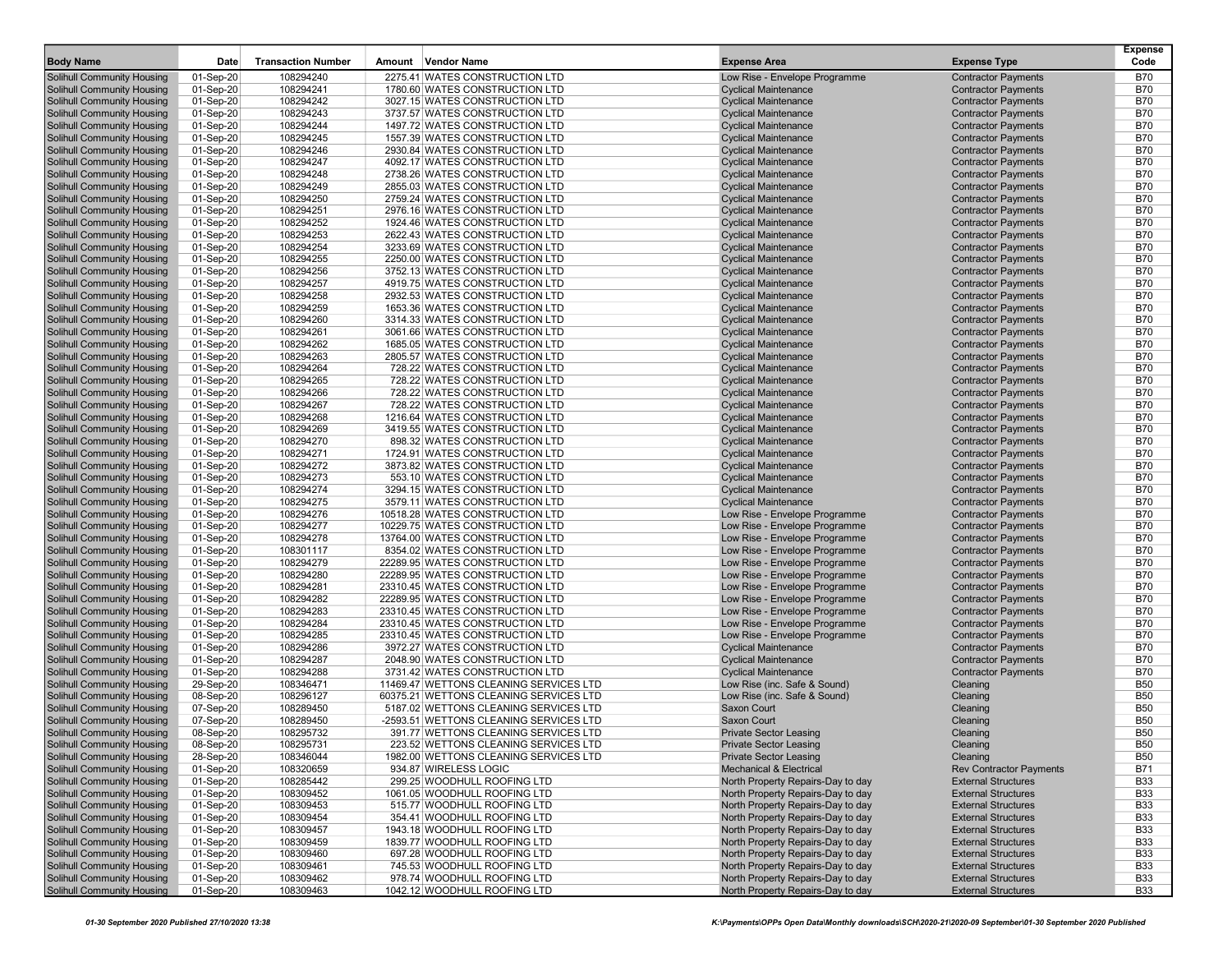| Body Name | Date | Transaction Number | Amount | Vendor Name | Expense Area | Expense Type | Expense Code |
|---|---|---|---|---|---|---|---|
| Solihull Community Housing | 01-Sep-20 | 108294240 | 2275.41 | WATES CONSTRUCTION LTD | Low Rise - Envelope Programme | Contractor Payments | B70 |
| Solihull Community Housing | 01-Sep-20 | 108294241 | 1780.60 | WATES CONSTRUCTION LTD | Cyclical Maintenance | Contractor Payments | B70 |
| Solihull Community Housing | 01-Sep-20 | 108294242 | 3027.15 | WATES CONSTRUCTION LTD | Cyclical Maintenance | Contractor Payments | B70 |
| Solihull Community Housing | 01-Sep-20 | 108294243 | 3737.57 | WATES CONSTRUCTION LTD | Cyclical Maintenance | Contractor Payments | B70 |
| Solihull Community Housing | 01-Sep-20 | 108294244 | 1497.72 | WATES CONSTRUCTION LTD | Cyclical Maintenance | Contractor Payments | B70 |
| Solihull Community Housing | 01-Sep-20 | 108294245 | 1557.39 | WATES CONSTRUCTION LTD | Cyclical Maintenance | Contractor Payments | B70 |
| Solihull Community Housing | 01-Sep-20 | 108294246 | 2930.84 | WATES CONSTRUCTION LTD | Cyclical Maintenance | Contractor Payments | B70 |
| Solihull Community Housing | 01-Sep-20 | 108294247 | 4092.17 | WATES CONSTRUCTION LTD | Cyclical Maintenance | Contractor Payments | B70 |
| Solihull Community Housing | 01-Sep-20 | 108294248 | 2738.26 | WATES CONSTRUCTION LTD | Cyclical Maintenance | Contractor Payments | B70 |
| Solihull Community Housing | 01-Sep-20 | 108294249 | 2855.03 | WATES CONSTRUCTION LTD | Cyclical Maintenance | Contractor Payments | B70 |
| Solihull Community Housing | 01-Sep-20 | 108294250 | 2759.24 | WATES CONSTRUCTION LTD | Cyclical Maintenance | Contractor Payments | B70 |
| Solihull Community Housing | 01-Sep-20 | 108294251 | 2976.16 | WATES CONSTRUCTION LTD | Cyclical Maintenance | Contractor Payments | B70 |
| Solihull Community Housing | 01-Sep-20 | 108294252 | 1924.46 | WATES CONSTRUCTION LTD | Cyclical Maintenance | Contractor Payments | B70 |
| Solihull Community Housing | 01-Sep-20 | 108294253 | 2622.43 | WATES CONSTRUCTION LTD | Cyclical Maintenance | Contractor Payments | B70 |
| Solihull Community Housing | 01-Sep-20 | 108294254 | 3233.69 | WATES CONSTRUCTION LTD | Cyclical Maintenance | Contractor Payments | B70 |
| Solihull Community Housing | 01-Sep-20 | 108294255 | 2250.00 | WATES CONSTRUCTION LTD | Cyclical Maintenance | Contractor Payments | B70 |
| Solihull Community Housing | 01-Sep-20 | 108294256 | 3752.13 | WATES CONSTRUCTION LTD | Cyclical Maintenance | Contractor Payments | B70 |
| Solihull Community Housing | 01-Sep-20 | 108294257 | 4919.75 | WATES CONSTRUCTION LTD | Cyclical Maintenance | Contractor Payments | B70 |
| Solihull Community Housing | 01-Sep-20 | 108294258 | 2932.53 | WATES CONSTRUCTION LTD | Cyclical Maintenance | Contractor Payments | B70 |
| Solihull Community Housing | 01-Sep-20 | 108294259 | 1653.36 | WATES CONSTRUCTION LTD | Cyclical Maintenance | Contractor Payments | B70 |
| Solihull Community Housing | 01-Sep-20 | 108294260 | 3314.33 | WATES CONSTRUCTION LTD | Cyclical Maintenance | Contractor Payments | B70 |
| Solihull Community Housing | 01-Sep-20 | 108294261 | 3061.66 | WATES CONSTRUCTION LTD | Cyclical Maintenance | Contractor Payments | B70 |
| Solihull Community Housing | 01-Sep-20 | 108294262 | 1685.05 | WATES CONSTRUCTION LTD | Cyclical Maintenance | Contractor Payments | B70 |
| Solihull Community Housing | 01-Sep-20 | 108294263 | 2805.57 | WATES CONSTRUCTION LTD | Cyclical Maintenance | Contractor Payments | B70 |
| Solihull Community Housing | 01-Sep-20 | 108294264 | 728.22 | WATES CONSTRUCTION LTD | Cyclical Maintenance | Contractor Payments | B70 |
| Solihull Community Housing | 01-Sep-20 | 108294265 | 728.22 | WATES CONSTRUCTION LTD | Cyclical Maintenance | Contractor Payments | B70 |
| Solihull Community Housing | 01-Sep-20 | 108294266 | 728.22 | WATES CONSTRUCTION LTD | Cyclical Maintenance | Contractor Payments | B70 |
| Solihull Community Housing | 01-Sep-20 | 108294267 | 728.22 | WATES CONSTRUCTION LTD | Cyclical Maintenance | Contractor Payments | B70 |
| Solihull Community Housing | 01-Sep-20 | 108294268 | 1216.64 | WATES CONSTRUCTION LTD | Cyclical Maintenance | Contractor Payments | B70 |
| Solihull Community Housing | 01-Sep-20 | 108294269 | 3419.55 | WATES CONSTRUCTION LTD | Cyclical Maintenance | Contractor Payments | B70 |
| Solihull Community Housing | 01-Sep-20 | 108294270 | 898.32 | WATES CONSTRUCTION LTD | Cyclical Maintenance | Contractor Payments | B70 |
| Solihull Community Housing | 01-Sep-20 | 108294271 | 1724.91 | WATES CONSTRUCTION LTD | Cyclical Maintenance | Contractor Payments | B70 |
| Solihull Community Housing | 01-Sep-20 | 108294272 | 3873.82 | WATES CONSTRUCTION LTD | Cyclical Maintenance | Contractor Payments | B70 |
| Solihull Community Housing | 01-Sep-20 | 108294273 | 553.10 | WATES CONSTRUCTION LTD | Cyclical Maintenance | Contractor Payments | B70 |
| Solihull Community Housing | 01-Sep-20 | 108294274 | 3294.15 | WATES CONSTRUCTION LTD | Cyclical Maintenance | Contractor Payments | B70 |
| Solihull Community Housing | 01-Sep-20 | 108294275 | 3579.11 | WATES CONSTRUCTION LTD | Cyclical Maintenance | Contractor Payments | B70 |
| Solihull Community Housing | 01-Sep-20 | 108294276 | 10518.28 | WATES CONSTRUCTION LTD | Low Rise - Envelope Programme | Contractor Payments | B70 |
| Solihull Community Housing | 01-Sep-20 | 108294277 | 10229.75 | WATES CONSTRUCTION LTD | Low Rise - Envelope Programme | Contractor Payments | B70 |
| Solihull Community Housing | 01-Sep-20 | 108294278 | 13764.00 | WATES CONSTRUCTION LTD | Low Rise - Envelope Programme | Contractor Payments | B70 |
| Solihull Community Housing | 01-Sep-20 | 108301117 | 8354.02 | WATES CONSTRUCTION LTD | Low Rise - Envelope Programme | Contractor Payments | B70 |
| Solihull Community Housing | 01-Sep-20 | 108294279 | 22289.95 | WATES CONSTRUCTION LTD | Low Rise - Envelope Programme | Contractor Payments | B70 |
| Solihull Community Housing | 01-Sep-20 | 108294280 | 22289.95 | WATES CONSTRUCTION LTD | Low Rise - Envelope Programme | Contractor Payments | B70 |
| Solihull Community Housing | 01-Sep-20 | 108294281 | 23310.45 | WATES CONSTRUCTION LTD | Low Rise - Envelope Programme | Contractor Payments | B70 |
| Solihull Community Housing | 01-Sep-20 | 108294282 | 22289.95 | WATES CONSTRUCTION LTD | Low Rise - Envelope Programme | Contractor Payments | B70 |
| Solihull Community Housing | 01-Sep-20 | 108294283 | 23310.45 | WATES CONSTRUCTION LTD | Low Rise - Envelope Programme | Contractor Payments | B70 |
| Solihull Community Housing | 01-Sep-20 | 108294284 | 23310.45 | WATES CONSTRUCTION LTD | Low Rise - Envelope Programme | Contractor Payments | B70 |
| Solihull Community Housing | 01-Sep-20 | 108294285 | 23310.45 | WATES CONSTRUCTION LTD | Low Rise - Envelope Programme | Contractor Payments | B70 |
| Solihull Community Housing | 01-Sep-20 | 108294286 | 3972.27 | WATES CONSTRUCTION LTD | Cyclical Maintenance | Contractor Payments | B70 |
| Solihull Community Housing | 01-Sep-20 | 108294287 | 2048.90 | WATES CONSTRUCTION LTD | Cyclical Maintenance | Contractor Payments | B70 |
| Solihull Community Housing | 01-Sep-20 | 108294288 | 3731.42 | WATES CONSTRUCTION LTD | Cyclical Maintenance | Contractor Payments | B70 |
| Solihull Community Housing | 29-Sep-20 | 108346471 | 11469.47 | WETTONS CLEANING SERVICES LTD | Low Rise (inc. Safe & Sound) | Cleaning | B50 |
| Solihull Community Housing | 08-Sep-20 | 108296127 | 60375.21 | WETTONS CLEANING SERVICES LTD | Low Rise (inc. Safe & Sound) | Cleaning | B50 |
| Solihull Community Housing | 07-Sep-20 | 108289450 | 5187.02 | WETTONS CLEANING SERVICES LTD | Saxon Court | Cleaning | B50 |
| Solihull Community Housing | 07-Sep-20 | 108289450 | -2593.51 | WETTONS CLEANING SERVICES LTD | Saxon Court | Cleaning | B50 |
| Solihull Community Housing | 08-Sep-20 | 108295732 | 391.77 | WETTONS CLEANING SERVICES LTD | Private Sector Leasing | Cleaning | B50 |
| Solihull Community Housing | 08-Sep-20 | 108295731 | 223.52 | WETTONS CLEANING SERVICES LTD | Private Sector Leasing | Cleaning | B50 |
| Solihull Community Housing | 28-Sep-20 | 108346044 | 1982.00 | WETTONS CLEANING SERVICES LTD | Private Sector Leasing | Cleaning | B50 |
| Solihull Community Housing | 01-Sep-20 | 108320659 | 934.87 | WIRELESS LOGIC | Mechanical & Electrical | Rev Contractor Payments | B71 |
| Solihull Community Housing | 01-Sep-20 | 108285442 | 299.25 | WOODHULL ROOFING LTD | North Property Repairs-Day to day | External Structures | B33 |
| Solihull Community Housing | 01-Sep-20 | 108309452 | 1061.05 | WOODHULL ROOFING LTD | North Property Repairs-Day to day | External Structures | B33 |
| Solihull Community Housing | 01-Sep-20 | 108309453 | 515.77 | WOODHULL ROOFING LTD | North Property Repairs-Day to day | External Structures | B33 |
| Solihull Community Housing | 01-Sep-20 | 108309454 | 354.41 | WOODHULL ROOFING LTD | North Property Repairs-Day to day | External Structures | B33 |
| Solihull Community Housing | 01-Sep-20 | 108309457 | 1943.18 | WOODHULL ROOFING LTD | North Property Repairs-Day to day | External Structures | B33 |
| Solihull Community Housing | 01-Sep-20 | 108309459 | 1839.77 | WOODHULL ROOFING LTD | North Property Repairs-Day to day | External Structures | B33 |
| Solihull Community Housing | 01-Sep-20 | 108309460 | 697.28 | WOODHULL ROOFING LTD | North Property Repairs-Day to day | External Structures | B33 |
| Solihull Community Housing | 01-Sep-20 | 108309461 | 745.53 | WOODHULL ROOFING LTD | North Property Repairs-Day to day | External Structures | B33 |
| Solihull Community Housing | 01-Sep-20 | 108309462 | 978.74 | WOODHULL ROOFING LTD | North Property Repairs-Day to day | External Structures | B33 |
| Solihull Community Housing | 01-Sep-20 | 108309463 | 1042.12 | WOODHULL ROOFING LTD | North Property Repairs-Day to day | External Structures | B33 |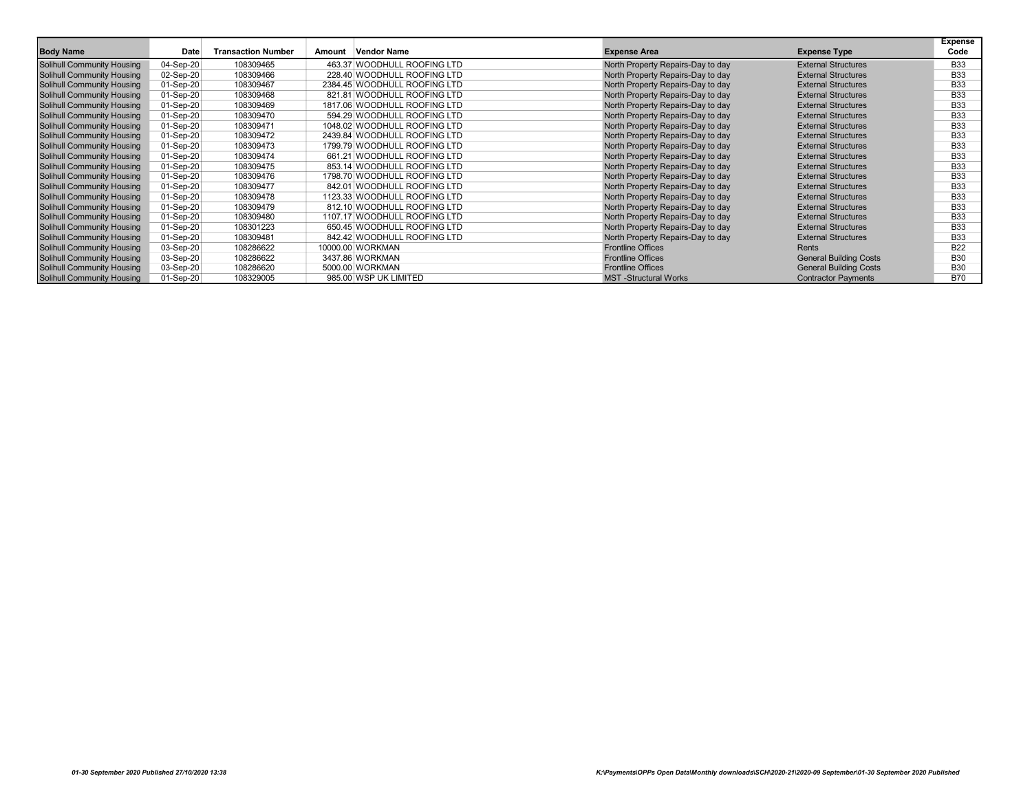| Body Name | Date | Transaction Number | Amount | Vendor Name | Expense Area | Expense Type | Expense Code |
|---|---|---|---|---|---|---|---|
| Solihull Community Housing | 04-Sep-20 | 108309465 | 463.37 | WOODHULL ROOFING LTD | North Property Repairs-Day to day | External Structures | B33 |
| Solihull Community Housing | 02-Sep-20 | 108309466 | 228.40 | WOODHULL ROOFING LTD | North Property Repairs-Day to day | External Structures | B33 |
| Solihull Community Housing | 01-Sep-20 | 108309467 | 2384.45 | WOODHULL ROOFING LTD | North Property Repairs-Day to day | External Structures | B33 |
| Solihull Community Housing | 01-Sep-20 | 108309468 | 821.81 | WOODHULL ROOFING LTD | North Property Repairs-Day to day | External Structures | B33 |
| Solihull Community Housing | 01-Sep-20 | 108309469 | 1817.06 | WOODHULL ROOFING LTD | North Property Repairs-Day to day | External Structures | B33 |
| Solihull Community Housing | 01-Sep-20 | 108309470 | 594.29 | WOODHULL ROOFING LTD | North Property Repairs-Day to day | External Structures | B33 |
| Solihull Community Housing | 01-Sep-20 | 108309471 | 1048.02 | WOODHULL ROOFING LTD | North Property Repairs-Day to day | External Structures | B33 |
| Solihull Community Housing | 01-Sep-20 | 108309472 | 2439.84 | WOODHULL ROOFING LTD | North Property Repairs-Day to day | External Structures | B33 |
| Solihull Community Housing | 01-Sep-20 | 108309473 | 1799.79 | WOODHULL ROOFING LTD | North Property Repairs-Day to day | External Structures | B33 |
| Solihull Community Housing | 01-Sep-20 | 108309474 | 661.21 | WOODHULL ROOFING LTD | North Property Repairs-Day to day | External Structures | B33 |
| Solihull Community Housing | 01-Sep-20 | 108309475 | 853.14 | WOODHULL ROOFING LTD | North Property Repairs-Day to day | External Structures | B33 |
| Solihull Community Housing | 01-Sep-20 | 108309476 | 1798.70 | WOODHULL ROOFING LTD | North Property Repairs-Day to day | External Structures | B33 |
| Solihull Community Housing | 01-Sep-20 | 108309477 | 842.01 | WOODHULL ROOFING LTD | North Property Repairs-Day to day | External Structures | B33 |
| Solihull Community Housing | 01-Sep-20 | 108309478 | 1123.33 | WOODHULL ROOFING LTD | North Property Repairs-Day to day | External Structures | B33 |
| Solihull Community Housing | 01-Sep-20 | 108309479 | 812.10 | WOODHULL ROOFING LTD | North Property Repairs-Day to day | External Structures | B33 |
| Solihull Community Housing | 01-Sep-20 | 108309480 | 1107.17 | WOODHULL ROOFING LTD | North Property Repairs-Day to day | External Structures | B33 |
| Solihull Community Housing | 01-Sep-20 | 108301223 | 650.45 | WOODHULL ROOFING LTD | North Property Repairs-Day to day | External Structures | B33 |
| Solihull Community Housing | 01-Sep-20 | 108309481 | 842.42 | WOODHULL ROOFING LTD | North Property Repairs-Day to day | External Structures | B33 |
| Solihull Community Housing | 03-Sep-20 | 108286622 | 10000.00 | WORKMAN | Frontline Offices | Rents | B22 |
| Solihull Community Housing | 03-Sep-20 | 108286622 | 3437.86 | WORKMAN | Frontline Offices | General Building Costs | B30 |
| Solihull Community Housing | 03-Sep-20 | 108286620 | 5000.00 | WORKMAN | Frontline Offices | General Building Costs | B30 |
| Solihull Community Housing | 01-Sep-20 | 108329005 | 985.00 | WSP UK LIMITED | MST -Structural Works | Contractor Payments | B70 |